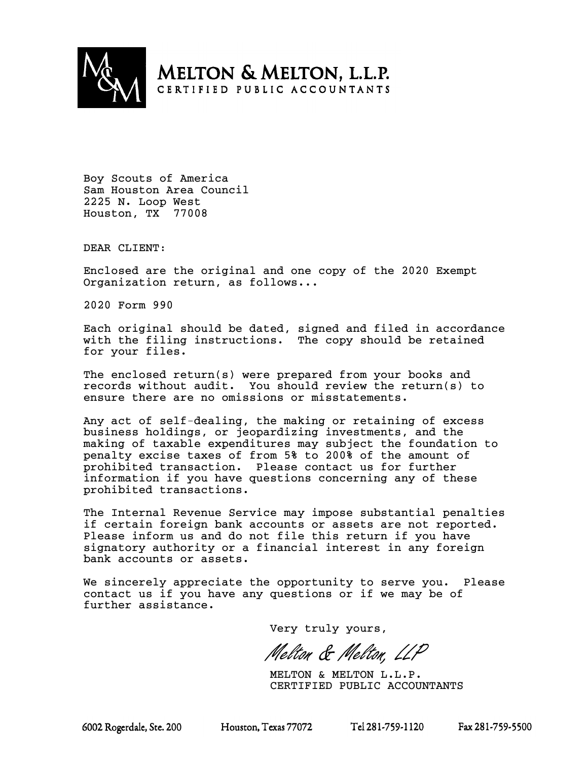# MELTON & MELTON, L.L.P.
CERTIFIED PUBLIC ACCOUNTANTS

Boy Scouts of America
Sam Houston Area Council
2225 N. Loop West
Houston, TX 77008

DEAR CLIENT:

Enclosed are the original and one copy of the 2020 Exempt Organization return, as follows...

2020 Form 990

Each original should be dated, signed and filed in accordance with the filing instructions. The copy should be retained for your files.

The enclosed return(s) were prepared from your books and records without audit. You should review the return(s) to ensure there are no omissions or misstatements.

Any act of self-dealing, the making or retaining of excess business holdings, or jeopardizing investments, and the making of taxable expenditures may subject the foundation to penalty excise taxes of from 5% to 200% of the amount of prohibited transaction. Please contact us for further information if you have questions concerning any of these prohibited transactions.

The Internal Revenue Service may impose substantial penalties if certain foreign bank accounts or assets are not reported. Please inform us and do not file this return if you have signatory authority or a financial interest in any foreign bank accounts or assets.

We sincerely appreciate the opportunity to serve you. Please contact us if you have any questions or if we may be of further assistance.

Very truly yours,

*Melton & Melton, LLP*

MELTON & MELTON L.L.P.
CERTIFIED PUBLIC ACCOUNTANTS

6002 Rogerdale, Ste. 200 Houston, Texas 77072 Tel 281-759-1120 Fax 281-759-5500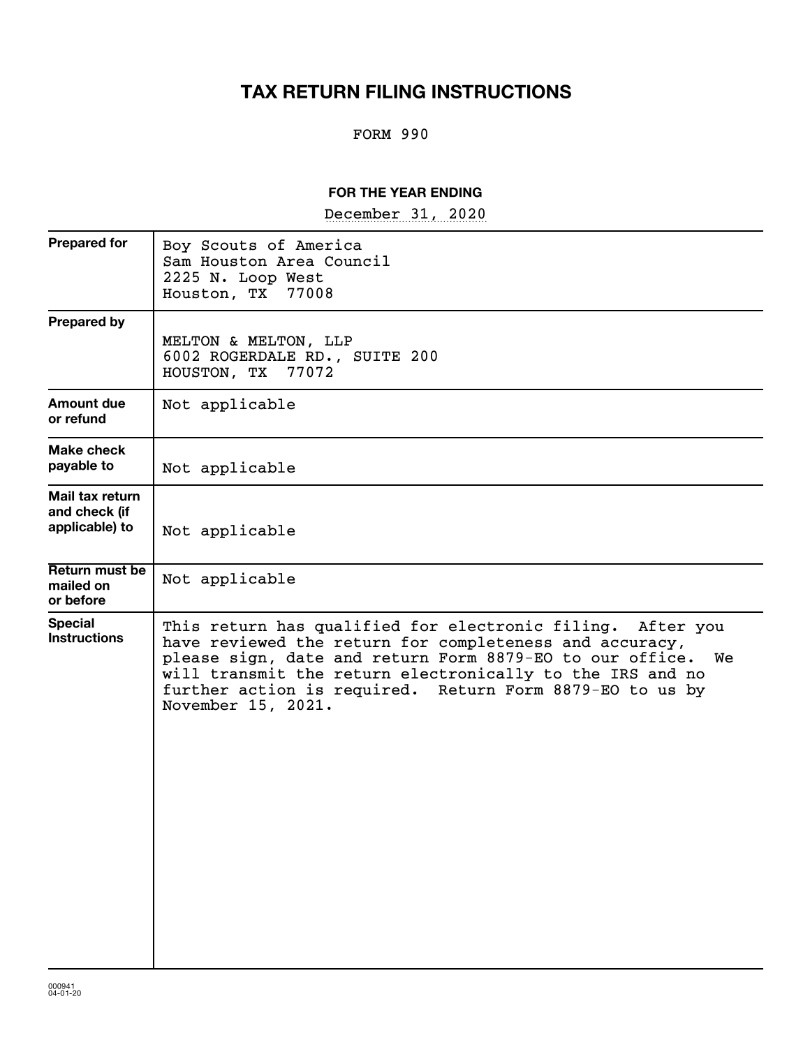# TAX RETURN FILING INSTRUCTIONS

FORM 990

**FOR THE YEAR ENDING**

December 31, 2020

| | |
|---|---|
| **Prepared for** | Boy Scouts of America<br>Sam Houston Area Council<br>2225 N. Loop West<br>Houston, TX 77008 |
| **Prepared by** | MELTON & MELTON, LLP<br>6002 ROGERDALE RD., SUITE 200<br>HOUSTON, TX 77072 |
| **Amount due or refund** | Not applicable |
| **Make check payable to** | Not applicable |
| **Mail tax return and check (if applicable) to** | Not applicable |
| **Return must be mailed on or before** | Not applicable |
| **Special Instructions** | This return has qualified for electronic filing. After you have reviewed the return for completeness and accuracy, please sign, date and return Form 8879-EO to our office. We will transmit the return electronically to the IRS and no further action is required. Return Form 8879-EO to us by November 15, 2021. |

000941
04-01-20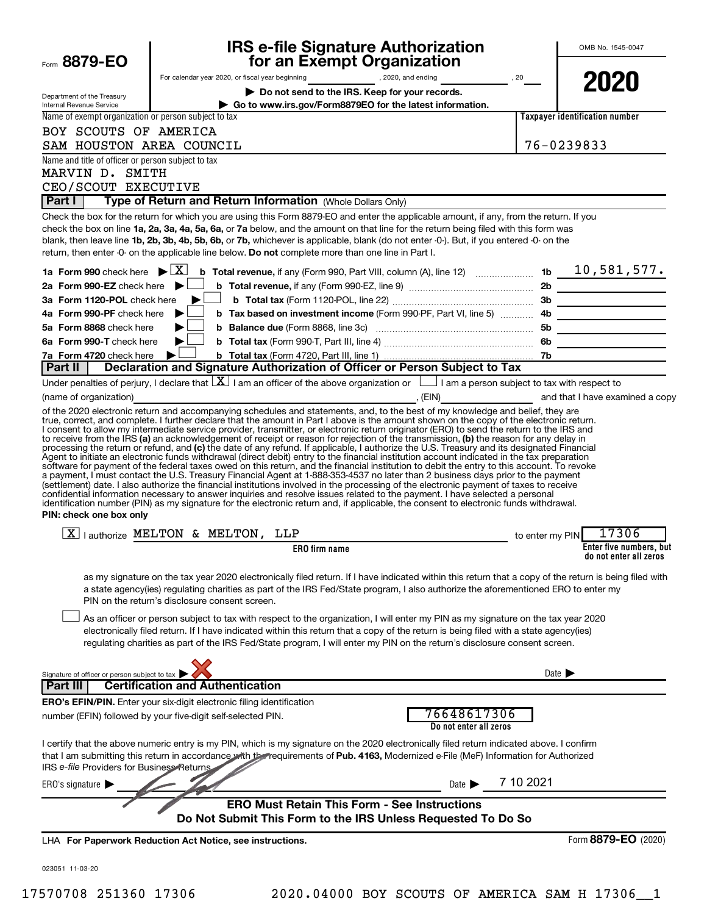Form **8879-EO**

Department of the Treasury
Internal Revenue Service

# IRS e-file Signature Authorization for an Exempt Organization

For calendar year 2020, or fiscal year beginning , 2020, and ending , 20

▶ **Do not send to the IRS. Keep for your records.**

▶ **Go to www.irs.gov/Form8879EO for the latest information.**

OMB No. 1545-0047

**2020**

| Name of exempt organization or person subject to tax | Taxpayer identification number |
|---|---|
| BOY SCOUTS OF AMERICA<br>SAM HOUSTON AREA COUNCIL | 76-0239833 |

Name and title of officer or person subject to tax
MARVIN D. SMITH
CEO/SCOUT EXECUTIVE

**Part I** **Type of Return and Return Information** (Whole Dollars Only)

Check the box for the return for which you are using this Form 8879-EO and enter the applicable amount, if any, from the return. If you check the box on line **1a, 2a, 3a, 4a, 5a, 6a,** or **7a** below, and the amount on that line for the return being filed with this form was blank, then leave line **1b, 2b, 3b, 4b, 5b, 6b,** or **7b,** whichever is applicable, blank (do not enter -0-). But, if you entered -0- on the return, then enter -0- on the applicable line below. **Do not** complete more than one line in Part I.

| | | | |
|---|---|---|---|
| **1a Form 990** check here ▶ [X] | **b Total revenue,** if any (Form 990, Part VIII, column (A), line 12) | **1b** | 10,581,577. |
| **2a Form 990-EZ** check here ▶ [ ] | **b Total revenue,** if any (Form 990-EZ, line 9) | **2b** | |
| **3a Form 1120-POL** check here ▶ [ ] | **b Total tax** (Form 1120-POL, line 22) | **3b** | |
| **4a Form 990-PF** check here ▶ [ ] | **b Tax based on investment income** (Form 990-PF, Part VI, line 5) | **4b** | |
| **5a Form 8868** check here ▶ [ ] | **b Balance due** (Form 8868, line 3c) | **5b** | |
| **6a Form 990-T** check here ▶ [ ] | **b Total tax** (Form 990-T, Part III, line 4) | **6b** | |
| **7a Form 4720** check here ▶ [ ] | **b Total tax** (Form 4720, Part III, line 1) | **7b** | |

**Part II** **Declaration and Signature Authorization of Officer or Person Subject to Tax**

Under penalties of perjury, I declare that [X] I am an officer of the above organization or [ ] I am a person subject to tax with respect to (name of organization) ____________, (EIN) ____________ and that I have examined a copy of the 2020 electronic return and accompanying schedules and statements, and, to the best of my knowledge and belief, they are true, correct, and complete. I further declare that the amount in Part I above is the amount shown on the copy of the electronic return. I consent to allow my intermediate service provider, transmitter, or electronic return originator (ERO) to send the return to the IRS and to receive from the IRS **(a)** an acknowledgement of receipt or reason for rejection of the transmission, **(b)** the reason for any delay in processing the return or refund, and **(c)** the date of any refund. If applicable, I authorize the U.S. Treasury and its designated Financial Agent to initiate an electronic funds withdrawal (direct debit) entry to the financial institution account indicated in the tax preparation software for payment of the federal taxes owed on this return, and the financial institution to debit the entry to this account. To revoke a payment, I must contact the U.S. Treasury Financial Agent at 1-888-353-4537 no later than 2 business days prior to the payment (settlement) date. I also authorize the financial institutions involved in the processing of the electronic payment of taxes to receive confidential information necessary to answer inquiries and resolve issues related to the payment. I have selected a personal identification number (PIN) as my signature for the electronic return and, if applicable, the consent to electronic funds withdrawal.

**PIN: check one box only**

[X] I authorize MELTON & MELTON, LLP (ERO firm name) to enter my PIN 17306 (Enter five numbers, but do not enter all zeros) as my signature on the tax year 2020 electronically filed return. If I have indicated within this return that a copy of the return is being filed with a state agency(ies) regulating charities as part of the IRS Fed/State program, I also authorize the aforementioned ERO to enter my PIN on the return's disclosure consent screen.

[ ] As an officer or person subject to tax with respect to the organization, I will enter my PIN as my signature on the tax year 2020 electronically filed return. If I have indicated within this return that a copy of the return is being filed with a state agency(ies) regulating charities as part of the IRS Fed/State program, I will enter my PIN on the return's disclosure consent screen.

Signature of officer or person subject to tax ▶ Date ▶

**Part III** **Certification and Authentication**

**ERO's EFIN/PIN.** Enter your six-digit electronic filing identification number (EFIN) followed by your five-digit self-selected PIN. 76648617306 (Do not enter all zeros)

I certify that the above numeric entry is my PIN, which is my signature on the 2020 electronically filed return indicated above. I confirm that I am submitting this return in accordance with the requirements of **Pub. 4163,** Modernized e-File (MeF) Information for Authorized IRS *e-file* Providers for Business Returns.

ERO's signature ▶ Date ▶ 7 10 2021

**ERO Must Retain This Form - See Instructions**
**Do Not Submit This Form to the IRS Unless Requested To Do So**

LHA **For Paperwork Reduction Act Notice, see instructions.** Form **8879-EO** (2020)

023051 11-03-20

17570708 251360 17306 2020.04000 BOY SCOUTS OF AMERICA SAM H 17306__1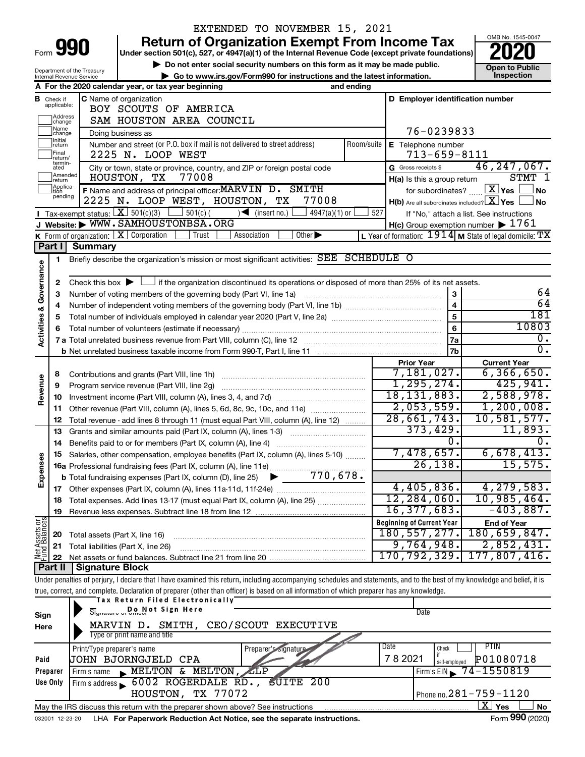EXTENDED TO NOVEMBER 15, 2021

# Form 990 — Return of Organization Exempt From Income Tax (2020)

**Under section 501(c), 527, or 4947(a)(1) of the Internal Revenue Code (except private foundations)**

▶ Do not enter social security numbers on this form as it may be made public.

▶ Go to www.irs.gov/Form990 for instructions and the latest information.

Department of the Treasury, Internal Revenue Service

OMB No. 1545-0047 — **Open to Public Inspection**

**A** For the 2020 calendar year, or tax year beginning ___ and ending ___

**B** Check if applicable: Address change; Name change; Initial return; Final return/terminated; Amended return; Application pending

**C** Name of organization: BOY SCOUTS OF AMERICA SAM HOUSTON AREA COUNCIL

Doing business as

Number and street (or P.O. box if mail is not delivered to street address): 2225 N. LOOP WEST — Room/suite

City or town, state or province, country, and ZIP or foreign postal code: HOUSTON, TX 77008

**D** Employer identification number: 76-0239833

**E** Telephone number: 713-659-8111

**G** Gross receipts $ 46,247,067.

**F** Name and address of principal officer: MARVIN D. SMITH, 2225 N. LOOP WEST, HOUSTON, TX 77008

**H(a)** Is this a group return for subordinates? STMT 1 [X] Yes [ ] No

**H(b)** Are all subordinates included? [X] Yes [ ] No — If "No," attach a list. See instructions

**H(c)** Group exemption number ▶ 1761

**I** Tax-exempt status: [X] 501(c)(3) [ ] 501(c) ( ) ◀ (insert no.) [ ] 4947(a)(1) or [ ] 527

**J** Website: ▶ WWW.SAMHOUSTONBSA.ORG

**K** Form of organization: [X] Corporation [ ] Trust [ ] Association [ ] Other ▶

**L** Year of formation: 1914 **M** State of legal domicile: TX

## Part I Summary

### Activities & Governance

1 Briefly describe the organization's mission or most significant activities: SEE SCHEDULE O

2 Check this box ▶ [ ] if the organization discontinued its operations or disposed of more than 25% of its net assets.

| | | Line | |
|---|---|---|---|
| 3 | Number of voting members of the governing body (Part VI, line 1a) | 3 | 64 |
| 4 | Number of independent voting members of the governing body (Part VI, line 1b) | 4 | 64 |
| 5 | Total number of individuals employed in calendar year 2020 (Part V, line 2a) | 5 | 181 |
| 6 | Total number of volunteers (estimate if necessary) | 6 | 10803 |
| 7a | Total unrelated business revenue from Part VIII, column (C), line 12 | 7a | 0. |
| b | Net unrelated business taxable income from Form 990-T, Part I, line 11 | 7b | 0. |

### Revenue / Expenses / Net Assets

| | | Prior Year | Current Year |
|---|---|---|---|
| 8 | Contributions and grants (Part VIII, line 1h) | 7,181,027. | 6,366,650. |
| 9 | Program service revenue (Part VIII, line 2g) | 1,295,274. | 425,941. |
| 10 | Investment income (Part VIII, column (A), lines 3, 4, and 7d) | 18,131,883. | 2,588,978. |
| 11 | Other revenue (Part VIII, column (A), lines 5, 6d, 8c, 9c, 10c, and 11e) | 2,053,559. | 1,200,008. |
| 12 | Total revenue - add lines 8 through 11 (must equal Part VIII, column (A), line 12) | 28,661,743. | 10,581,577. |
| 13 | Grants and similar amounts paid (Part IX, column (A), lines 1-3) | 373,429. | 11,893. |
| 14 | Benefits paid to or for members (Part IX, column (A), line 4) | 0. | 0. |
| 15 | Salaries, other compensation, employee benefits (Part IX, column (A), lines 5-10) | 7,478,657. | 6,678,413. |
| 16a | Professional fundraising fees (Part IX, column (A), line 11e) | 26,138. | 15,575. |
| b | Total fundraising expenses (Part IX, column (D), line 25) ▶ 770,678. | | |
| 17 | Other expenses (Part IX, column (A), lines 11a-11d, 11f-24e) | 4,405,836. | 4,279,583. |
| 18 | Total expenses. Add lines 13-17 (must equal Part IX, column (A), line 25) | 12,284,060. | 10,985,464. |
| 19 | Revenue less expenses. Subtract line 18 from line 12 | 16,377,683. | -403,887. |
| | | **Beginning of Current Year** | **End of Year** |
| 20 | Total assets (Part X, line 16) | 180,557,277. | 180,659,847. |
| 21 | Total liabilities (Part X, line 26) | 9,764,948. | 2,852,431. |
| 22 | Net assets or fund balances. Subtract line 21 from line 20 | 170,792,329. | 177,807,416. |

## Part II Signature Block

Under penalties of perjury, I declare that I have examined this return, including accompanying schedules and statements, and to the best of my knowledge and belief, it is true, correct, and complete. Declaration of preparer (other than officer) is based on all information of which preparer has any knowledge.

**Sign Here**

Tax Return Filed Electronically — Do Not Sign Here (Signature of officer) — Date

MARVIN D. SMITH, CEO/SCOUT EXECUTIVE

Type or print name and title

**Paid Preparer Use Only**

| Print/Type preparer's name | Preparer's signature | Date | Check if self-employed | PTIN |
|---|---|---|---|---|
| JOHN BJORNGJELD CPA | | 7 8 2021 | | P01080718 |

Firm's name ▶ MELTON & MELTON, LLP — Firm's EIN ▶ 74-1550819

Firm's address ▶ 6002 ROGERDALE RD., SUITE 200, HOUSTON, TX 77072 — Phone no. 281-759-1120

May the IRS discuss this return with the preparer shown above? See instructions [X] Yes [ ] No

032001 12-23-20 LHA For Paperwork Reduction Act Notice, see the separate instructions. Form 990 (2020)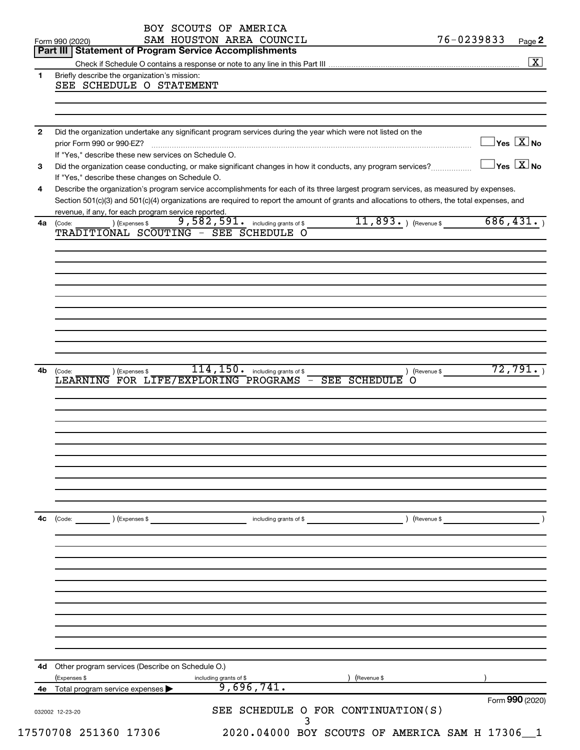BOY SCOUTS OF AMERICA
SAM HOUSTON AREA COUNCIL

Form 990 (2020) 76-0239833 Page **2**

## Part III Statement of Program Service Accomplishments

Check if Schedule O contains a response or note to any line in this Part III ............ [X]

**1** Briefly describe the organization's mission:

SEE SCHEDULE O STATEMENT

**2** Did the organization undertake any significant program services during the year which were not listed on the prior Form 990 or 990-EZ? ............ [ ] Yes [X] No

If "Yes," describe these new services on Schedule O.

**3** Did the organization cease conducting, or make significant changes in how it conducts, any program services? ............ [ ] Yes [X] No

If "Yes," describe these changes on Schedule O.

**4** Describe the organization's program service accomplishments for each of its three largest program services, as measured by expenses. Section 501(c)(3) and 501(c)(4) organizations are required to report the amount of grants and allocations to others, the total expenses, and revenue, if any, for each program service reported.

**4a** (Code: ) (Expenses $ 9,582,591. including grants of $ 11,893. ) (Revenue $ 686,431. )

TRADITIONAL SCOUTING - SEE SCHEDULE O

**4b** (Code: ) (Expenses $ 114,150. including grants of $ ) (Revenue $ 72,791. )

LEARNING FOR LIFE/EXPLORING PROGRAMS - SEE SCHEDULE O

**4c** (Code: ) (Expenses $ including grants of $ ) (Revenue $ )

**4d** Other program services (Describe on Schedule O.)

(Expenses $ including grants of $ ) (Revenue $ )

**4e** Total program service expenses ▶ 9,696,741.

Form **990** (2020)

032002 12-23-20

SEE SCHEDULE O FOR CONTINUATION(S)

17570708 251360 17306 2020.04000 BOY SCOUTS OF AMERICA SAM H 17306__1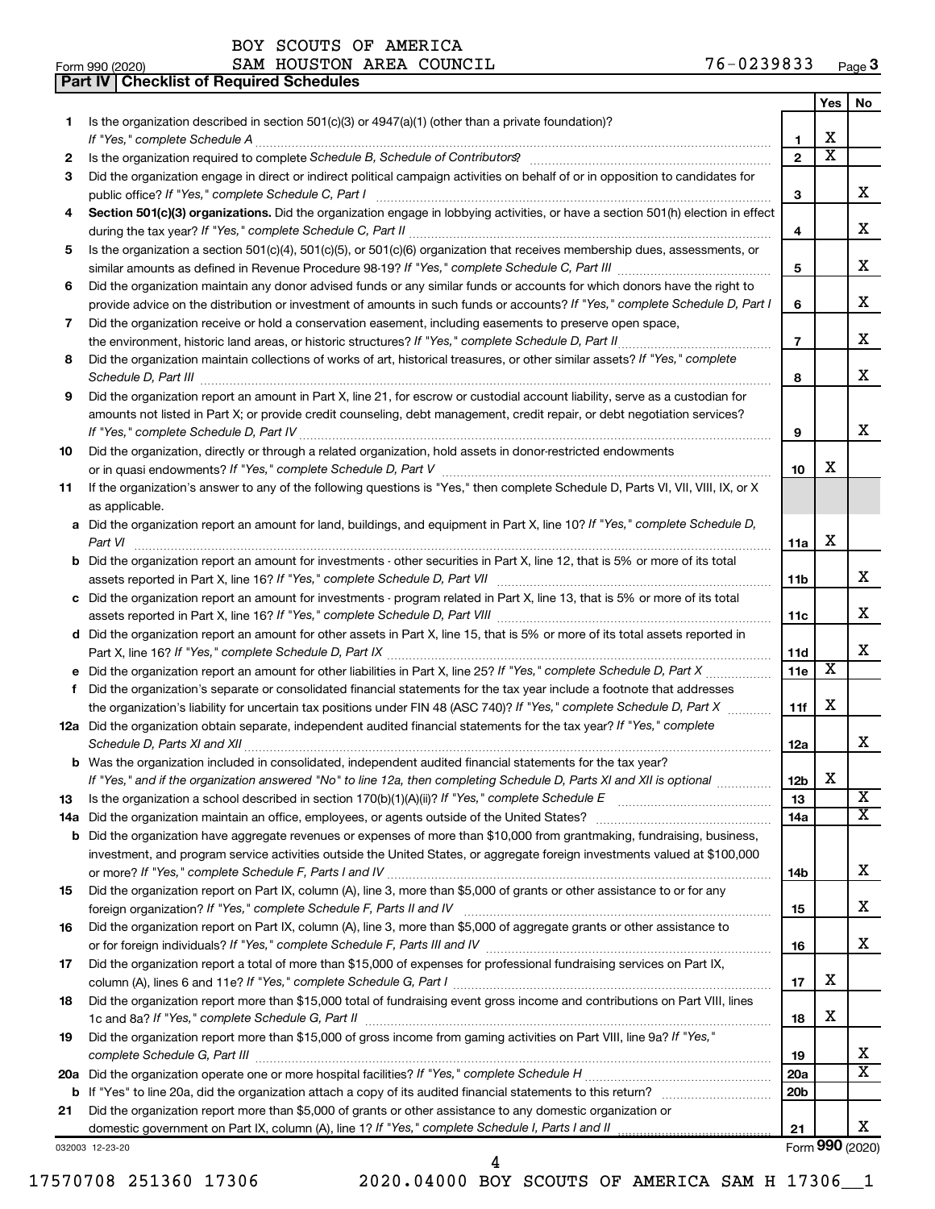BOY SCOUTS OF AMERICA

Form 990 (2020) SAM HOUSTON AREA COUNCIL 76-0239833 Page **3**

## Part IV | Checklist of Required Schedules

| | | | Yes | No |
|---|---|---|---|---|
| **1** | Is the organization described in section 501(c)(3) or 4947(a)(1) (other than a private foundation)? *If "Yes," complete Schedule A* | **1** | X | |
| **2** | Is the organization required to complete *Schedule B, Schedule of Contributors*? | **2** | X | |
| **3** | Did the organization engage in direct or indirect political campaign activities on behalf of or in opposition to candidates for public office? *If "Yes," complete Schedule C, Part I* | **3** | | X |
| **4** | **Section 501(c)(3) organizations.** Did the organization engage in lobbying activities, or have a section 501(h) election in effect during the tax year? *If "Yes," complete Schedule C, Part II* | **4** | | X |
| **5** | Is the organization a section 501(c)(4), 501(c)(5), or 501(c)(6) organization that receives membership dues, assessments, or similar amounts as defined in Revenue Procedure 98-19? *If "Yes," complete Schedule C, Part III* | **5** | | X |
| **6** | Did the organization maintain any donor advised funds or any similar funds or accounts for which donors have the right to provide advice on the distribution or investment of amounts in such funds or accounts? *If "Yes," complete Schedule D, Part I* | **6** | | X |
| **7** | Did the organization receive or hold a conservation easement, including easements to preserve open space, the environment, historic land areas, or historic structures? *If "Yes," complete Schedule D, Part II* | **7** | | X |
| **8** | Did the organization maintain collections of works of art, historical treasures, or other similar assets? *If "Yes," complete Schedule D, Part III* | **8** | | X |
| **9** | Did the organization report an amount in Part X, line 21, for escrow or custodial account liability, serve as a custodian for amounts not listed in Part X; or provide credit counseling, debt management, credit repair, or debt negotiation services? *If "Yes," complete Schedule D, Part IV* | **9** | | X |
| **10** | Did the organization, directly or through a related organization, hold assets in donor-restricted endowments or in quasi endowments? *If "Yes," complete Schedule D, Part V* | **10** | X | |
| **11** | If the organization's answer to any of the following questions is "Yes," then complete Schedule D, Parts VI, VII, VIII, IX, or X as applicable. | | | |
| **a** | Did the organization report an amount for land, buildings, and equipment in Part X, line 10? *If "Yes," complete Schedule D, Part VI* | **11a** | X | |
| **b** | Did the organization report an amount for investments - other securities in Part X, line 12, that is 5% or more of its total assets reported in Part X, line 16? *If "Yes," complete Schedule D, Part VII* | **11b** | | X |
| **c** | Did the organization report an amount for investments - program related in Part X, line 13, that is 5% or more of its total assets reported in Part X, line 16? *If "Yes," complete Schedule D, Part VIII* | **11c** | | X |
| **d** | Did the organization report an amount for other assets in Part X, line 15, that is 5% or more of its total assets reported in Part X, line 16? *If "Yes," complete Schedule D, Part IX* | **11d** | | X |
| **e** | Did the organization report an amount for other liabilities in Part X, line 25? *If "Yes," complete Schedule D, Part X* | **11e** | X | |
| **f** | Did the organization's separate or consolidated financial statements for the tax year include a footnote that addresses the organization's liability for uncertain tax positions under FIN 48 (ASC 740)? *If "Yes," complete Schedule D, Part X* | **11f** | X | |
| **12a** | Did the organization obtain separate, independent audited financial statements for the tax year? *If "Yes," complete Schedule D, Parts XI and XII* | **12a** | | X |
| **b** | Was the organization included in consolidated, independent audited financial statements for the tax year? *If "Yes," and if the organization answered "No" to line 12a, then completing Schedule D, Parts XI and XII is optional* | **12b** | X | |
| **13** | Is the organization a school described in section 170(b)(1)(A)(ii)? *If "Yes," complete Schedule E* | **13** | | X |
| **14a** | Did the organization maintain an office, employees, or agents outside of the United States? | **14a** | | X |
| **b** | Did the organization have aggregate revenues or expenses of more than $10,000 from grantmaking, fundraising, business, investment, and program service activities outside the United States, or aggregate foreign investments valued at $100,000 or more? *If "Yes," complete Schedule F, Parts I and IV* | **14b** | | X |
| **15** | Did the organization report on Part IX, column (A), line 3, more than $5,000 of grants or other assistance to or for any foreign organization? *If "Yes," complete Schedule F, Parts II and IV* | **15** | | X |
| **16** | Did the organization report on Part IX, column (A), line 3, more than $5,000 of aggregate grants or other assistance to or for foreign individuals? *If "Yes," complete Schedule F, Parts III and IV* | **16** | | X |
| **17** | Did the organization report a total of more than $15,000 of expenses for professional fundraising services on Part IX, column (A), lines 6 and 11e? *If "Yes," complete Schedule G, Part I* | **17** | X | |
| **18** | Did the organization report more than $15,000 total of fundraising event gross income and contributions on Part VIII, lines 1c and 8a? *If "Yes," complete Schedule G, Part II* | **18** | X | |
| **19** | Did the organization report more than $15,000 of gross income from gaming activities on Part VIII, line 9a? *If "Yes," complete Schedule G, Part III* | **19** | | X |
| **20a** | Did the organization operate one or more hospital facilities? *If "Yes," complete Schedule H* | **20a** | | X |
| **b** | If "Yes" to line 20a, did the organization attach a copy of its audited financial statements to this return? | **20b** | | |
| **21** | Did the organization report more than $5,000 of grants or other assistance to any domestic organization or domestic government on Part IX, column (A), line 1? *If "Yes," complete Schedule I, Parts I and II* | **21** | | X |

032003 12-23-20 Form **990** (2020)

17570708 251360 17306 2020.04000 BOY SCOUTS OF AMERICA SAM H 17306__1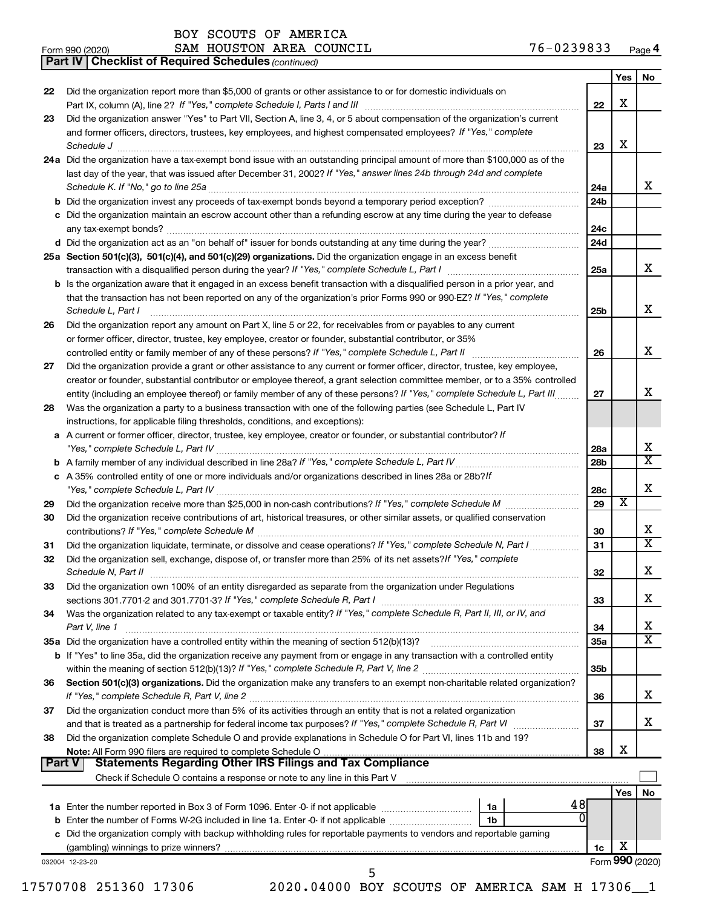BOY SCOUTS OF AMERICA
SAM HOUSTON AREA COUNCIL 76-0239833

Form 990 (2020)

**Part IV | Checklist of Required Schedules** *(continued)*

| | | | Yes | No |
|---|---|---|---|---|
| 22 | Did the organization report more than $5,000 of grants or other assistance to or for domestic individuals on Part IX, column (A), line 2? *If "Yes," complete Schedule I, Parts I and III* | 22 | X | |
| 23 | Did the organization answer "Yes" to Part VII, Section A, line 3, 4, or 5 about compensation of the organization's current and former officers, directors, trustees, key employees, and highest compensated employees? *If "Yes," complete Schedule J* | 23 | X | |
| 24a | Did the organization have a tax-exempt bond issue with an outstanding principal amount of more than $100,000 as of the last day of the year, that was issued after December 31, 2002? *If "Yes," answer lines 24b through 24d and complete Schedule K. If "No," go to line 25a* | 24a | | X |
| b | Did the organization invest any proceeds of tax-exempt bonds beyond a temporary period exception? | 24b | | |
| c | Did the organization maintain an escrow account other than a refunding escrow at any time during the year to defease any tax-exempt bonds? | 24c | | |
| d | Did the organization act as an "on behalf of" issuer for bonds outstanding at any time during the year? | 24d | | |
| 25a | **Section 501(c)(3), 501(c)(4), and 501(c)(29) organizations.** Did the organization engage in an excess benefit transaction with a disqualified person during the year? *If "Yes," complete Schedule L, Part I* | 25a | | X |
| b | Is the organization aware that it engaged in an excess benefit transaction with a disqualified person in a prior year, and that the transaction has not been reported on any of the organization's prior Forms 990 or 990-EZ? *If "Yes," complete Schedule L, Part I* | 25b | | X |
| 26 | Did the organization report any amount on Part X, line 5 or 22, for receivables from or payables to any current or former officer, director, trustee, key employee, creator or founder, substantial contributor, or 35% controlled entity or family member of any of these persons? *If "Yes," complete Schedule L, Part II* | 26 | | X |
| 27 | Did the organization provide a grant or other assistance to any current or former officer, director, trustee, key employee, creator or founder, substantial contributor or employee thereof, a grant selection committee member, or to a 35% controlled entity (including an employee thereof) or family member of any of these persons? *If "Yes," complete Schedule L, Part III* | 27 | | X |
| 28 | Was the organization a party to a business transaction with one of the following parties (see Schedule L, Part IV instructions, for applicable filing thresholds, conditions, and exceptions): | | | |
| a | A current or former officer, director, trustee, key employee, creator or founder, or substantial contributor? *If "Yes," complete Schedule L, Part IV* | 28a | | X |
| b | A family member of any individual described in line 28a? *If "Yes," complete Schedule L, Part IV* | 28b | | X |
| c | A 35% controlled entity of one or more individuals and/or organizations described in lines 28a or 28b? *If "Yes," complete Schedule L, Part IV* | 28c | | X |
| 29 | Did the organization receive more than $25,000 in non-cash contributions? *If "Yes," complete Schedule M* | 29 | X | |
| 30 | Did the organization receive contributions of art, historical treasures, or other similar assets, or qualified conservation contributions? *If "Yes," complete Schedule M* | 30 | | X |
| 31 | Did the organization liquidate, terminate, or dissolve and cease operations? *If "Yes," complete Schedule N, Part I* | 31 | | X |
| 32 | Did the organization sell, exchange, dispose of, or transfer more than 25% of its net assets? *If "Yes," complete Schedule N, Part II* | 32 | | X |
| 33 | Did the organization own 100% of an entity disregarded as separate from the organization under Regulations sections 301.7701-2 and 301.7701-3? *If "Yes," complete Schedule R, Part I* | 33 | | X |
| 34 | Was the organization related to any tax-exempt or taxable entity? *If "Yes," complete Schedule R, Part II, III, or IV, and Part V, line 1* | 34 | | X |
| 35a | Did the organization have a controlled entity within the meaning of section 512(b)(13)? | 35a | | X |
| b | If "Yes" to line 35a, did the organization receive any payment from or engage in any transaction with a controlled entity within the meaning of section 512(b)(13)? *If "Yes," complete Schedule R, Part V, line 2* | 35b | | |
| 36 | **Section 501(c)(3) organizations.** Did the organization make any transfers to an exempt non-charitable related organization? *If "Yes," complete Schedule R, Part V, line 2* | 36 | | X |
| 37 | Did the organization conduct more than 5% of its activities through an entity that is not a related organization and that is treated as a partnership for federal income tax purposes? *If "Yes," complete Schedule R, Part VI* | 37 | | X |
| 38 | Did the organization complete Schedule O and provide explanations in Schedule O for Part VI, lines 11b and 19? **Note:** All Form 990 filers are required to complete Schedule O | 38 | X | |

**Part V | Statements Regarding Other IRS Filings and Tax Compliance**

Check if Schedule O contains a response or note to any line in this Part V ☐

| | | | | | Yes | No |
|---|---|---|---|---|---|---|
| 1a | Enter the number reported in Box 3 of Form 1096. Enter -0- if not applicable | 1a | 48 | | | |
| b | Enter the number of Forms W-2G included in line 1a. Enter -0- if not applicable | 1b | 0 | | | |
| c | Did the organization comply with backup withholding rules for reportable payments to vendors and reportable gaming (gambling) winnings to prize winners? | | | 1c | X | |

032004 12-23-20

Form **990** (2020)

17570708 251360 17306 2020.04000 BOY SCOUTS OF AMERICA SAM H 17306__1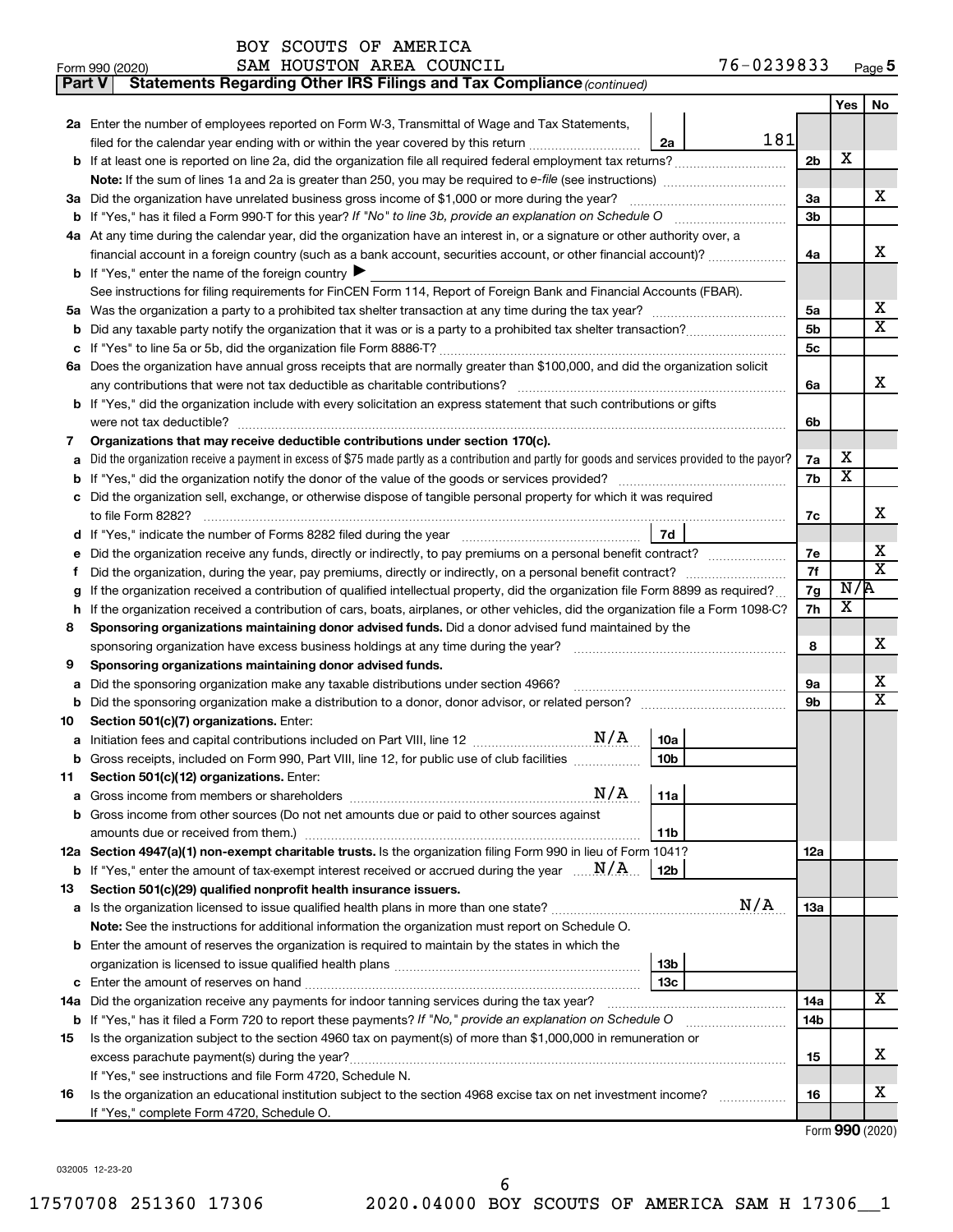BOY SCOUTS OF AMERICA

Form 990 (2020) SAM HOUSTON AREA COUNCIL 76-0239833 Page **5**

**Part V** **Statements Regarding Other IRS Filings and Tax Compliance** *(continued)*

| | | | | Yes | No |
|---|---|---|---|---|---|
| **2a** | Enter the number of employees reported on Form W-3, Transmittal of Wage and Tax Statements, filed for the calendar year ending with or within the year covered by this return | 2a | 181 | | |
| **b** | If at least one is reported on line 2a, did the organization file all required federal employment tax returns? | | 2b | X | |
| | **Note:** If the sum of lines 1a and 2a is greater than 250, you may be required to *e-file* (see instructions) | | | | |
| **3a** | Did the organization have unrelated business gross income of $1,000 or more during the year? | | 3a | | X |
| **b** | If "Yes," has it filed a Form 990-T for this year? *If "No" to line 3b, provide an explanation on Schedule O* | | 3b | | |
| **4a** | At any time during the calendar year, did the organization have an interest in, or a signature or other authority over, a financial account in a foreign country (such as a bank account, securities account, or other financial account)? | | 4a | | X |
| **b** | If "Yes," enter the name of the foreign country ▶ | | | | |
| | See instructions for filing requirements for FinCEN Form 114, Report of Foreign Bank and Financial Accounts (FBAR). | | | | |
| **5a** | Was the organization a party to a prohibited tax shelter transaction at any time during the tax year? | | 5a | | X |
| **b** | Did any taxable party notify the organization that it was or is a party to a prohibited tax shelter transaction? | | 5b | | X |
| **c** | If "Yes" to line 5a or 5b, did the organization file Form 8886-T? | | 5c | | |
| **6a** | Does the organization have annual gross receipts that are normally greater than $100,000, and did the organization solicit any contributions that were not tax deductible as charitable contributions? | | 6a | | X |
| **b** | If "Yes," did the organization include with every solicitation an express statement that such contributions or gifts were not tax deductible? | | 6b | | |
| **7** | **Organizations that may receive deductible contributions under section 170(c).** | | | | |
| **a** | Did the organization receive a payment in excess of $75 made partly as a contribution and partly for goods and services provided to the payor? | | 7a | X | |
| **b** | If "Yes," did the organization notify the donor of the value of the goods or services provided? | | 7b | X | |
| **c** | Did the organization sell, exchange, or otherwise dispose of tangible personal property for which it was required to file Form 8282? | | 7c | | X |
| **d** | If "Yes," indicate the number of Forms 8282 filed during the year | 7d | | | |
| **e** | Did the organization receive any funds, directly or indirectly, to pay premiums on a personal benefit contract? | | 7e | | X |
| **f** | Did the organization, during the year, pay premiums, directly or indirectly, on a personal benefit contract? | | 7f | | X |
| **g** | If the organization received a contribution of qualified intellectual property, did the organization file Form 8899 as required? | | 7g | N/A | |
| **h** | If the organization received a contribution of cars, boats, airplanes, or other vehicles, did the organization file a Form 1098-C? | | 7h | X | |
| **8** | **Sponsoring organizations maintaining donor advised funds.** Did a donor advised fund maintained by the sponsoring organization have excess business holdings at any time during the year? | | 8 | | X |
| **9** | **Sponsoring organizations maintaining donor advised funds.** | | | | |
| **a** | Did the sponsoring organization make any taxable distributions under section 4966? | | 9a | | X |
| **b** | Did the sponsoring organization make a distribution to a donor, donor advisor, or related person? | | 9b | | X |
| **10** | **Section 501(c)(7) organizations.** Enter: | | | | |
| **a** | Initiation fees and capital contributions included on Part VIII, line 12 N/A | 10a | | | |
| **b** | Gross receipts, included on Form 990, Part VIII, line 12, for public use of club facilities | 10b | | | |
| **11** | **Section 501(c)(12) organizations.** Enter: | | | | |
| **a** | Gross income from members or shareholders N/A | 11a | | | |
| **b** | Gross income from other sources (Do not net amounts due or paid to other sources against amounts due or received from them.) | 11b | | | |
| **12a** | **Section 4947(a)(1) non-exempt charitable trusts.** Is the organization filing Form 990 in lieu of Form 1041? | | 12a | | |
| **b** | If "Yes," enter the amount of tax-exempt interest received or accrued during the year N/A | 12b | | | |
| **13** | **Section 501(c)(29) qualified nonprofit health insurance issuers.** | | | | |
| **a** | Is the organization licensed to issue qualified health plans in more than one state? N/A | | 13a | | |
| | **Note:** See the instructions for additional information the organization must report on Schedule O. | | | | |
| **b** | Enter the amount of reserves the organization is required to maintain by the states in which the organization is licensed to issue qualified health plans | 13b | | | |
| **c** | Enter the amount of reserves on hand | 13c | | | |
| **14a** | Did the organization receive any payments for indoor tanning services during the tax year? | | 14a | | X |
| **b** | If "Yes," has it filed a Form 720 to report these payments? *If "No," provide an explanation on Schedule O* | | 14b | | |
| **15** | Is the organization subject to the section 4960 tax on payment(s) of more than $1,000,000 in remuneration or excess parachute payment(s) during the year? | | 15 | | X |
| | If "Yes," see instructions and file Form 4720, Schedule N. | | | | |
| **16** | Is the organization an educational institution subject to the section 4968 excise tax on net investment income? | | 16 | | X |
| | If "Yes," complete Form 4720, Schedule O. | | | | |

Form **990** (2020)

032005 12-23-20

17570708 251360 17306 2020.04000 BOY SCOUTS OF AMERICA SAM H 17306__1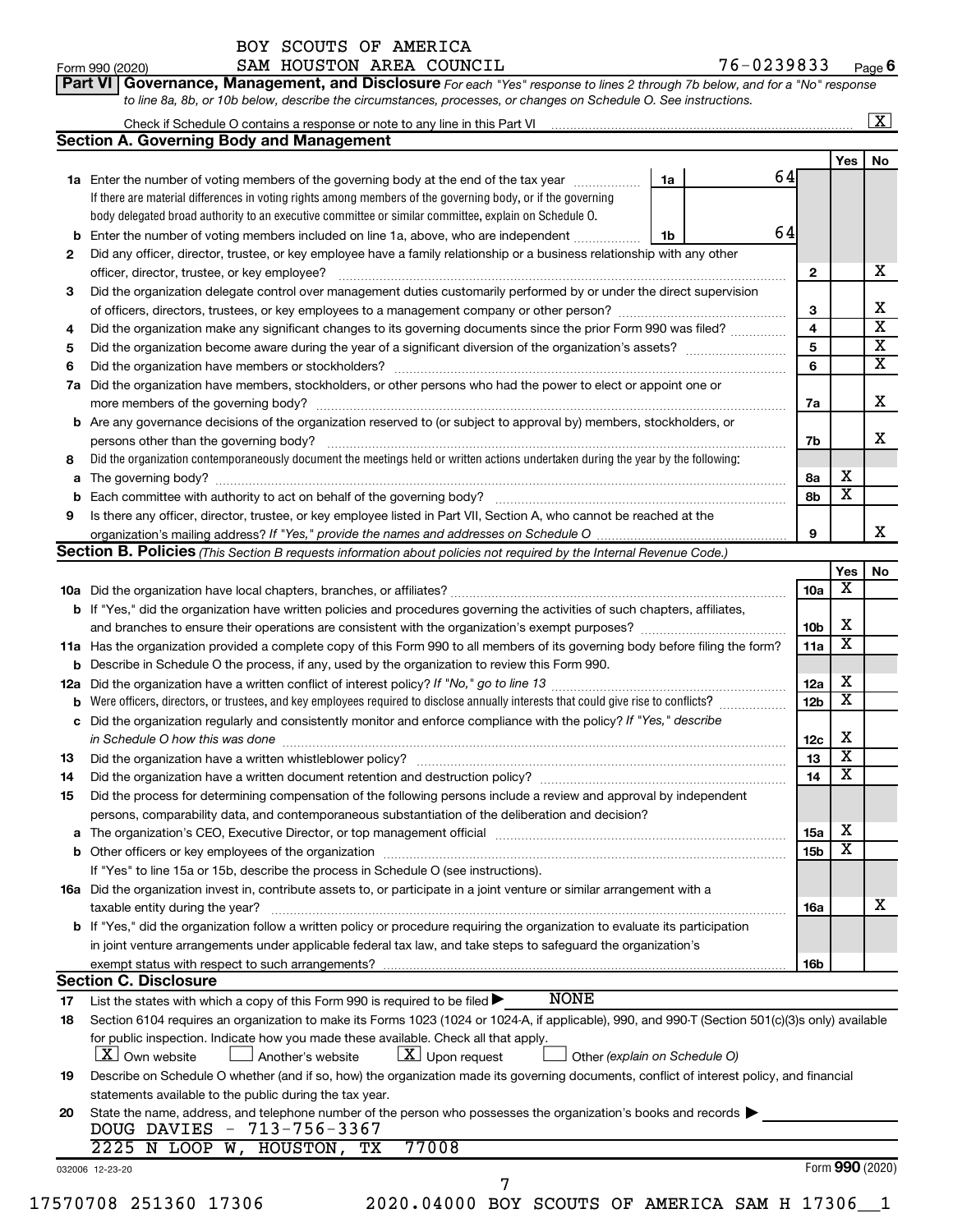BOY SCOUTS OF AMERICA
SAM HOUSTON AREA COUNCIL 76-0239833

Form 990 (2020) Page **6**

**Part VI** **Governance, Management, and Disclosure** *For each "Yes" response to lines 2 through 7b below, and for a "No" response to line 8a, 8b, or 10b below, describe the circumstances, processes, or changes on Schedule O. See instructions.*

Check if Schedule O contains a response or note to any line in this Part VI [X]

## Section A. Governing Body and Management

| | | | Yes | No |
|---|---|---|---|---|
| **1a** | Enter the number of voting members of the governing body at the end of the tax year (1a: 64). If there are material differences in voting rights among members of the governing body, or if the governing body delegated broad authority to an executive committee or similar committee, explain on Schedule O. | | | |
| **b** | Enter the number of voting members included on line 1a, above, who are independent (1b: 64) | | | |
| **2** | Did any officer, director, trustee, or key employee have a family relationship or a business relationship with any other officer, director, trustee, or key employee? | 2 | | X |
| **3** | Did the organization delegate control over management duties customarily performed by or under the direct supervision of officers, directors, trustees, or key employees to a management company or other person? | 3 | | X |
| **4** | Did the organization make any significant changes to its governing documents since the prior Form 990 was filed? | 4 | | X |
| **5** | Did the organization become aware during the year of a significant diversion of the organization's assets? | 5 | | X |
| **6** | Did the organization have members or stockholders? | 6 | | X |
| **7a** | Did the organization have members, stockholders, or other persons who had the power to elect or appoint one or more members of the governing body? | 7a | | X |
| **b** | Are any governance decisions of the organization reserved to (or subject to approval by) members, stockholders, or persons other than the governing body? | 7b | | X |
| **8** | Did the organization contemporaneously document the meetings held or written actions undertaken during the year by the following: | | | |
| **a** | The governing body? | 8a | X | |
| **b** | Each committee with authority to act on behalf of the governing body? | 8b | X | |
| **9** | Is there any officer, director, trustee, or key employee listed in Part VII, Section A, who cannot be reached at the organization's mailing address? *If "Yes," provide the names and addresses on Schedule O* | 9 | | X |

## Section B. Policies *(This Section B requests information about policies not required by the Internal Revenue Code.)*

| | | | Yes | No |
|---|---|---|---|---|
| **10a** | Did the organization have local chapters, branches, or affiliates? | 10a | X | |
| **b** | If "Yes," did the organization have written policies and procedures governing the activities of such chapters, affiliates, and branches to ensure their operations are consistent with the organization's exempt purposes? | 10b | X | |
| **11a** | Has the organization provided a complete copy of this Form 990 to all members of its governing body before filing the form? | 11a | X | |
| **b** | Describe in Schedule O the process, if any, used by the organization to review this Form 990. | | | |
| **12a** | Did the organization have a written conflict of interest policy? *If "No," go to line 13* | 12a | X | |
| **b** | Were officers, directors, or trustees, and key employees required to disclose annually interests that could give rise to conflicts? | 12b | X | |
| **c** | Did the organization regularly and consistently monitor and enforce compliance with the policy? *If "Yes," describe in Schedule O how this was done* | 12c | X | |
| **13** | Did the organization have a written whistleblower policy? | 13 | X | |
| **14** | Did the organization have a written document retention and destruction policy? | 14 | X | |
| **15** | Did the process for determining compensation of the following persons include a review and approval by independent persons, comparability data, and contemporaneous substantiation of the deliberation and decision? | | | |
| **a** | The organization's CEO, Executive Director, or top management official | 15a | X | |
| **b** | Other officers or key employees of the organization | 15b | X | |
| | If "Yes" to line 15a or 15b, describe the process in Schedule O (see instructions). | | | |
| **16a** | Did the organization invest in, contribute assets to, or participate in a joint venture or similar arrangement with a taxable entity during the year? | 16a | | X |
| **b** | If "Yes," did the organization follow a written policy or procedure requiring the organization to evaluate its participation in joint venture arrangements under applicable federal tax law, and take steps to safeguard the organization's exempt status with respect to such arrangements? | 16b | | |

## Section C. Disclosure

**17** List the states with which a copy of this Form 990 is required to be filed ▶ NONE

**18** Section 6104 requires an organization to make its Forms 1023 (1024 or 1024-A, if applicable), 990, and 990-T (Section 501(c)(3)s only) available for public inspection. Indicate how you made these available. Check all that apply.

[X] Own website [ ] Another's website [X] Upon request [ ] Other *(explain on Schedule O)*

**19** Describe on Schedule O whether (and if so, how) the organization made its governing documents, conflict of interest policy, and financial statements available to the public during the tax year.

**20** State the name, address, and telephone number of the person who possesses the organization's books and records ▶
DOUG DAVIES - 713-756-3367
2225 N LOOP W, HOUSTON, TX 77008

032006 12-23-20 Form **990** (2020)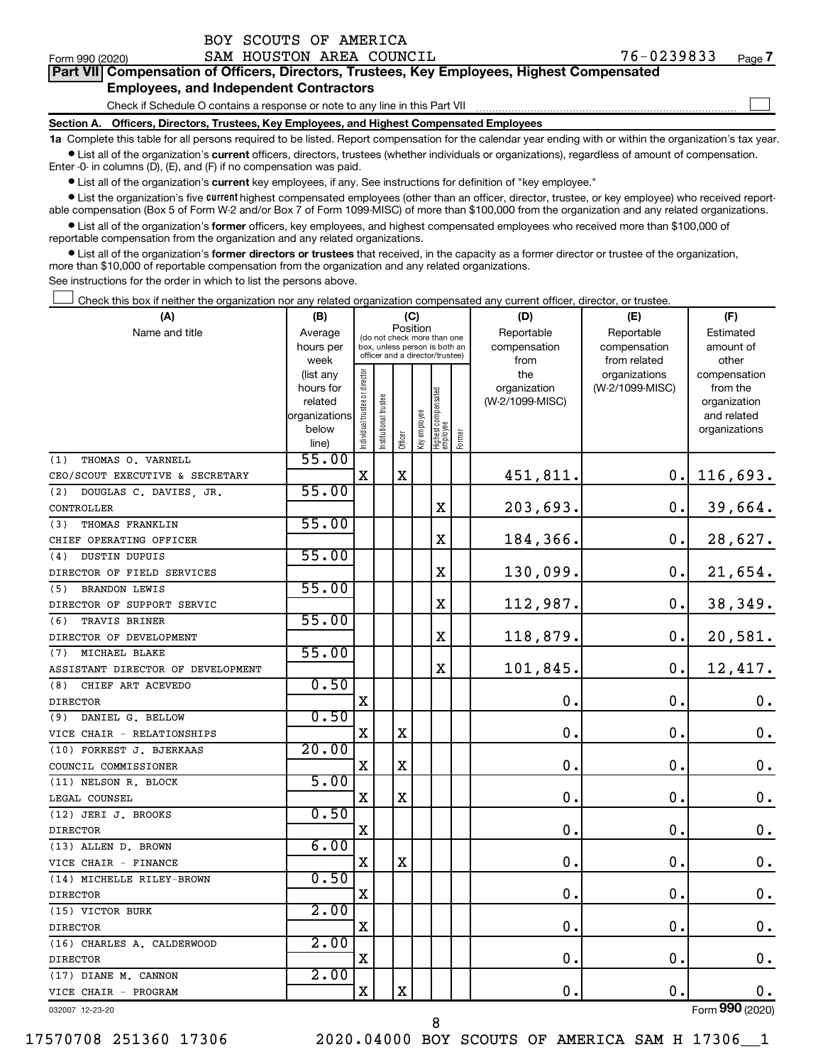BOY SCOUTS OF AMERICA

Form 990 (2020) SAM HOUSTON AREA COUNCIL 76-0239833 Page 7

**Part VII Compensation of Officers, Directors, Trustees, Key Employees, Highest Compensated Employees, and Independent Contractors**

Check if Schedule O contains a response or note to any line in this Part VII

**Section A. Officers, Directors, Trustees, Key Employees, and Highest Compensated Employees**

**1a** Complete this table for all persons required to be listed. Report compensation for the calendar year ending with or within the organization's tax year.

- List all of the organization's **current** officers, directors, trustees (whether individuals or organizations), regardless of amount of compensation. Enter -0- in columns (D), (E), and (F) if no compensation was paid.
- List all of the organization's **current** key employees, if any. See instructions for definition of "key employee."
- List the organization's five **current** highest compensated employees (other than an officer, director, trustee, or key employee) who received reportable compensation (Box 5 of Form W-2 and/or Box 7 of Form 1099-MISC) of more than $100,000 from the organization and any related organizations.
- List all of the organization's **former** officers, key employees, and highest compensated employees who received more than $100,000 of reportable compensation from the organization and any related organizations.
- List all of the organization's **former directors or trustees** that received, in the capacity as a former director or trustee of the organization, more than $10,000 of reportable compensation from the organization and any related organizations.

See instructions for the order in which to list the persons above.

Check this box if neither the organization nor any related organization compensated any current officer, director, or trustee.

| (A) Name and title | (B) Average hours per week (list any hours for related organizations below line) | (C) Position: Individual trustee or director | Institutional trustee | Officer | Key employee | Highest compensated employee | Former | (D) Reportable compensation from the organization (W-2/1099-MISC) | (E) Reportable compensation from related organizations (W-2/1099-MISC) | (F) Estimated amount of other compensation from the organization and related organizations |
|---|---|---|---|---|---|---|---|---|---|---|
| (1) THOMAS O. VARNELL<br>CEO/SCOUT EXECUTIVE & SECRETARY | 55.00 | X | | X | | | | 451,811. | 0. | 116,693. |
| (2) DOUGLAS C. DAVIES, JR.<br>CONTROLLER | 55.00 | | | | | X | | 203,693. | 0. | 39,664. |
| (3) THOMAS FRANKLIN<br>CHIEF OPERATING OFFICER | 55.00 | | | | | X | | 184,366. | 0. | 28,627. |
| (4) DUSTIN DUPUIS<br>DIRECTOR OF FIELD SERVICES | 55.00 | | | | | X | | 130,099. | 0. | 21,654. |
| (5) BRANDON LEWIS<br>DIRECTOR OF SUPPORT SERVIC | 55.00 | | | | | X | | 112,987. | 0. | 38,349. |
| (6) TRAVIS BRINER<br>DIRECTOR OF DEVELOPMENT | 55.00 | | | | | X | | 118,879. | 0. | 20,581. |
| (7) MICHAEL BLAKE<br>ASSISTANT DIRECTOR OF DEVELOPMENT | 55.00 | | | | | X | | 101,845. | 0. | 12,417. |
| (8) CHIEF ART ACEVEDO<br>DIRECTOR | 0.50 | X | | | | | | 0. | 0. | 0. |
| (9) DANIEL G. BELLOW<br>VICE CHAIR - RELATIONSHIPS | 0.50 | X | | X | | | | 0. | 0. | 0. |
| (10) FORREST J. BJERKAAS<br>COUNCIL COMMISSIONER | 20.00 | X | | X | | | | 0. | 0. | 0. |
| (11) NELSON R. BLOCK<br>LEGAL COUNSEL | 5.00 | X | | X | | | | 0. | 0. | 0. |
| (12) JERI J. BROOKS<br>DIRECTOR | 0.50 | X | | | | | | 0. | 0. | 0. |
| (13) ALLEN D. BROWN<br>VICE CHAIR - FINANCE | 6.00 | X | | X | | | | 0. | 0. | 0. |
| (14) MICHELLE RILEY-BROWN<br>DIRECTOR | 0.50 | X | | | | | | 0. | 0. | 0. |
| (15) VICTOR BURK<br>DIRECTOR | 2.00 | X | | | | | | 0. | 0. | 0. |
| (16) CHARLES A. CALDERWOOD<br>DIRECTOR | 2.00 | X | | | | | | 0. | 0. | 0. |
| (17) DIANE M. CANNON<br>VICE CHAIR - PROGRAM | 2.00 | X | | X | | | | 0. | 0. | 0. |

032007 12-23-20 Form **990** (2020)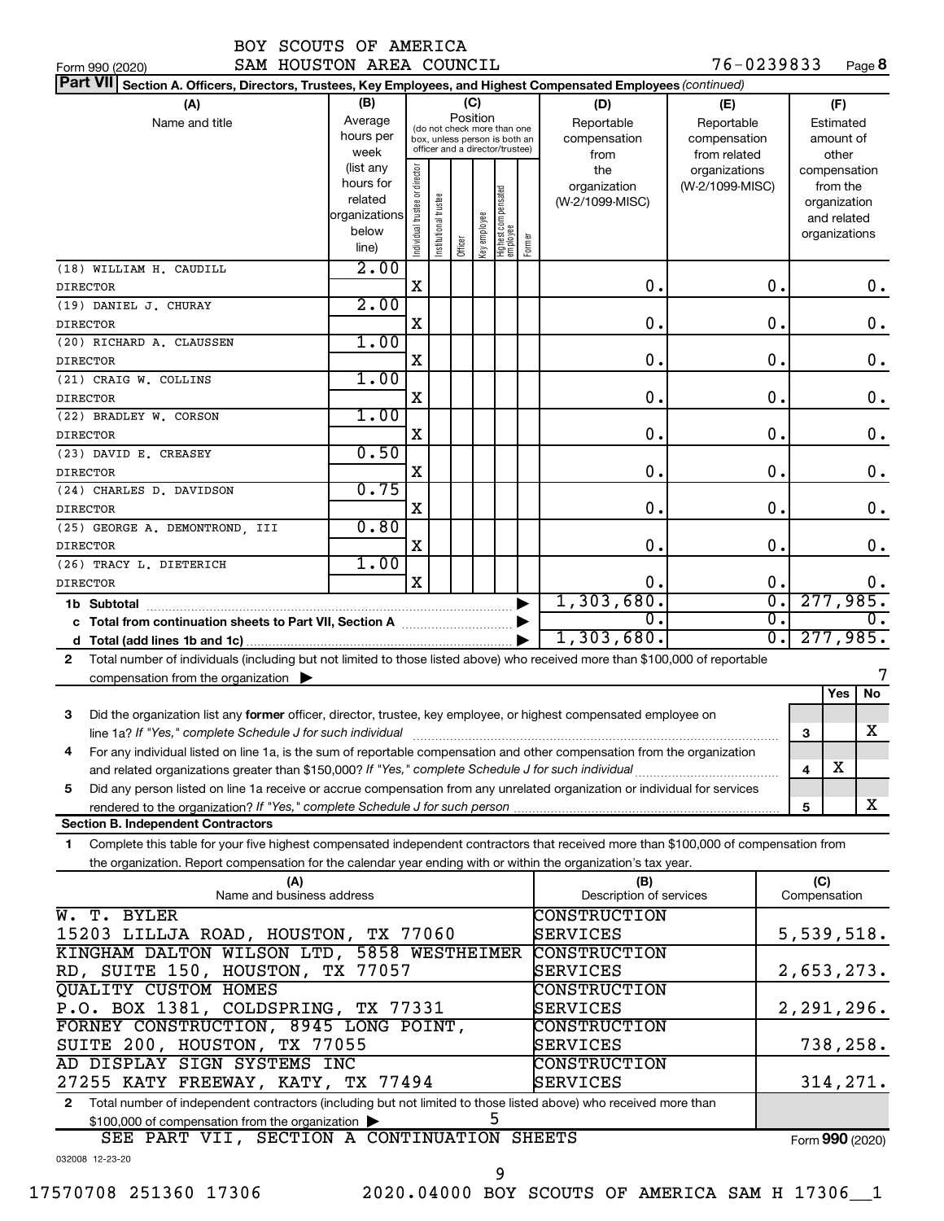BOY SCOUTS OF AMERICA
SAM HOUSTON AREA COUNCIL 76-0239833

Form 990 (2020) Page **8**

**Part VII** **Section A. Officers, Directors, Trustees, Key Employees, and Highest Compensated Employees** *(continued)*

| (A) Name and title | (B) Average hours per week (list any hours for related organizations below line) | (C) Position: Individual trustee or director | Institutional trustee | Officer | Key employee | Highest compensated employee | Former | (D) Reportable compensation from the organization (W-2/1099-MISC) | (E) Reportable compensation from related organizations (W-2/1099-MISC) | (F) Estimated amount of other compensation from the organization and related organizations |
|---|---|---|---|---|---|---|---|---|---|---|
| (18) WILLIAM H. CAUDILL<br>DIRECTOR | 2.00 | X | | | | | | 0. | 0. | 0. |
| (19) DANIEL J. CHURAY<br>DIRECTOR | 2.00 | X | | | | | | 0. | 0. | 0. |
| (20) RICHARD A. CLAUSSEN<br>DIRECTOR | 1.00 | X | | | | | | 0. | 0. | 0. |
| (21) CRAIG W. COLLINS<br>DIRECTOR | 1.00 | X | | | | | | 0. | 0. | 0. |
| (22) BRADLEY W. CORSON<br>DIRECTOR | 1.00 | X | | | | | | 0. | 0. | 0. |
| (23) DAVID E. CREASEY<br>DIRECTOR | 0.50 | X | | | | | | 0. | 0. | 0. |
| (24) CHARLES D. DAVIDSON<br>DIRECTOR | 0.75 | X | | | | | | 0. | 0. | 0. |
| (25) GEORGE A. DEMONTROND, III<br>DIRECTOR | 0.80 | X | | | | | | 0. | 0. | 0. |
| (26) TRACY L. DIETERICH<br>DIRECTOR | 1.00 | X | | | | | | 0. | 0. | 0. |
| **1b Subtotal** | | | | | | | | 1,303,680. | 0. | 277,985. |
| **c Total from continuation sheets to Part VII, Section A** | | | | | | | | 0. | 0. | 0. |
| **d Total (add lines 1b and 1c)** | | | | | | | | 1,303,680. | 0. | 277,985. |

**2** Total number of individuals (including but not limited to those listed above) who received more than $100,000 of reportable compensation from the organization ▶ 7

| | | Yes | No |
|---|---|---|---|
| **3** Did the organization list any **former** officer, director, trustee, key employee, or highest compensated employee on line 1a? *If "Yes," complete Schedule J for such individual* | 3 | | X |
| **4** For any individual listed on line 1a, is the sum of reportable compensation and other compensation from the organization and related organizations greater than $150,000? *If "Yes," complete Schedule J for such individual* | 4 | X | |
| **5** Did any person listed on line 1a receive or accrue compensation from any unrelated organization or individual for services rendered to the organization? *If "Yes," complete Schedule J for such person* | 5 | | X |

**Section B. Independent Contractors**

**1** Complete this table for your five highest compensated independent contractors that received more than $100,000 of compensation from the organization. Report compensation for the calendar year ending with or within the organization's tax year.

| (A) Name and business address | (B) Description of services | (C) Compensation |
|---|---|---|
| W. T. BYLER<br>15203 LILLJA ROAD, HOUSTON, TX 77060 | CONSTRUCTION SERVICES | 5,539,518. |
| KINGHAM DALTON WILSON LTD, 5858 WESTHEIMER RD, SUITE 150, HOUSTON, TX 77057 | CONSTRUCTION SERVICES | 2,653,273. |
| QUALITY CUSTOM HOMES<br>P.O. BOX 1381, COLDSPRING, TX 77331 | CONSTRUCTION SERVICES | 2,291,296. |
| FORNEY CONSTRUCTION, 8945 LONG POINT, SUITE 200, HOUSTON, TX 77055 | CONSTRUCTION SERVICES | 738,258. |
| AD DISPLAY SIGN SYSTEMS INC<br>27255 KATY FREEWAY, KATY, TX 77494 | CONSTRUCTION SERVICES | 314,271. |

**2** Total number of independent contractors (including but not limited to those listed above) who received more than $100,000 of compensation from the organization ▶ 5

SEE PART VII, SECTION A CONTINUATION SHEETS

Form **990** (2020)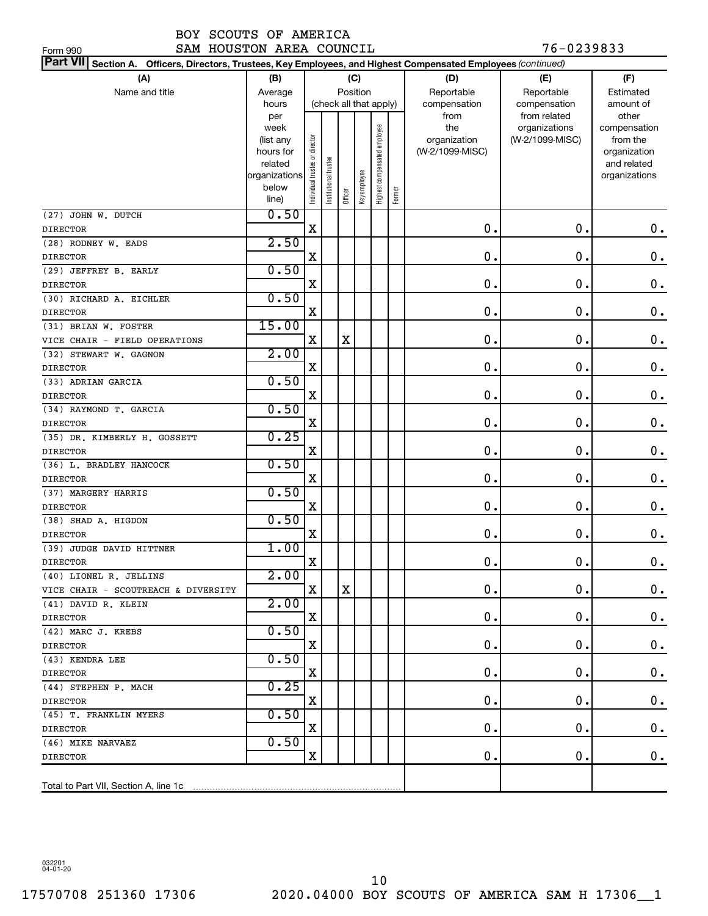BOY SCOUTS OF AMERICA
SAM HOUSTON AREA COUNCIL

Form 990 76-0239833

**Part VII Section A. Officers, Directors, Trustees, Key Employees, and Highest Compensated Employees** *(continued)*

| (A) Name and title | (B) Average hours per week (list any hours for related organizations below line) | (C) Position: Individual trustee or director | Institutional trustee | Officer | Key employee | Highest compensated employee | Former | (D) Reportable compensation from the organization (W-2/1099-MISC) | (E) Reportable compensation from related organizations (W-2/1099-MISC) | (F) Estimated amount of other compensation from the organization and related organizations |
|---|---|---|---|---|---|---|---|---|---|---|
| (27) JOHN W. DUTCH<br>DIRECTOR | 0.50 | X | | | | | | 0. | 0. | 0. |
| (28) RODNEY W. EADS<br>DIRECTOR | 2.50 | X | | | | | | 0. | 0. | 0. |
| (29) JEFFREY B. EARLY<br>DIRECTOR | 0.50 | X | | | | | | 0. | 0. | 0. |
| (30) RICHARD A. EICHLER<br>DIRECTOR | 0.50 | X | | | | | | 0. | 0. | 0. |
| (31) BRIAN W. FOSTER<br>VICE CHAIR - FIELD OPERATIONS | 15.00 | X | | X | | | | 0. | 0. | 0. |
| (32) STEWART W. GAGNON<br>DIRECTOR | 2.00 | X | | | | | | 0. | 0. | 0. |
| (33) ADRIAN GARCIA<br>DIRECTOR | 0.50 | X | | | | | | 0. | 0. | 0. |
| (34) RAYMOND T. GARCIA<br>DIRECTOR | 0.50 | X | | | | | | 0. | 0. | 0. |
| (35) DR. KIMBERLY H. GOSSETT<br>DIRECTOR | 0.25 | X | | | | | | 0. | 0. | 0. |
| (36) L. BRADLEY HANCOCK<br>DIRECTOR | 0.50 | X | | | | | | 0. | 0. | 0. |
| (37) MARGERY HARRIS<br>DIRECTOR | 0.50 | X | | | | | | 0. | 0. | 0. |
| (38) SHAD A. HIGDON<br>DIRECTOR | 0.50 | X | | | | | | 0. | 0. | 0. |
| (39) JUDGE DAVID HITTNER<br>DIRECTOR | 1.00 | X | | | | | | 0. | 0. | 0. |
| (40) LIONEL R. JELLINS<br>VICE CHAIR - SCOUTREACH & DIVERSITY | 2.00 | X | | X | | | | 0. | 0. | 0. |
| (41) DAVID R. KLEIN<br>DIRECTOR | 2.00 | X | | | | | | 0. | 0. | 0. |
| (42) MARC J. KREBS<br>DIRECTOR | 0.50 | X | | | | | | 0. | 0. | 0. |
| (43) KENDRA LEE<br>DIRECTOR | 0.50 | X | | | | | | 0. | 0. | 0. |
| (44) STEPHEN P. MACH<br>DIRECTOR | 0.25 | X | | | | | | 0. | 0. | 0. |
| (45) T. FRANKLIN MYERS<br>DIRECTOR | 0.50 | X | | | | | | 0. | 0. | 0. |
| (46) MIKE NARVAEZ<br>DIRECTOR | 0.50 | X | | | | | | 0. | 0. | 0. |
| Total to Part VII, Section A, line 1c | | | | | | | | | | |

032201 04-01-20

17570708 251360 17306 2020.04000 BOY SCOUTS OF AMERICA SAM H 17306__1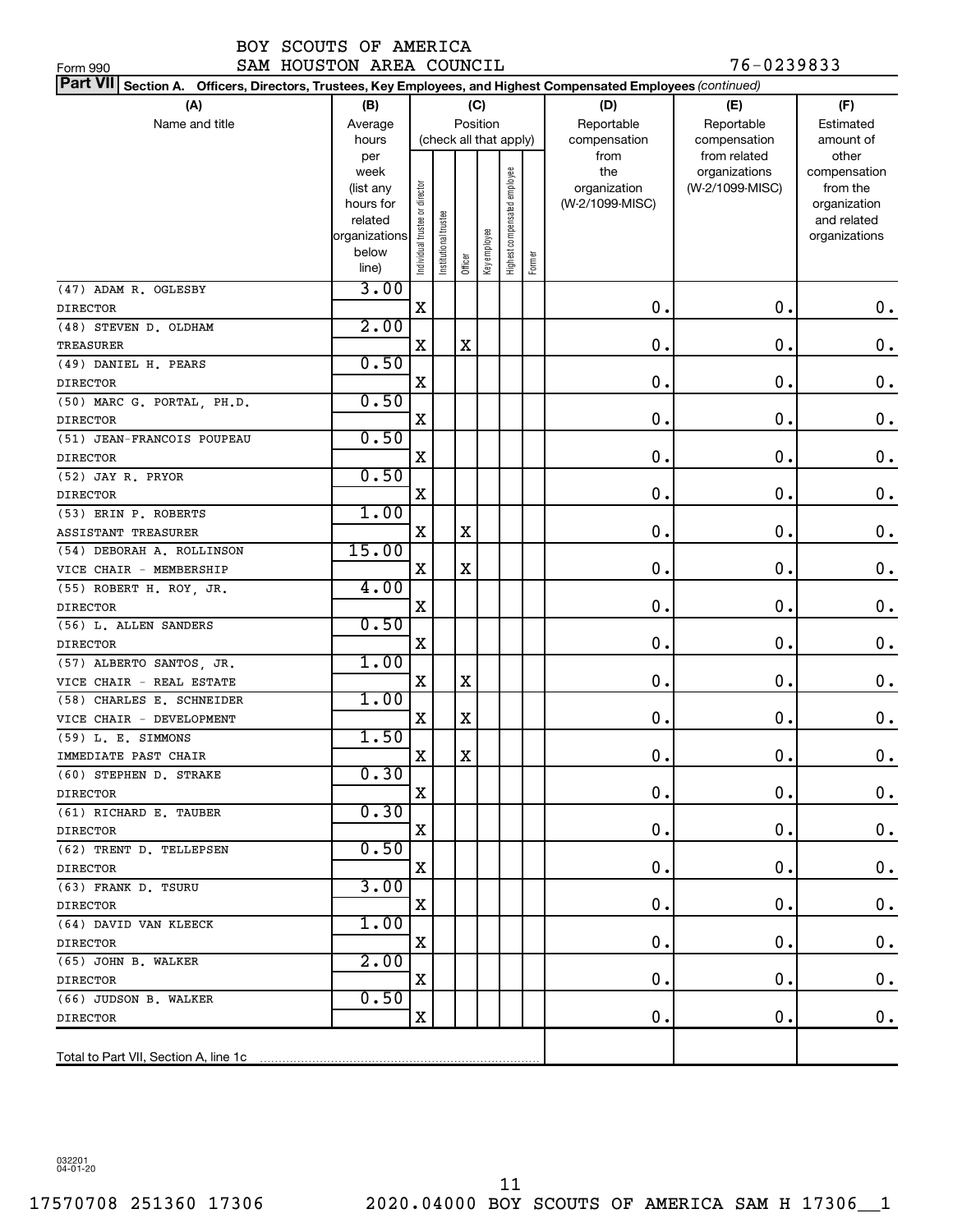BOY SCOUTS OF AMERICA
SAM HOUSTON AREA COUNCIL

Form 990 | 76-0239833

**Part VII Section A. Officers, Directors, Trustees, Key Employees, and Highest Compensated Employees** *(continued)*

| (A) Name and title | (B) Average hours per week (list any hours for related organizations below line) | (C) Position (check all that apply): Individual trustee or director | Institutional trustee | Officer | Key employee | Highest compensated employee | Former | (D) Reportable compensation from the organization (W-2/1099-MISC) | (E) Reportable compensation from related organizations (W-2/1099-MISC) | (F) Estimated amount of other compensation from the organization and related organizations |
|---|---|---|---|---|---|---|---|---|---|---|
| (47) ADAM R. OGLESBY<br>DIRECTOR | 3.00 | X | | | | | | 0. | 0. | 0. |
| (48) STEVEN D. OLDHAM<br>TREASURER | 2.00 | X | | X | | | | 0. | 0. | 0. |
| (49) DANIEL H. PEARS<br>DIRECTOR | 0.50 | X | | | | | | 0. | 0. | 0. |
| (50) MARC G. PORTAL, PH.D.<br>DIRECTOR | 0.50 | X | | | | | | 0. | 0. | 0. |
| (51) JEAN-FRANCOIS POUPEAU<br>DIRECTOR | 0.50 | X | | | | | | 0. | 0. | 0. |
| (52) JAY R. PRYOR<br>DIRECTOR | 0.50 | X | | | | | | 0. | 0. | 0. |
| (53) ERIN P. ROBERTS<br>ASSISTANT TREASURER | 1.00 | X | | X | | | | 0. | 0. | 0. |
| (54) DEBORAH A. ROLLINSON<br>VICE CHAIR - MEMBERSHIP | 15.00 | X | | X | | | | 0. | 0. | 0. |
| (55) ROBERT H. ROY, JR.<br>DIRECTOR | 4.00 | X | | | | | | 0. | 0. | 0. |
| (56) L. ALLEN SANDERS<br>DIRECTOR | 0.50 | X | | | | | | 0. | 0. | 0. |
| (57) ALBERTO SANTOS, JR.<br>VICE CHAIR - REAL ESTATE | 1.00 | X | | X | | | | 0. | 0. | 0. |
| (58) CHARLES E. SCHNEIDER<br>VICE CHAIR - DEVELOPMENT | 1.00 | X | | X | | | | 0. | 0. | 0. |
| (59) L. E. SIMMONS<br>IMMEDIATE PAST CHAIR | 1.50 | X | | X | | | | 0. | 0. | 0. |
| (60) STEPHEN D. STRAKE<br>DIRECTOR | 0.30 | X | | | | | | 0. | 0. | 0. |
| (61) RICHARD E. TAUBER<br>DIRECTOR | 0.30 | X | | | | | | 0. | 0. | 0. |
| (62) TRENT D. TELLEPSEN<br>DIRECTOR | 0.50 | X | | | | | | 0. | 0. | 0. |
| (63) FRANK D. TSURU<br>DIRECTOR | 3.00 | X | | | | | | 0. | 0. | 0. |
| (64) DAVID VAN KLEECK<br>DIRECTOR | 1.00 | X | | | | | | 0. | 0. | 0. |
| (65) JOHN B. WALKER<br>DIRECTOR | 2.00 | X | | | | | | 0. | 0. | 0. |
| (66) JUDSON B. WALKER<br>DIRECTOR | 0.50 | X | | | | | | 0. | 0. | 0. |
| Total to Part VII, Section A, line 1c | | | | | | | | | | |

032201 04-01-20

17570708 251360 17306 2020.04000 BOY SCOUTS OF AMERICA SAM H 17306__1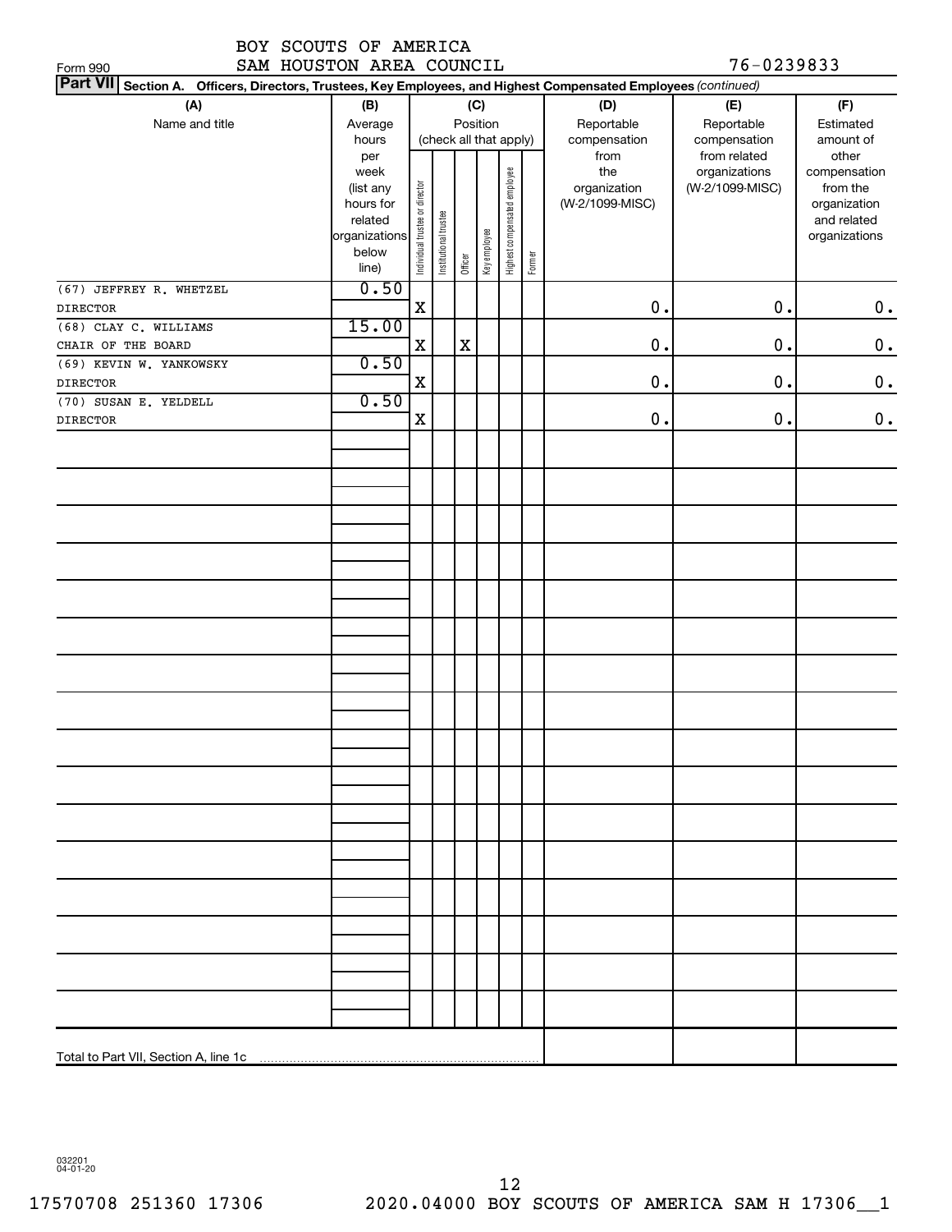BOY SCOUTS OF AMERICA
SAM HOUSTON AREA COUNCIL

Form 990 — 76-0239833

**Part VII Section A. Officers, Directors, Trustees, Key Employees, and Highest Compensated Employees** *(continued)*

| (A) Name and title | (B) Average hours per week (list any hours for related organizations below line) | (C) Position (check all that apply): Individual trustee or director | Institutional trustee | Officer | Key employee | Highest compensated employee | Former | (D) Reportable compensation from the organization (W-2/1099-MISC) | (E) Reportable compensation from related organizations (W-2/1099-MISC) | (F) Estimated amount of other compensation from the organization and related organizations |
|---|---|---|---|---|---|---|---|---|---|---|
| (67) JEFFREY R. WHETZEL<br>DIRECTOR | 0.50 | X | | | | | | 0. | 0. | 0. |
| (68) CLAY C. WILLIAMS<br>CHAIR OF THE BOARD | 15.00 | X | | X | | | | 0. | 0. | 0. |
| (69) KEVIN W. YANKOWSKY<br>DIRECTOR | 0.50 | X | | | | | | 0. | 0. | 0. |
| (70) SUSAN E. YELDELL<br>DIRECTOR | 0.50 | X | | | | | | 0. | 0. | 0. |
| Total to Part VII, Section A, line 1c | | | | | | | | | | |

032201 04-01-20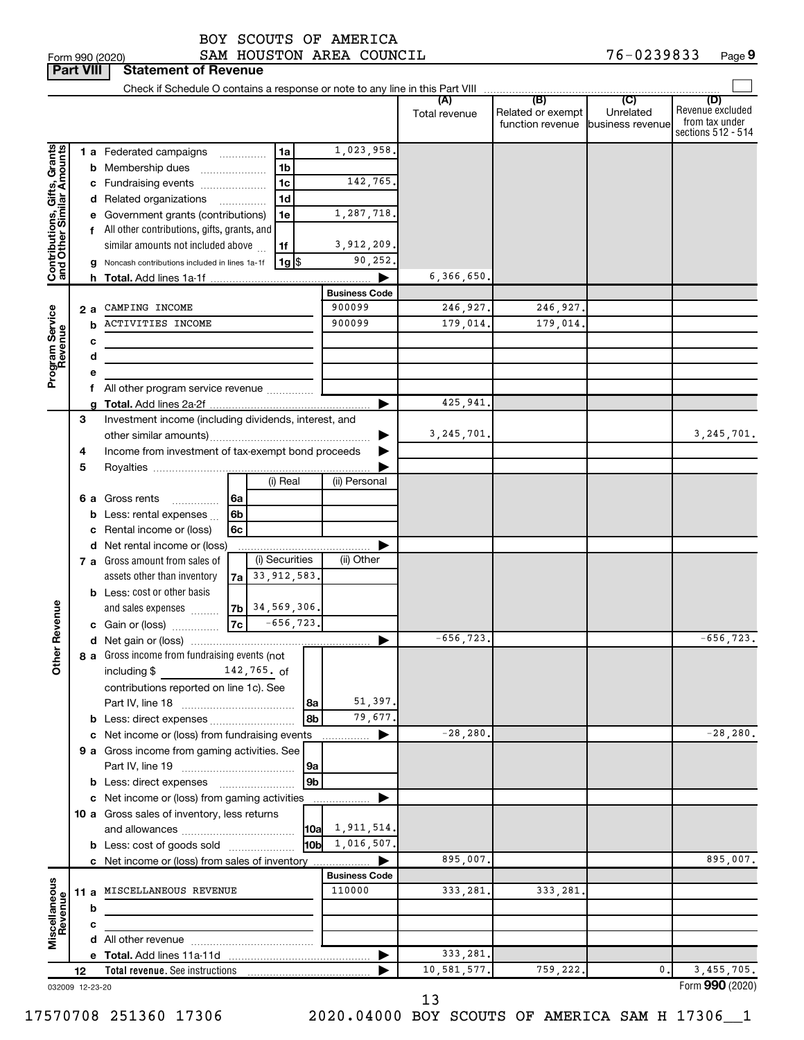BOY SCOUTS OF AMERICA
SAM HOUSTON AREA COUNCIL

Form 990 (2020) 76-0239833 Page 9

**Part VIII Statement of Revenue**

Check if Schedule O contains a response or note to any line in this Part VIII

| | | | | (A) Total revenue | (B) Related or exempt function revenue | (C) Unrelated business revenue | (D) Revenue excluded from tax under sections 512 - 514 |
|---|---|---|---|---|---|---|---|
| Contributions, Gifts, Grants and Other Similar Amounts | 1 a Federated campaigns | 1a | 1,023,958. | | | | |
| | b Membership dues | 1b | | | | | |
| | c Fundraising events | 1c | 142,765. | | | | |
| | d Related organizations | 1d | | | | | |
| | e Government grants (contributions) | 1e | 1,287,718. | | | | |
| | f All other contributions, gifts, grants, and similar amounts not included above | 1f | 3,912,209. | | | | |
| | g Noncash contributions included in lines 1a-1f | 1g $ | 90,252. | | | | |
| | h **Total.** Add lines 1a-1f | | ▶ | 6,366,650. | | | |
| Program Service Revenue | | | **Business Code** | | | | |
| | 2 a CAMPING INCOME | | 900099 | 246,927. | 246,927. | | |
| | b ACTIVITIES INCOME | | 900099 | 179,014. | 179,014. | | |
| | c | | | | | | |
| | d | | | | | | |
| | e | | | | | | |
| | f All other program service revenue | | | | | | |
| | g **Total.** Add lines 2a-2f | | ▶ | 425,941. | | | |
| Other Revenue | 3 Investment income (including dividends, interest, and other similar amounts) | | ▶ | 3,245,701. | | | 3,245,701. |
| | 4 Income from investment of tax-exempt bond proceeds | | ▶ | | | | |
| | 5 Royalties | | ▶ | | | | |
| | | (i) Real | (ii) Personal | | | | |
| | 6 a Gross rents (6a) | | | | | | |
| | b Less: rental expenses (6b) | | | | | | |
| | c Rental income or (loss) (6c) | | | | | | |
| | d Net rental income or (loss) | | ▶ | | | | |
| | | (i) Securities | (ii) Other | | | | |
| | 7 a Gross amount from sales of assets other than inventory (7a) | 33,912,583. | | | | | |
| | b Less: cost or other basis and sales expenses (7b) | 34,569,306. | | | | | |
| | c Gain or (loss) (7c) | -656,723. | | | | | |
| | d Net gain or (loss) | | ▶ | -656,723. | | | -656,723. |
| | 8 a Gross income from fundraising events (not including $ 142,765. of contributions reported on line 1c). See Part IV, line 18 | 8a | 51,397. | | | | |
| | b Less: direct expenses | 8b | 79,677. | | | | |
| | c Net income or (loss) from fundraising events | | ▶ | -28,280. | | | -28,280. |
| | 9 a Gross income from gaming activities. See Part IV, line 19 | 9a | | | | | |
| | b Less: direct expenses | 9b | | | | | |
| | c Net income or (loss) from gaming activities | | ▶ | | | | |
| | 10 a Gross sales of inventory, less returns and allowances | 10a | 1,911,514. | | | | |
| | b Less: cost of goods sold | 10b | 1,016,507. | | | | |
| | c Net income or (loss) from sales of inventory | | ▶ | 895,007. | | | 895,007. |
| Miscellaneous Revenue | | | **Business Code** | | | | |
| | 11 a MISCELLANEOUS REVENUE | | 110000 | 333,281. | 333,281. | | |
| | b | | | | | | |
| | c | | | | | | |
| | d All other revenue | | | | | | |
| | e **Total.** Add lines 11a-11d | | ▶ | 333,281. | | | |
| | 12 **Total revenue.** See instructions | | ▶ | 10,581,577. | 759,222. | 0. | 3,455,705. |

032009 12-23-20 Form **990** (2020)

17570708 251360 17306 2020.04000 BOY SCOUTS OF AMERICA SAM H 17306__1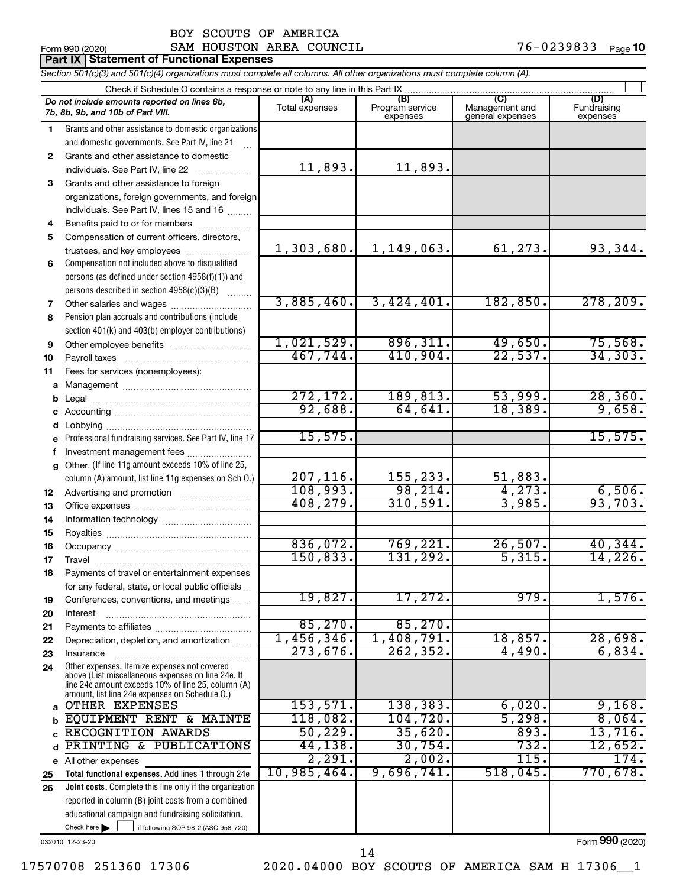BOY SCOUTS OF AMERICA
SAM HOUSTON AREA COUNCIL

Form 990 (2020) 76-0239833 Page **10**

**Part IX | Statement of Functional Expenses**

*Section 501(c)(3) and 501(c)(4) organizations must complete all columns. All other organizations must complete column (A).*

Check if Schedule O contains a response or note to any line in this Part IX

| *Do not include amounts reported on lines 6b, 7b, 8b, 9b, and 10b of Part VIII.* | (A) Total expenses | (B) Program service expenses | (C) Management and general expenses | (D) Fundraising expenses |
|---|---|---|---|---|
| 1 Grants and other assistance to domestic organizations and domestic governments. See Part IV, line 21 | | | | |
| 2 Grants and other assistance to domestic individuals. See Part IV, line 22 | 11,893. | 11,893. | | |
| 3 Grants and other assistance to foreign organizations, foreign governments, and foreign individuals. See Part IV, lines 15 and 16 | | | | |
| 4 Benefits paid to or for members | | | | |
| 5 Compensation of current officers, directors, trustees, and key employees | 1,303,680. | 1,149,063. | 61,273. | 93,344. |
| 6 Compensation not included above to disqualified persons (as defined under section 4958(f)(1)) and persons described in section 4958(c)(3)(B) | | | | |
| 7 Other salaries and wages | 3,885,460. | 3,424,401. | 182,850. | 278,209. |
| 8 Pension plan accruals and contributions (include section 401(k) and 403(b) employer contributions) | | | | |
| 9 Other employee benefits | 1,021,529. | 896,311. | 49,650. | 75,568. |
| 10 Payroll taxes | 467,744. | 410,904. | 22,537. | 34,303. |
| 11 Fees for services (nonemployees): | | | | |
| a Management | | | | |
| b Legal | 272,172. | 189,813. | 53,999. | 28,360. |
| c Accounting | 92,688. | 64,641. | 18,389. | 9,658. |
| d Lobbying | | | | |
| e Professional fundraising services. See Part IV, line 17 | 15,575. | | | 15,575. |
| f Investment management fees | | | | |
| g Other. (If line 11g amount exceeds 10% of line 25, column (A) amount, list line 11g expenses on Sch O.) | 207,116. | 155,233. | 51,883. | |
| 12 Advertising and promotion | 108,993. | 98,214. | 4,273. | 6,506. |
| 13 Office expenses | 408,279. | 310,591. | 3,985. | 93,703. |
| 14 Information technology | | | | |
| 15 Royalties | | | | |
| 16 Occupancy | 836,072. | 769,221. | 26,507. | 40,344. |
| 17 Travel | 150,833. | 131,292. | 5,315. | 14,226. |
| 18 Payments of travel or entertainment expenses for any federal, state, or local public officials | | | | |
| 19 Conferences, conventions, and meetings | 19,827. | 17,272. | 979. | 1,576. |
| 20 Interest | | | | |
| 21 Payments to affiliates | 85,270. | 85,270. | | |
| 22 Depreciation, depletion, and amortization | 1,456,346. | 1,408,791. | 18,857. | 28,698. |
| 23 Insurance | 273,676. | 262,352. | 4,490. | 6,834. |
| 24 Other expenses. Itemize expenses not covered above (List miscellaneous expenses on line 24e. If line 24e amount exceeds 10% of line 25, column (A) amount, list line 24e expenses on Schedule O.) | | | | |
| a OTHER EXPENSES | 153,571. | 138,383. | 6,020. | 9,168. |
| b EQUIPMENT RENT & MAINTE | 118,082. | 104,720. | 5,298. | 8,064. |
| c RECOGNITION AWARDS | 50,229. | 35,620. | 893. | 13,716. |
| d PRINTING & PUBLICATIONS | 44,138. | 30,754. | 732. | 12,652. |
| e All other expenses | 2,291. | 2,002. | 115. | 174. |
| 25 **Total functional expenses.** Add lines 1 through 24e | 10,985,464. | 9,696,741. | 518,045. | 770,678. |
| 26 **Joint costs.** Complete this line only if the organization reported in column (B) joint costs from a combined educational campaign and fundraising solicitation. Check here ☐ if following SOP 98-2 (ASC 958-720) | | | | |

032010 12-23-20

Form **990** (2020)

17570708 251360 17306 2020.04000 BOY SCOUTS OF AMERICA SAM H 17306__1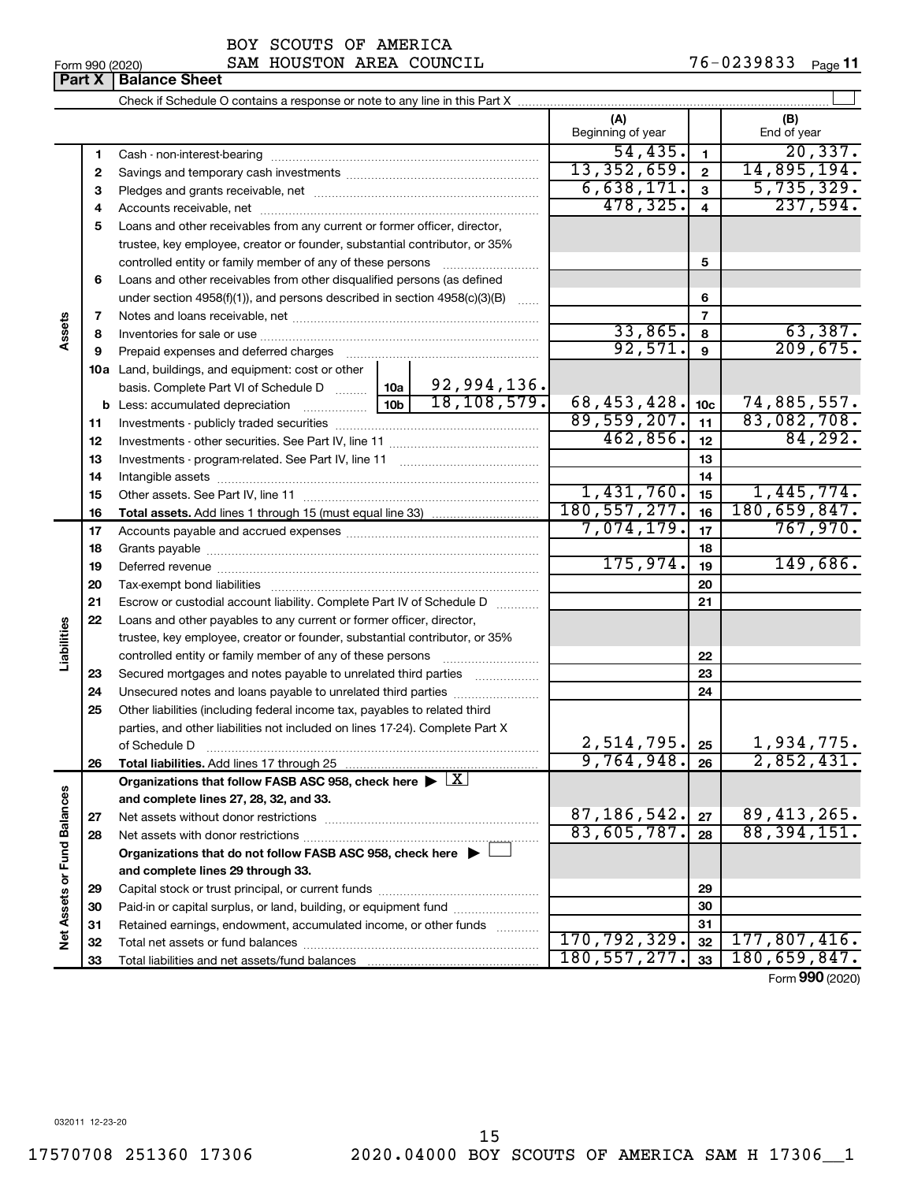BOY SCOUTS OF AMERICA
SAM HOUSTON AREA COUNCIL

76-0239833

Form 990 (2020)

## Part X | Balance Sheet

Check if Schedule O contains a response or note to any line in this Part X ☐

| | | | | | (A) Beginning of year | | (B) End of year |
|---|---|---|---|---|---|---|---|
| **Assets** | 1 | Cash - non-interest-bearing | | | 54,435. | 1 | 20,337. |
| | 2 | Savings and temporary cash investments | | | 13,352,659. | 2 | 14,895,194. |
| | 3 | Pledges and grants receivable, net | | | 6,638,171. | 3 | 5,735,329. |
| | 4 | Accounts receivable, net | | | 478,325. | 4 | 237,594. |
| | 5 | Loans and other receivables from any current or former officer, director, trustee, key employee, creator or founder, substantial contributor, or 35% controlled entity or family member of any of these persons | | | | 5 | |
| | 6 | Loans and other receivables from other disqualified persons (as defined under section 4958(f)(1)), and persons described in section 4958(c)(3)(B) | | | | 6 | |
| | 7 | Notes and loans receivable, net | | | | 7 | |
| | 8 | Inventories for sale or use | | | 33,865. | 8 | 63,387. |
| | 9 | Prepaid expenses and deferred charges | | | 92,571. | 9 | 209,675. |
| | 10a | Land, buildings, and equipment: cost or other basis. Complete Part VI of Schedule D | 10a | 92,994,136. | | | |
| | b | Less: accumulated depreciation | 10b | 18,108,579. | 68,453,428. | 10c | 74,885,557. |
| | 11 | Investments - publicly traded securities | | | 89,559,207. | 11 | 83,082,708. |
| | 12 | Investments - other securities. See Part IV, line 11 | | | 462,856. | 12 | 84,292. |
| | 13 | Investments - program-related. See Part IV, line 11 | | | | 13 | |
| | 14 | Intangible assets | | | | 14 | |
| | 15 | Other assets. See Part IV, line 11 | | | 1,431,760. | 15 | 1,445,774. |
| | 16 | **Total assets.** Add lines 1 through 15 (must equal line 33) | | | 180,557,277. | 16 | 180,659,847. |
| **Liabilities** | 17 | Accounts payable and accrued expenses | | | 7,074,179. | 17 | 767,970. |
| | 18 | Grants payable | | | | 18 | |
| | 19 | Deferred revenue | | | 175,974. | 19 | 149,686. |
| | 20 | Tax-exempt bond liabilities | | | | 20 | |
| | 21 | Escrow or custodial account liability. Complete Part IV of Schedule D | | | | 21 | |
| | 22 | Loans and other payables to any current or former officer, director, trustee, key employee, creator or founder, substantial contributor, or 35% controlled entity or family member of any of these persons | | | | 22 | |
| | 23 | Secured mortgages and notes payable to unrelated third parties | | | | 23 | |
| | 24 | Unsecured notes and loans payable to unrelated third parties | | | | 24 | |
| | 25 | Other liabilities (including federal income tax, payables to related third parties, and other liabilities not included on lines 17-24). Complete Part X of Schedule D | | | 2,514,795. | 25 | 1,934,775. |
| | 26 | **Total liabilities.** Add lines 17 through 25 | | | 9,764,948. | 26 | 2,852,431. |
| **Net Assets or Fund Balances** | | **Organizations that follow FASB ASC 958, check here ▶ ☒ and complete lines 27, 28, 32, and 33.** | | | | | |
| | 27 | Net assets without donor restrictions | | | 87,186,542. | 27 | 89,413,265. |
| | 28 | Net assets with donor restrictions | | | 83,605,787. | 28 | 88,394,151. |
| | | **Organizations that do not follow FASB ASC 958, check here ▶ ☐ and complete lines 29 through 33.** | | | | | |
| | 29 | Capital stock or trust principal, or current funds | | | | 29 | |
| | 30 | Paid-in or capital surplus, or land, building, or equipment fund | | | | 30 | |
| | 31 | Retained earnings, endowment, accumulated income, or other funds | | | | 31 | |
| | 32 | Total net assets or fund balances | | | 170,792,329. | 32 | 177,807,416. |
| | 33 | Total liabilities and net assets/fund balances | | | 180,557,277. | 33 | 180,659,847. |

Form **990** (2020)

032011 12-23-20

17570708 251360 17306 2020.04000 BOY SCOUTS OF AMERICA SAM H 17306__1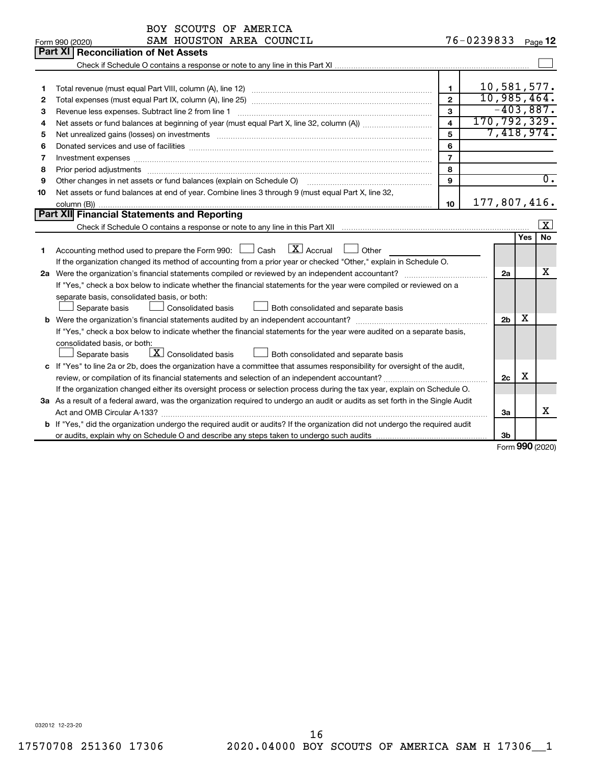BOY SCOUTS OF AMERICA

Form 990 (2020) SAM HOUSTON AREA COUNCIL 76-0239833 Page 12

## Part XI Reconciliation of Net Assets

Check if Schedule O contains a response or note to any line in this Part XI ☐

| | | | |
|---|---|---|---|
| 1 | Total revenue (must equal Part VIII, column (A), line 12) | 1 | 10,581,577. |
| 2 | Total expenses (must equal Part IX, column (A), line 25) | 2 | 10,985,464. |
| 3 | Revenue less expenses. Subtract line 2 from line 1 | 3 | -403,887. |
| 4 | Net assets or fund balances at beginning of year (must equal Part X, line 32, column (A)) | 4 | 170,792,329. |
| 5 | Net unrealized gains (losses) on investments | 5 | 7,418,974. |
| 6 | Donated services and use of facilities | 6 | |
| 7 | Investment expenses | 7 | |
| 8 | Prior period adjustments | 8 | |
| 9 | Other changes in net assets or fund balances (explain on Schedule O) | 9 | 0. |
| 10 | Net assets or fund balances at end of year. Combine lines 3 through 9 (must equal Part X, line 32, column (B)) | 10 | 177,807,416. |

## Part XII Financial Statements and Reporting

Check if Schedule O contains a response or note to any line in this Part XII ☒

| | | | Yes | No |
|---|---|---|---|---|
| 1 | Accounting method used to prepare the Form 990: ☐ Cash ☒ Accrual ☐ Other | | | |
| | If the organization changed its method of accounting from a prior year or checked "Other," explain in Schedule O. | | | |
| 2a | Were the organization's financial statements compiled or reviewed by an independent accountant? | 2a | | X |
| | If "Yes," check a box below to indicate whether the financial statements for the year were compiled or reviewed on a separate basis, consolidated basis, or both: ☐ Separate basis ☐ Consolidated basis ☐ Both consolidated and separate basis | | | |
| b | Were the organization's financial statements audited by an independent accountant? | 2b | X | |
| | If "Yes," check a box below to indicate whether the financial statements for the year were audited on a separate basis, consolidated basis, or both: ☐ Separate basis ☒ Consolidated basis ☐ Both consolidated and separate basis | | | |
| c | If "Yes" to line 2a or 2b, does the organization have a committee that assumes responsibility for oversight of the audit, review, or compilation of its financial statements and selection of an independent accountant? | 2c | X | |
| | If the organization changed either its oversight process or selection process during the tax year, explain on Schedule O. | | | |
| 3a | As a result of a federal award, was the organization required to undergo an audit or audits as set forth in the Single Audit Act and OMB Circular A-133? | 3a | | X |
| b | If "Yes," did the organization undergo the required audit or audits? If the organization did not undergo the required audit or audits, explain why on Schedule O and describe any steps taken to undergo such audits | 3b | | |

Form 990 (2020)

032012 12-23-20

17570708 251360 17306 2020.04000 BOY SCOUTS OF AMERICA SAM H 17306__1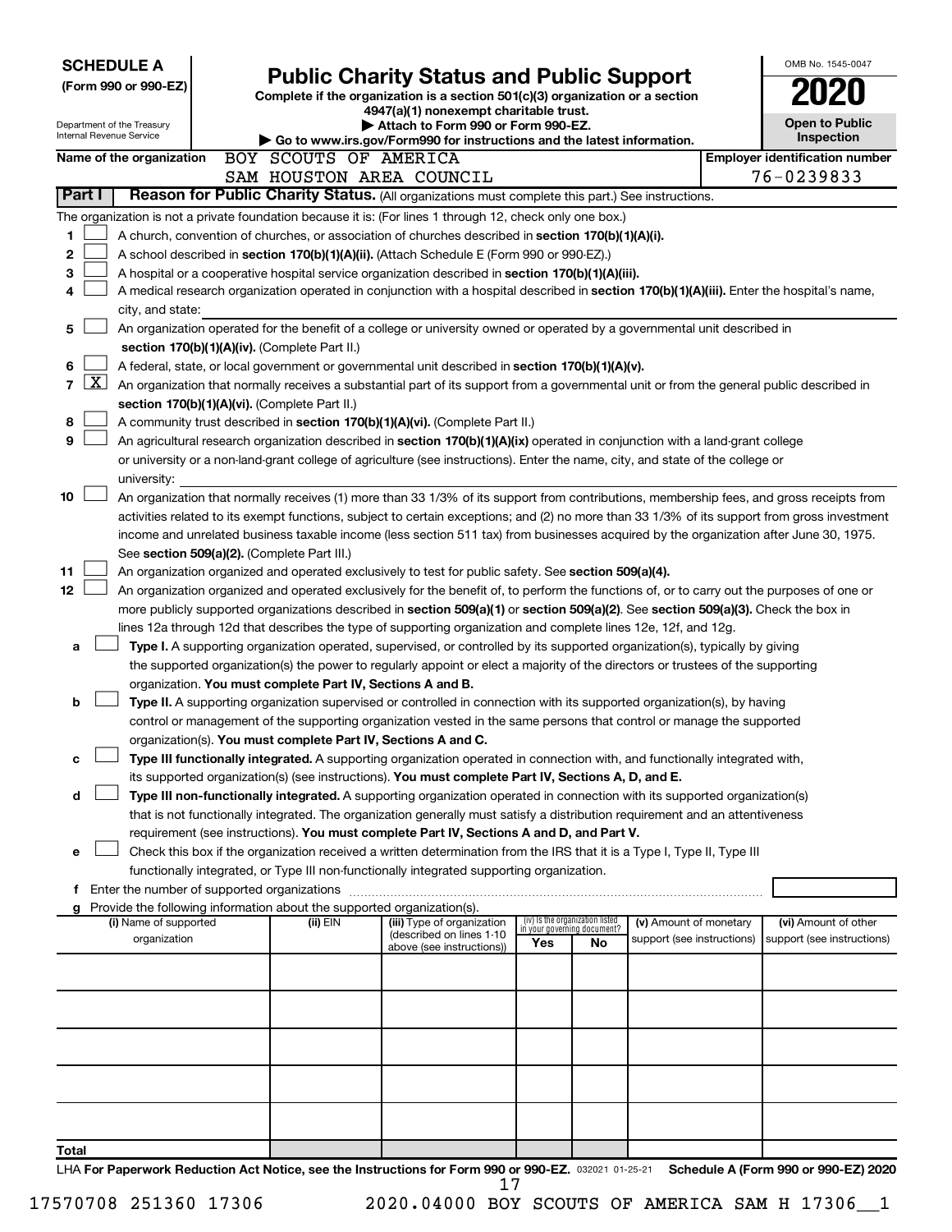**SCHEDULE A**
**(Form 990 or 990-EZ)**

Department of the Treasury
Internal Revenue Service

# Public Charity Status and Public Support

**Complete if the organization is a section 501(c)(3) organization or a section 4947(a)(1) nonexempt charitable trust.**
**▶ Attach to Form 990 or Form 990-EZ.**
**▶ Go to www.irs.gov/Form990 for instructions and the latest information.**

OMB No. 1545-0047

**2020**

**Open to Public Inspection**

**Name of the organization** BOY SCOUTS OF AMERICA
SAM HOUSTON AREA COUNCIL

**Employer identification number** 76-0239833

**Part I** **Reason for Public Charity Status.** (All organizations must complete this part.) See instructions.

The organization is not a private foundation because it is: (For lines 1 through 12, check only one box.)

1. ☐ A church, convention of churches, or association of churches described in **section 170(b)(1)(A)(i).**
2. ☐ A school described in **section 170(b)(1)(A)(ii).** (Attach Schedule E (Form 990 or 990-EZ).)
3. ☐ A hospital or a cooperative hospital service organization described in **section 170(b)(1)(A)(iii).**
4. ☐ A medical research organization operated in conjunction with a hospital described in **section 170(b)(1)(A)(iii).** Enter the hospital's name, city, and state:
5. ☐ An organization operated for the benefit of a college or university owned or operated by a governmental unit described in **section 170(b)(1)(A)(iv).** (Complete Part II.)
6. ☐ A federal, state, or local government or governmental unit described in **section 170(b)(1)(A)(v).**
7. ☒ An organization that normally receives a substantial part of its support from a governmental unit or from the general public described in **section 170(b)(1)(A)(vi).** (Complete Part II.)
8. ☐ A community trust described in **section 170(b)(1)(A)(vi).** (Complete Part II.)
9. ☐ An agricultural research organization described in **section 170(b)(1)(A)(ix)** operated in conjunction with a land-grant college or university or a non-land-grant college of agriculture (see instructions). Enter the name, city, and state of the college or university:
10. ☐ An organization that normally receives (1) more than 33 1/3% of its support from contributions, membership fees, and gross receipts from activities related to its exempt functions, subject to certain exceptions; and (2) no more than 33 1/3% of its support from gross investment income and unrelated business taxable income (less section 511 tax) from businesses acquired by the organization after June 30, 1975. See **section 509(a)(2).** (Complete Part III.)
11. ☐ An organization organized and operated exclusively to test for public safety. See **section 509(a)(4).**
12. ☐ An organization organized and operated exclusively for the benefit of, to perform the functions of, or to carry out the purposes of one or more publicly supported organizations described in **section 509(a)(1)** or **section 509(a)(2)**. See **section 509(a)(3).** Check the box in lines 12a through 12d that describes the type of supporting organization and complete lines 12e, 12f, and 12g.
   - **a** ☐ **Type I.** A supporting organization operated, supervised, or controlled by its supported organization(s), typically by giving the supported organization(s) the power to regularly appoint or elect a majority of the directors or trustees of the supporting organization. **You must complete Part IV, Sections A and B.**
   - **b** ☐ **Type II.** A supporting organization supervised or controlled in connection with its supported organization(s), by having control or management of the supporting organization vested in the same persons that control or manage the supported organization(s). **You must complete Part IV, Sections A and C.**
   - **c** ☐ **Type III functionally integrated.** A supporting organization operated in connection with, and functionally integrated with, its supported organization(s) (see instructions). **You must complete Part IV, Sections A, D, and E.**
   - **d** ☐ **Type III non-functionally integrated.** A supporting organization operated in connection with its supported organization(s) that is not functionally integrated. The organization generally must satisfy a distribution requirement and an attentiveness requirement (see instructions). **You must complete Part IV, Sections A and D, and Part V.**
   - **e** ☐ Check this box if the organization received a written determination from the IRS that it is a Type I, Type II, Type III functionally integrated, or Type III non-functionally integrated supporting organization.
   - **f** Enter the number of supported organizations
   - **g** Provide the following information about the supported organization(s).

| (i) Name of supported organization | (ii) EIN | (iii) Type of organization (described on lines 1-10 above (see instructions)) | (iv) Is the organization listed in your governing document? Yes | No | (v) Amount of monetary support (see instructions) | (vi) Amount of other support (see instructions) |
|---|---|---|---|---|---|---|
| | | | | | | |
| | | | | | | |
| | | | | | | |
| | | | | | | |
| | | | | | | |
| **Total** | | | | | | |

LHA **For Paperwork Reduction Act Notice, see the Instructions for Form 990 or 990-EZ.** 032021 01-25-21 **Schedule A (Form 990 or 990-EZ) 2020**

17570708 251360 17306 2020.04000 BOY SCOUTS OF AMERICA SAM H 17306__1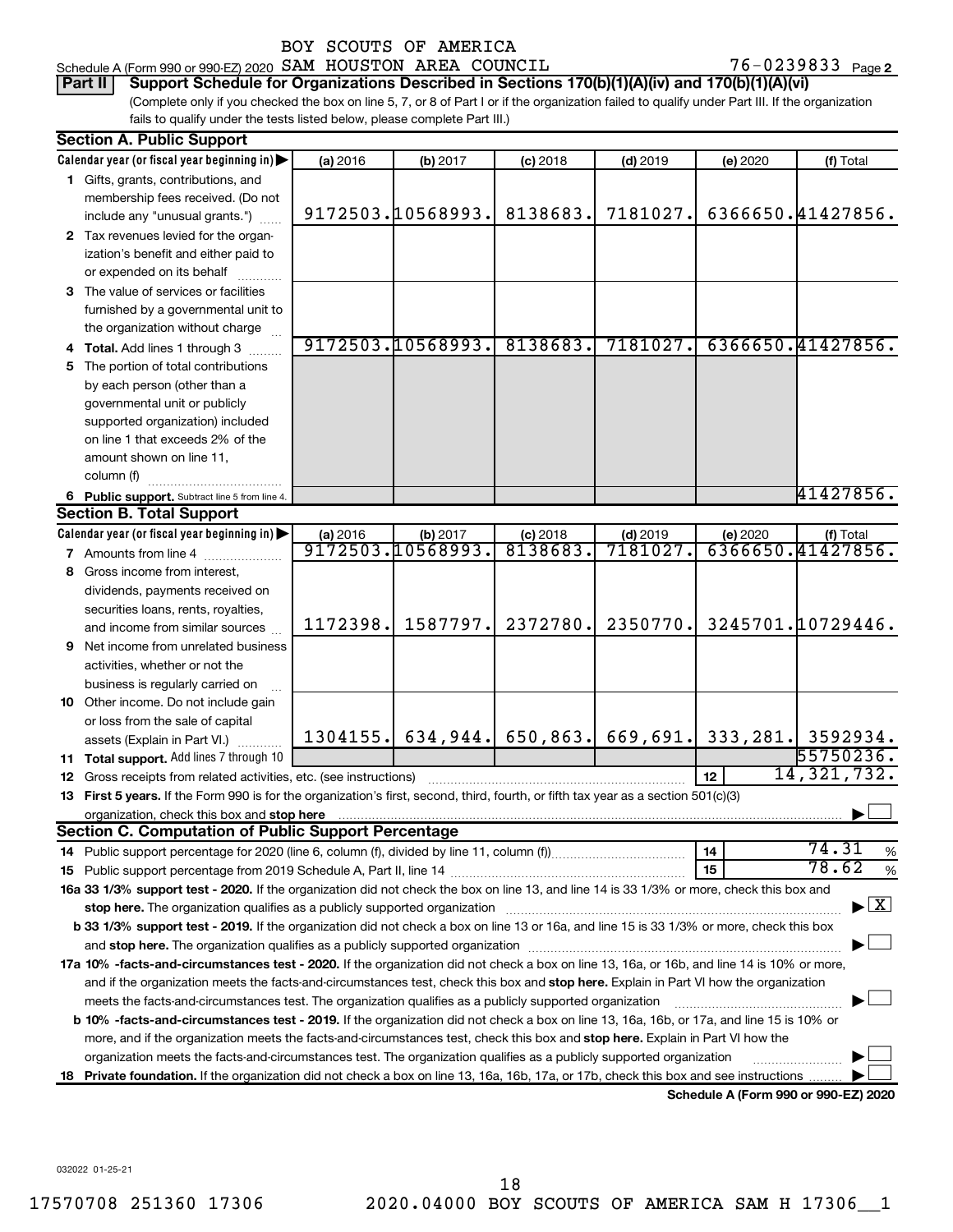BOY SCOUTS OF AMERICA

Schedule A (Form 990 or 990-EZ) 2020 SAM HOUSTON AREA COUNCIL 76-0239833 Page 2

**Part II Support Schedule for Organizations Described in Sections 170(b)(1)(A)(iv) and 170(b)(1)(A)(vi)**

(Complete only if you checked the box on line 5, 7, or 8 of Part I or if the organization failed to qualify under Part III. If the organization fails to qualify under the tests listed below, please complete Part III.)

## Section A. Public Support

| Calendar year (or fiscal year beginning in) | (a) 2016 | (b) 2017 | (c) 2018 | (d) 2019 | (e) 2020 | (f) Total |
|---|---|---|---|---|---|---|
| 1 Gifts, grants, contributions, and membership fees received. (Do not include any "unusual grants.") | 9172503. | 10568993. | 8138683. | 7181027. | 6366650. | 41427856. |
| 2 Tax revenues levied for the organization's benefit and either paid to or expended on its behalf | | | | | | |
| 3 The value of services or facilities furnished by a governmental unit to the organization without charge | | | | | | |
| 4 Total. Add lines 1 through 3 | 9172503. | 10568993. | 8138683. | 7181027. | 6366650. | 41427856. |
| 5 The portion of total contributions by each person (other than a governmental unit or publicly supported organization) included on line 1 that exceeds 2% of the amount shown on line 11, column (f) | | | | | | |
| 6 Public support. Subtract line 5 from line 4. | | | | | | 41427856. |

## Section B. Total Support

| Calendar year (or fiscal year beginning in) | (a) 2016 | (b) 2017 | (c) 2018 | (d) 2019 | (e) 2020 | (f) Total |
|---|---|---|---|---|---|---|
| 7 Amounts from line 4 | 9172503. | 10568993. | 8138683. | 7181027. | 6366650. | 41427856. |
| 8 Gross income from interest, dividends, payments received on securities loans, rents, royalties, and income from similar sources | 1172398. | 1587797. | 2372780. | 2350770. | 3245701. | 10729446. |
| 9 Net income from unrelated business activities, whether or not the business is regularly carried on | | | | | | |
| 10 Other income. Do not include gain or loss from the sale of capital assets (Explain in Part VI.) | 1304155. | 634,944. | 650,863. | 669,691. | 333,281. | 3592934. |
| 11 Total support. Add lines 7 through 10 | | | | | | 55750236. |

12 Gross receipts from related activities, etc. (see instructions) — 12 — 14,321,732.

13 **First 5 years.** If the Form 990 is for the organization's first, second, third, fourth, or fifth tax year as a section 501(c)(3) organization, check this box and **stop here** ☐

## Section C. Computation of Public Support Percentage

14 Public support percentage for 2020 (line 6, column (f), divided by line 11, column (f)) — 14 — 74.31 %

15 Public support percentage from 2019 Schedule A, Part II, line 14 — 15 — 78.62 %

**16a 33 1/3% support test - 2020.** If the organization did not check the box on line 13, and line 14 is 33 1/3% or more, check this box and **stop here.** The organization qualifies as a publicly supported organization ☒

**b 33 1/3% support test - 2019.** If the organization did not check a box on line 13 or 16a, and line 15 is 33 1/3% or more, check this box and **stop here.** The organization qualifies as a publicly supported organization ☐

**17a 10% -facts-and-circumstances test - 2020.** If the organization did not check a box on line 13, 16a, or 16b, and line 14 is 10% or more, and if the organization meets the facts-and-circumstances test, check this box and **stop here.** Explain in Part VI how the organization meets the facts-and-circumstances test. The organization qualifies as a publicly supported organization ☐

**b 10% -facts-and-circumstances test - 2019.** If the organization did not check a box on line 13, 16a, 16b, or 17a, and line 15 is 10% or more, and if the organization meets the facts-and-circumstances test, check this box and **stop here.** Explain in Part VI how the organization meets the facts-and-circumstances test. The organization qualifies as a publicly supported organization ☐

**18 Private foundation.** If the organization did not check a box on line 13, 16a, 16b, 17a, or 17b, check this box and see instructions ☐

**Schedule A (Form 990 or 990-EZ) 2020**

032022 01-25-21

17570708 251360 17306 2020.04000 BOY SCOUTS OF AMERICA SAM H 17306__1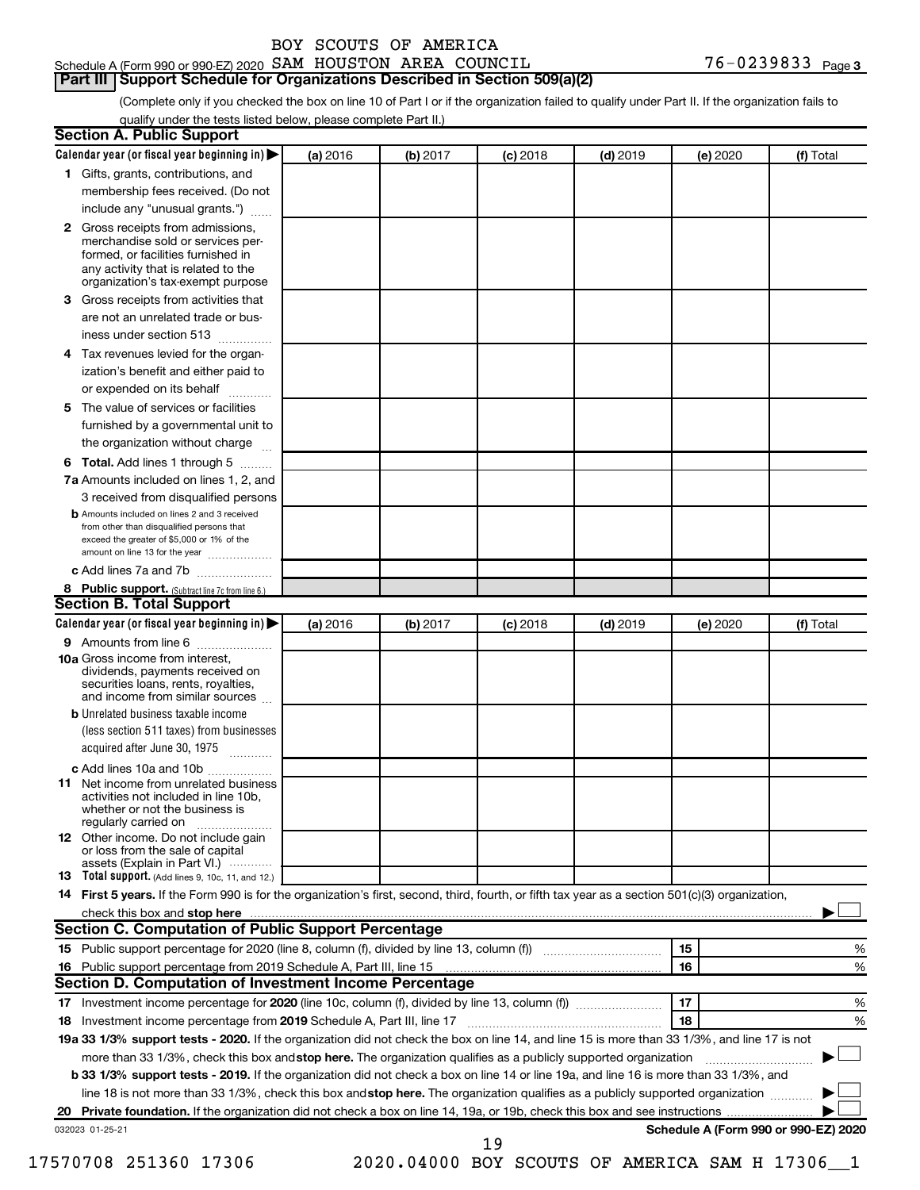BOY SCOUTS OF AMERICA

Schedule A (Form 990 or 990-EZ) 2020 SAM HOUSTON AREA COUNCIL 76-0239833 Page 3

## Part III Support Schedule for Organizations Described in Section 509(a)(2)

(Complete only if you checked the box on line 10 of Part I or if the organization failed to qualify under Part II. If the organization fails to qualify under the tests listed below, please complete Part II.)

### Section A. Public Support

| Calendar year (or fiscal year beginning in) ▶ | (a) 2016 | (b) 2017 | (c) 2018 | (d) 2019 | (e) 2020 | (f) Total |
|---|---|---|---|---|---|---|
| 1 Gifts, grants, contributions, and membership fees received. (Do not include any "unusual grants.") | | | | | | |
| 2 Gross receipts from admissions, merchandise sold or services performed, or facilities furnished in any activity that is related to the organization's tax-exempt purpose | | | | | | |
| 3 Gross receipts from activities that are not an unrelated trade or business under section 513 | | | | | | |
| 4 Tax revenues levied for the organization's benefit and either paid to or expended on its behalf | | | | | | |
| 5 The value of services or facilities furnished by a governmental unit to the organization without charge | | | | | | |
| 6 **Total.** Add lines 1 through 5 | | | | | | |
| 7a Amounts included on lines 1, 2, and 3 received from disqualified persons | | | | | | |
| b Amounts included on lines 2 and 3 received from other than disqualified persons that exceed the greater of $5,000 or 1% of the amount on line 13 for the year | | | | | | |
| c Add lines 7a and 7b | | | | | | |
| 8 **Public support.** (Subtract line 7c from line 6.) | | | | | | |

### Section B. Total Support

| Calendar year (or fiscal year beginning in) ▶ | (a) 2016 | (b) 2017 | (c) 2018 | (d) 2019 | (e) 2020 | (f) Total |
|---|---|---|---|---|---|---|
| 9 Amounts from line 6 | | | | | | |
| 10a Gross income from interest, dividends, payments received on securities loans, rents, royalties, and income from similar sources | | | | | | |
| b Unrelated business taxable income (less section 511 taxes) from businesses acquired after June 30, 1975 | | | | | | |
| c Add lines 10a and 10b | | | | | | |
| 11 Net income from unrelated business activities not included in line 10b, whether or not the business is regularly carried on | | | | | | |
| 12 Other income. Do not include gain or loss from the sale of capital assets (Explain in Part VI.) | | | | | | |
| 13 **Total support.** (Add lines 9, 10c, 11, and 12.) | | | | | | |

14 **First 5 years.** If the Form 990 is for the organization's first, second, third, fourth, or fifth tax year as a section 501(c)(3) organization, check this box and **stop here** ▶ ☐

### Section C. Computation of Public Support Percentage

| | | |
|---|---|---|
| 15 Public support percentage for 2020 (line 8, column (f), divided by line 13, column (f)) | 15 | % |
| 16 Public support percentage from 2019 Schedule A, Part III, line 15 | 16 | % |

### Section D. Computation of Investment Income Percentage

| | | |
|---|---|---|
| 17 Investment income percentage for **2020** (line 10c, column (f), divided by line 13, column (f)) | 17 | % |
| 18 Investment income percentage from **2019** Schedule A, Part III, line 17 | 18 | % |

**19a 33 1/3% support tests - 2020.** If the organization did not check the box on line 14, and line 15 is more than 33 1/3%, and line 17 is not more than 33 1/3%, check this box and **stop here.** The organization qualifies as a publicly supported organization ▶ ☐

**b 33 1/3% support tests - 2019.** If the organization did not check a box on line 14 or line 19a, and line 16 is more than 33 1/3%, and line 18 is not more than 33 1/3%, check this box and **stop here.** The organization qualifies as a publicly supported organization ▶ ☐

**20 Private foundation.** If the organization did not check a box on line 14, 19a, or 19b, check this box and see instructions ▶ ☐

032023 01-25-21 **Schedule A (Form 990 or 990-EZ) 2020**

17570708 251360 17306 2020.04000 BOY SCOUTS OF AMERICA SAM H 17306__1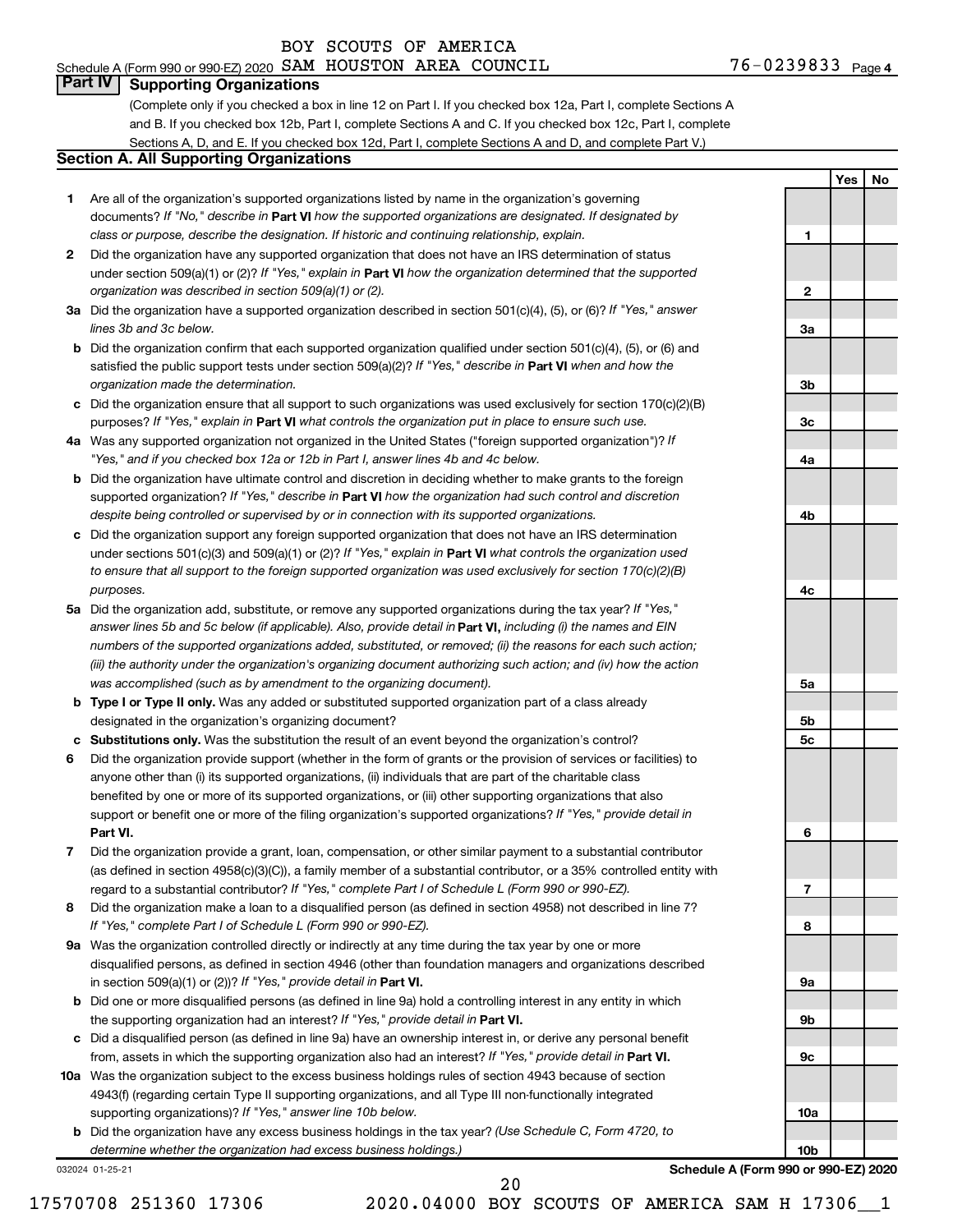BOY SCOUTS OF AMERICA

Schedule A (Form 990 or 990-EZ) 2020 SAM HOUSTON AREA COUNCIL 76-0239833 Page 4

## Part IV Supporting Organizations

(Complete only if you checked a box in line 12 on Part I. If you checked box 12a, Part I, complete Sections A and B. If you checked box 12b, Part I, complete Sections A and C. If you checked box 12c, Part I, complete Sections A, D, and E. If you checked box 12d, Part I, complete Sections A and D, and complete Part V.)

### Section A. All Supporting Organizations

| | | | Yes | No |
|---|---|---|---|---|
| **1** | Are all of the organization's supported organizations listed by name in the organization's governing documents? *If "No," describe in* **Part VI** *how the supported organizations are designated. If designated by class or purpose, describe the designation. If historic and continuing relationship, explain.* | 1 | | |
| **2** | Did the organization have any supported organization that does not have an IRS determination of status under section 509(a)(1) or (2)? *If "Yes," explain in* **Part VI** *how the organization determined that the supported organization was described in section 509(a)(1) or (2).* | 2 | | |
| **3a** | Did the organization have a supported organization described in section 501(c)(4), (5), or (6)? *If "Yes," answer lines 3b and 3c below.* | 3a | | |
| **b** | Did the organization confirm that each supported organization qualified under section 501(c)(4), (5), or (6) and satisfied the public support tests under section 509(a)(2)? *If "Yes," describe in* **Part VI** *when and how the organization made the determination.* | 3b | | |
| **c** | Did the organization ensure that all support to such organizations was used exclusively for section 170(c)(2)(B) purposes? *If "Yes," explain in* **Part VI** *what controls the organization put in place to ensure such use.* | 3c | | |
| **4a** | Was any supported organization not organized in the United States ("foreign supported organization")? *If "Yes," and if you checked box 12a or 12b in Part I, answer lines 4b and 4c below.* | 4a | | |
| **b** | Did the organization have ultimate control and discretion in deciding whether to make grants to the foreign supported organization? *If "Yes," describe in* **Part VI** *how the organization had such control and discretion despite being controlled or supervised by or in connection with its supported organizations.* | 4b | | |
| **c** | Did the organization support any foreign supported organization that does not have an IRS determination under sections 501(c)(3) and 509(a)(1) or (2)? *If "Yes," explain in* **Part VI** *what controls the organization used to ensure that all support to the foreign supported organization was used exclusively for section 170(c)(2)(B) purposes.* | 4c | | |
| **5a** | Did the organization add, substitute, or remove any supported organizations during the tax year? *If "Yes," answer lines 5b and 5c below (if applicable). Also, provide detail in* **Part VI,** *including (i) the names and EIN numbers of the supported organizations added, substituted, or removed; (ii) the reasons for each such action; (iii) the authority under the organization's organizing document authorizing such action; and (iv) how the action was accomplished (such as by amendment to the organizing document).* | 5a | | |
| **b** | **Type I or Type II only.** Was any added or substituted supported organization part of a class already designated in the organization's organizing document? | 5b | | |
| **c** | **Substitutions only.** Was the substitution the result of an event beyond the organization's control? | 5c | | |
| **6** | Did the organization provide support (whether in the form of grants or the provision of services or facilities) to anyone other than (i) its supported organizations, (ii) individuals that are part of the charitable class benefited by one or more of its supported organizations, or (iii) other supporting organizations that also support or benefit one or more of the filing organization's supported organizations? *If "Yes," provide detail in* **Part VI.** | 6 | | |
| **7** | Did the organization provide a grant, loan, compensation, or other similar payment to a substantial contributor (as defined in section 4958(c)(3)(C)), a family member of a substantial contributor, or a 35% controlled entity with regard to a substantial contributor? *If "Yes," complete Part I of Schedule L (Form 990 or 990-EZ).* | 7 | | |
| **8** | Did the organization make a loan to a disqualified person (as defined in section 4958) not described in line 7? *If "Yes," complete Part I of Schedule L (Form 990 or 990-EZ).* | 8 | | |
| **9a** | Was the organization controlled directly or indirectly at any time during the tax year by one or more disqualified persons, as defined in section 4946 (other than foundation managers and organizations described in section 509(a)(1) or (2))? *If "Yes," provide detail in* **Part VI.** | 9a | | |
| **b** | Did one or more disqualified persons (as defined in line 9a) hold a controlling interest in any entity in which the supporting organization had an interest? *If "Yes," provide detail in* **Part VI.** | 9b | | |
| **c** | Did a disqualified person (as defined in line 9a) have an ownership interest in, or derive any personal benefit from, assets in which the supporting organization also had an interest? *If "Yes," provide detail in* **Part VI.** | 9c | | |
| **10a** | Was the organization subject to the excess business holdings rules of section 4943 because of section 4943(f) (regarding certain Type II supporting organizations, and all Type III non-functionally integrated supporting organizations)? *If "Yes," answer line 10b below.* | 10a | | |
| **b** | Did the organization have any excess business holdings in the tax year? *(Use Schedule C, Form 4720, to determine whether the organization had excess business holdings.)* | 10b | | |

032024 01-25-21

**Schedule A (Form 990 or 990-EZ) 2020**

17570708 251360 17306 2020.04000 BOY SCOUTS OF AMERICA SAM H 17306__1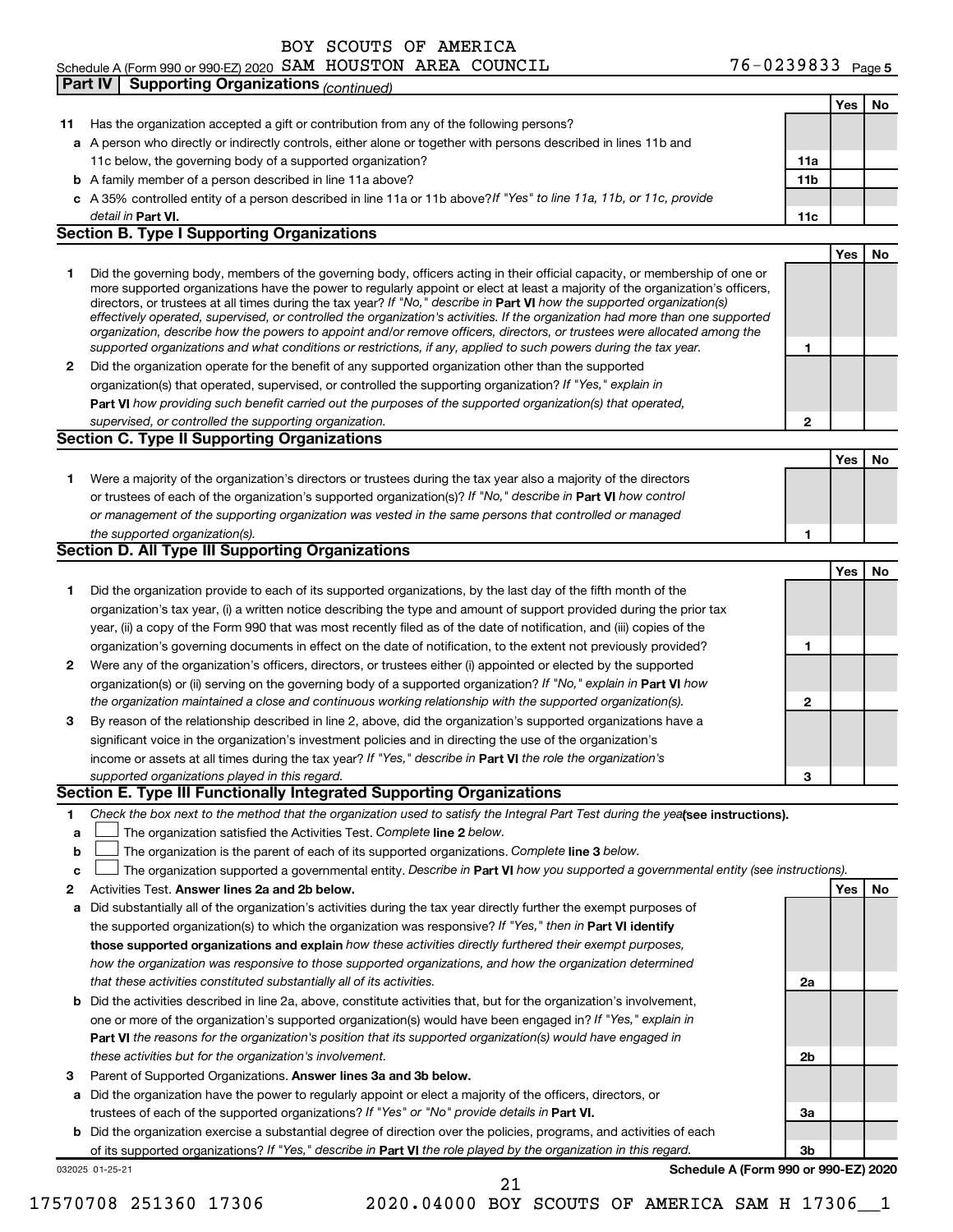BOY SCOUTS OF AMERICA

Schedule A (Form 990 or 990-EZ) 2020 SAM HOUSTON AREA COUNCIL 76-0239833 Page 5

**Part IV | Supporting Organizations** *(continued)*

| | | | Yes | No |
|---|---|---|---|---|
| **11** | Has the organization accepted a gift or contribution from any of the following persons? | | | |
| **a** | A person who directly or indirectly controls, either alone or together with persons described in lines 11b and 11c below, the governing body of a supported organization? | **11a** | | |
| **b** | A family member of a person described in line 11a above? | **11b** | | |
| **c** | A 35% controlled entity of a person described in line 11a or 11b above? *If "Yes" to line 11a, 11b, or 11c, provide detail in* **Part VI.** | **11c** | | |

## Section B. Type I Supporting Organizations

| | | | Yes | No |
|---|---|---|---|---|
| **1** | Did the governing body, members of the governing body, officers acting in their official capacity, or membership of one or more supported organizations have the power to regularly appoint or elect at least a majority of the organization's officers, directors, or trustees at all times during the tax year? *If "No," describe in* **Part VI** *how the supported organization(s) effectively operated, supervised, or controlled the organization's activities. If the organization had more than one supported organization, describe how the powers to appoint and/or remove officers, directors, or trustees were allocated among the supported organizations and what conditions or restrictions, if any, applied to such powers during the tax year.* | **1** | | |
| **2** | Did the organization operate for the benefit of any supported organization other than the supported organization(s) that operated, supervised, or controlled the supporting organization? *If "Yes," explain in* **Part VI** *how providing such benefit carried out the purposes of the supported organization(s) that operated, supervised, or controlled the supporting organization.* | **2** | | |

## Section C. Type II Supporting Organizations

| | | | Yes | No |
|---|---|---|---|---|
| **1** | Were a majority of the organization's directors or trustees during the tax year also a majority of the directors or trustees of each of the organization's supported organization(s)? *If "No," describe in* **Part VI** *how control or management of the supporting organization was vested in the same persons that controlled or managed the supported organization(s).* | **1** | | |

## Section D. All Type III Supporting Organizations

| | | | Yes | No |
|---|---|---|---|---|
| **1** | Did the organization provide to each of its supported organizations, by the last day of the fifth month of the organization's tax year, (i) a written notice describing the type and amount of support provided during the prior tax year, (ii) a copy of the Form 990 that was most recently filed as of the date of notification, and (iii) copies of the organization's governing documents in effect on the date of notification, to the extent not previously provided? | **1** | | |
| **2** | Were any of the organization's officers, directors, or trustees either (i) appointed or elected by the supported organization(s) or (ii) serving on the governing body of a supported organization? *If "No," explain in* **Part VI** *how the organization maintained a close and continuous working relationship with the supported organization(s).* | **2** | | |
| **3** | By reason of the relationship described in line 2, above, did the organization's supported organizations have a significant voice in the organization's investment policies and in directing the use of the organization's income or assets at all times during the tax year? *If "Yes," describe in* **Part VI** *the role the organization's supported organizations played in this regard.* | **3** | | |

## Section E. Type III Functionally Integrated Supporting Organizations

**1** *Check the box next to the method that the organization used to satisfy the Integral Part Test during the year* **(see instructions).**

- **a** ☐ The organization satisfied the Activities Test. *Complete* **line 2** *below.*
- **b** ☐ The organization is the parent of each of its supported organizations. *Complete* **line 3** *below.*
- **c** ☐ The organization supported a governmental entity. *Describe in* **Part VI** *how you supported a governmental entity (see instructions).*

| | | | Yes | No |
|---|---|---|---|---|
| **2** | Activities Test. **Answer lines 2a and 2b below.** | | | |
| **a** | Did substantially all of the organization's activities during the tax year directly further the exempt purposes of the supported organization(s) to which the organization was responsive? *If "Yes," then in* **Part VI identify those supported organizations and explain** *how these activities directly furthered their exempt purposes, how the organization was responsive to those supported organizations, and how the organization determined that these activities constituted substantially all of its activities.* | **2a** | | |
| **b** | Did the activities described in line 2a, above, constitute activities that, but for the organization's involvement, one or more of the organization's supported organization(s) would have been engaged in? *If "Yes," explain in* **Part VI** *the reasons for the organization's position that its supported organization(s) would have engaged in these activities but for the organization's involvement.* | **2b** | | |
| **3** | Parent of Supported Organizations. **Answer lines 3a and 3b below.** | | | |
| **a** | Did the organization have the power to regularly appoint or elect a majority of the officers, directors, or trustees of each of the supported organizations? *If "Yes" or "No" provide details in* **Part VI.** | **3a** | | |
| **b** | Did the organization exercise a substantial degree of direction over the policies, programs, and activities of each of its supported organizations? *If "Yes," describe in* **Part VI** *the role played by the organization in this regard.* | **3b** | | |

032025 01-25-21 **Schedule A (Form 990 or 990-EZ) 2020**

17570708 251360 17306 2020.04000 BOY SCOUTS OF AMERICA SAM H 17306__1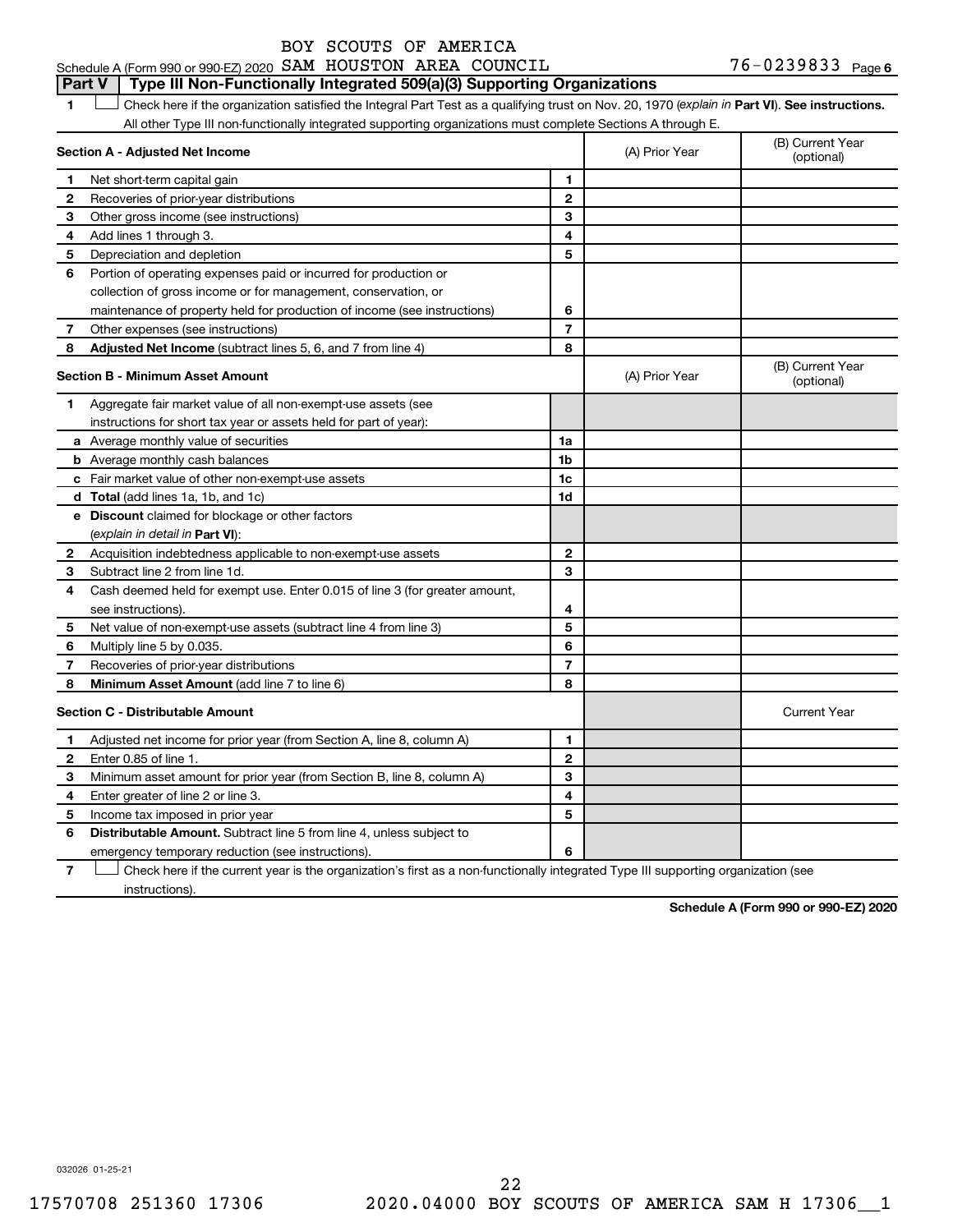BOY SCOUTS OF AMERICA

Schedule A (Form 990 or 990-EZ) 2020 SAM HOUSTON AREA COUNCIL 76-0239833 Page 6

## Part V Type III Non-Functionally Integrated 509(a)(3) Supporting Organizations

1 ☐ Check here if the organization satisfied the Integral Part Test as a qualifying trust on Nov. 20, 1970 (*explain in* **Part VI**). **See instructions.** All other Type III non-functionally integrated supporting organizations must complete Sections A through E.

| **Section A - Adjusted Net Income** | | (A) Prior Year | (B) Current Year (optional) |
|---|---|---|---|
| 1 Net short-term capital gain | 1 | | |
| 2 Recoveries of prior-year distributions | 2 | | |
| 3 Other gross income (see instructions) | 3 | | |
| 4 Add lines 1 through 3. | 4 | | |
| 5 Depreciation and depletion | 5 | | |
| 6 Portion of operating expenses paid or incurred for production or collection of gross income or for management, conservation, or maintenance of property held for production of income (see instructions) | 6 | | |
| 7 Other expenses (see instructions) | 7 | | |
| 8 **Adjusted Net Income** (subtract lines 5, 6, and 7 from line 4) | 8 | | |

| **Section B - Minimum Asset Amount** | | (A) Prior Year | (B) Current Year (optional) |
|---|---|---|---|
| 1 Aggregate fair market value of all non-exempt-use assets (see instructions for short tax year or assets held for part of year): | | | |
| a Average monthly value of securities | 1a | | |
| b Average monthly cash balances | 1b | | |
| c Fair market value of other non-exempt-use assets | 1c | | |
| d **Total** (add lines 1a, 1b, and 1c) | 1d | | |
| e **Discount** claimed for blockage or other factors (*explain in detail in* **Part VI**): | | | |
| 2 Acquisition indebtedness applicable to non-exempt-use assets | 2 | | |
| 3 Subtract line 2 from line 1d. | 3 | | |
| 4 Cash deemed held for exempt use. Enter 0.015 of line 3 (for greater amount, see instructions). | 4 | | |
| 5 Net value of non-exempt-use assets (subtract line 4 from line 3) | 5 | | |
| 6 Multiply line 5 by 0.035. | 6 | | |
| 7 Recoveries of prior-year distributions | 7 | | |
| 8 **Minimum Asset Amount** (add line 7 to line 6) | 8 | | |

| **Section C - Distributable Amount** | | | Current Year |
|---|---|---|---|
| 1 Adjusted net income for prior year (from Section A, line 8, column A) | 1 | | |
| 2 Enter 0.85 of line 1. | 2 | | |
| 3 Minimum asset amount for prior year (from Section B, line 8, column A) | 3 | | |
| 4 Enter greater of line 2 or line 3. | 4 | | |
| 5 Income tax imposed in prior year | 5 | | |
| 6 **Distributable Amount.** Subtract line 5 from line 4, unless subject to emergency temporary reduction (see instructions). | 6 | | |

7 ☐ Check here if the current year is the organization's first as a non-functionally integrated Type III supporting organization (see instructions).

**Schedule A (Form 990 or 990-EZ) 2020**

032026 01-25-21

17570708 251360 17306 2020.04000 BOY SCOUTS OF AMERICA SAM H 17306__1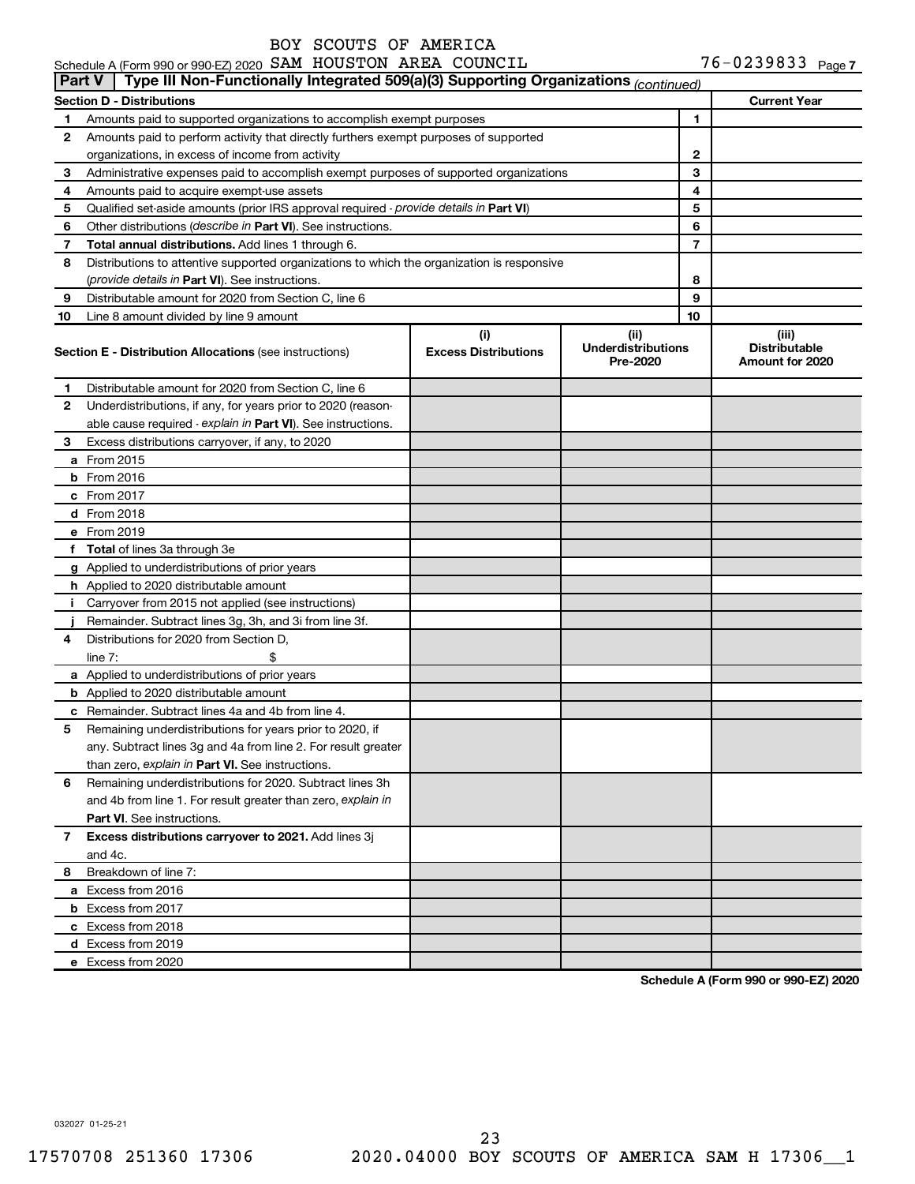BOY SCOUTS OF AMERICA

Schedule A (Form 990 or 990-EZ) 2020 SAM HOUSTON AREA COUNCIL 76-0239833 Page 7

## Part V | Type III Non-Functionally Integrated 509(a)(3) Supporting Organizations *(continued)*

| Section D - Distributions | | | Current Year |
|---|---|---|---|
| 1 | Amounts paid to supported organizations to accomplish exempt purposes | 1 | |
| 2 | Amounts paid to perform activity that directly furthers exempt purposes of supported organizations, in excess of income from activity | 2 | |
| 3 | Administrative expenses paid to accomplish exempt purposes of supported organizations | 3 | |
| 4 | Amounts paid to acquire exempt-use assets | 4 | |
| 5 | Qualified set-aside amounts (prior IRS approval required - *provide details in* **Part VI**) | 5 | |
| 6 | Other distributions (*describe in* **Part VI**). See instructions. | 6 | |
| 7 | **Total annual distributions.** Add lines 1 through 6. | 7 | |
| 8 | Distributions to attentive supported organizations to which the organization is responsive (*provide details in* **Part VI**). See instructions. | 8 | |
| 9 | Distributable amount for 2020 from Section C, line 6 | 9 | |
| 10 | Line 8 amount divided by line 9 amount | 10 | |

| | **Section E - Distribution Allocations** (see instructions) | (i) Excess Distributions | (ii) Underdistributions Pre-2020 | (iii) Distributable Amount for 2020 |
|---|---|---|---|---|
| 1 | Distributable amount for 2020 from Section C, line 6 | | | |
| 2 | Underdistributions, if any, for years prior to 2020 (reasonable cause required - *explain in* **Part VI**). See instructions. | | | |
| 3 | Excess distributions carryover, if any, to 2020 | | | |
| a | From 2015 | | | |
| b | From 2016 | | | |
| c | From 2017 | | | |
| d | From 2018 | | | |
| e | From 2019 | | | |
| f | **Total** of lines 3a through 3e | | | |
| g | Applied to underdistributions of prior years | | | |
| h | Applied to 2020 distributable amount | | | |
| i | Carryover from 2015 not applied (see instructions) | | | |
| j | Remainder. Subtract lines 3g, 3h, and 3i from line 3f. | | | |
| 4 | Distributions for 2020 from Section D, line 7: $ | | | |
| a | Applied to underdistributions of prior years | | | |
| b | Applied to 2020 distributable amount | | | |
| c | Remainder. Subtract lines 4a and 4b from line 4. | | | |
| 5 | Remaining underdistributions for years prior to 2020, if any. Subtract lines 3g and 4a from line 2. For result greater than zero, *explain in* **Part VI.** See instructions. | | | |
| 6 | Remaining underdistributions for 2020. Subtract lines 3h and 4b from line 1. For result greater than zero, *explain in* **Part VI**. See instructions. | | | |
| 7 | **Excess distributions carryover to 2021.** Add lines 3j and 4c. | | | |
| 8 | Breakdown of line 7: | | | |
| a | Excess from 2016 | | | |
| b | Excess from 2017 | | | |
| c | Excess from 2018 | | | |
| d | Excess from 2019 | | | |
| e | Excess from 2020 | | | |

**Schedule A (Form 990 or 990-EZ) 2020**

032027 01-25-21

17570708 251360 17306 2020.04000 BOY SCOUTS OF AMERICA SAM H 17306__1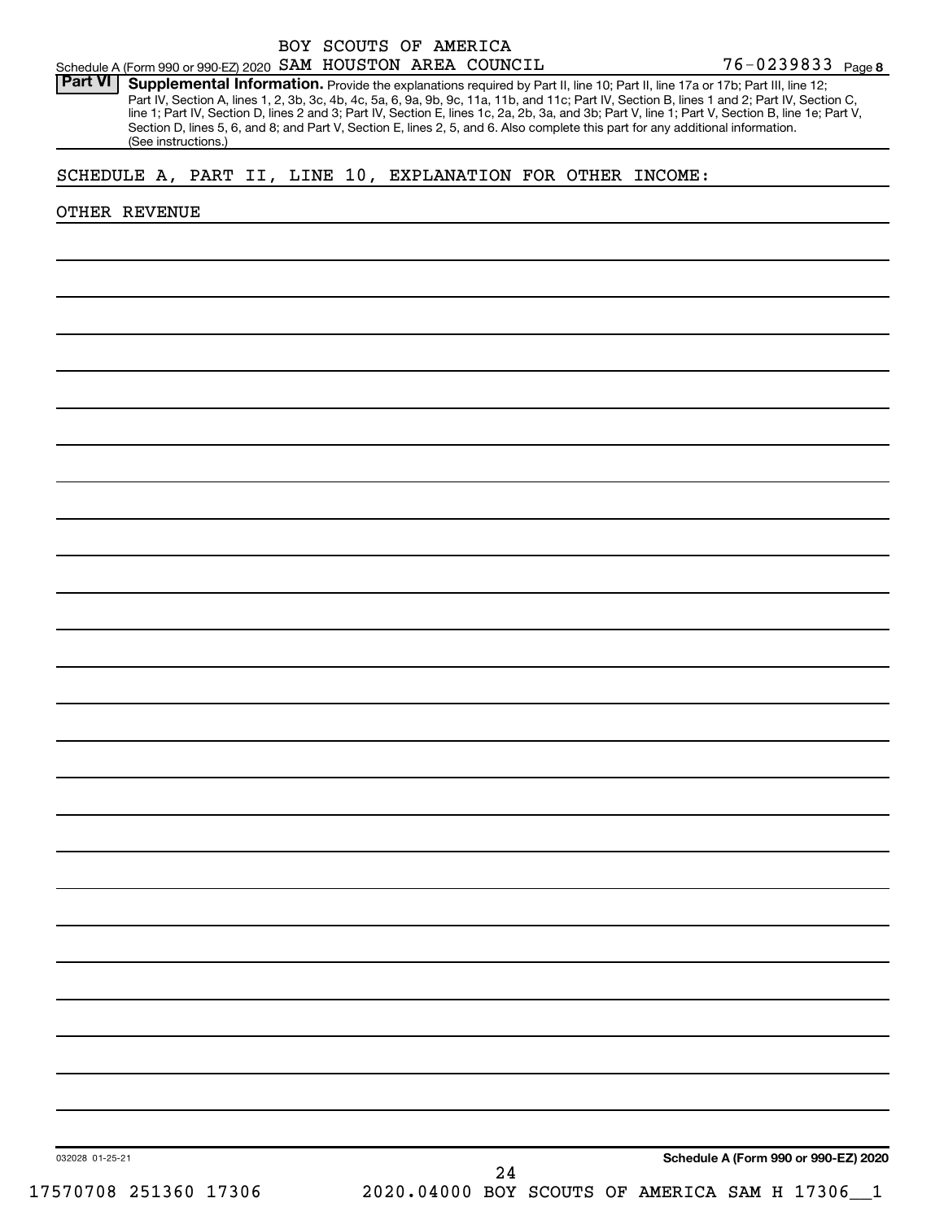BOY SCOUTS OF AMERICA

Schedule A (Form 990 or 990-EZ) 2020 SAM HOUSTON AREA COUNCIL 76-0239833 Page 8

**Part VI** **Supplemental Information.** Provide the explanations required by Part II, line 10; Part II, line 17a or 17b; Part III, line 12; Part IV, Section A, lines 1, 2, 3b, 3c, 4b, 4c, 5a, 6, 9a, 9b, 9c, 11a, 11b, and 11c; Part IV, Section B, lines 1 and 2; Part IV, Section C, line 1; Part IV, Section D, lines 2 and 3; Part IV, Section E, lines 1c, 2a, 2b, 3a, and 3b; Part V, line 1; Part V, Section B, line 1e; Part V, Section D, lines 5, 6, and 8; and Part V, Section E, lines 2, 5, and 6. Also complete this part for any additional information. (See instructions.)

SCHEDULE A, PART II, LINE 10, EXPLANATION FOR OTHER INCOME:

OTHER REVENUE

032028 01-25-21

**Schedule A (Form 990 or 990-EZ) 2020**

17570708 251360 17306 2020.04000 BOY SCOUTS OF AMERICA SAM H 17306__1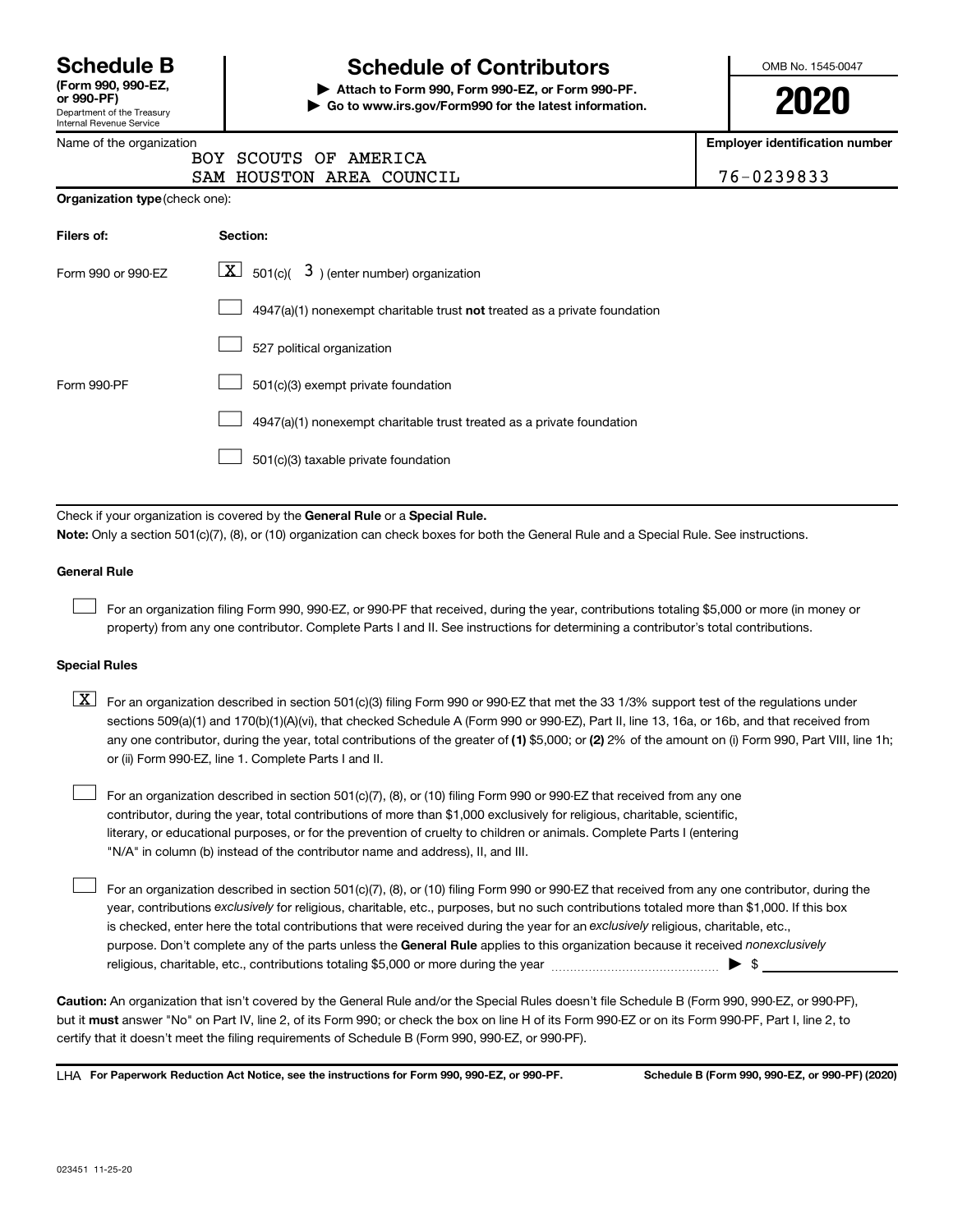# Schedule B
**(Form 990, 990-EZ, or 990-PF)**
Department of the Treasury
Internal Revenue Service

## Schedule of Contributors

▶ **Attach to Form 990, Form 990-EZ, or Form 990-PF.**
▶ **Go to www.irs.gov/Form990 for the latest information.**

OMB No. 1545-0047

**2020**

Name of the organization
BOY SCOUTS OF AMERICA
SAM HOUSTON AREA COUNCIL

**Employer identification number**
76-0239833

**Organization type** (check one):

| Filers of: | Section: |
|---|---|
| Form 990 or 990-EZ | [X] 501(c)( 3 ) (enter number) organization |
| | [ ] 4947(a)(1) nonexempt charitable trust **not** treated as a private foundation |
| | [ ] 527 political organization |
| Form 990-PF | [ ] 501(c)(3) exempt private foundation |
| | [ ] 4947(a)(1) nonexempt charitable trust treated as a private foundation |
| | [ ] 501(c)(3) taxable private foundation |

Check if your organization is covered by the **General Rule** or a **Special Rule.**

**Note:** Only a section 501(c)(7), (8), or (10) organization can check boxes for both the General Rule and a Special Rule. See instructions.

**General Rule**

[ ] For an organization filing Form 990, 990-EZ, or 990-PF that received, during the year, contributions totaling $5,000 or more (in money or property) from any one contributor. Complete Parts I and II. See instructions for determining a contributor's total contributions.

**Special Rules**

[X] For an organization described in section 501(c)(3) filing Form 990 or 990-EZ that met the 33 1/3% support test of the regulations under sections 509(a)(1) and 170(b)(1)(A)(vi), that checked Schedule A (Form 990 or 990-EZ), Part II, line 13, 16a, or 16b, and that received from any one contributor, during the year, total contributions of the greater of **(1)** $5,000; or **(2)** 2% of the amount on (i) Form 990, Part VIII, line 1h; or (ii) Form 990-EZ, line 1. Complete Parts I and II.

[ ] For an organization described in section 501(c)(7), (8), or (10) filing Form 990 or 990-EZ that received from any one contributor, during the year, total contributions of more than $1,000 exclusively for religious, charitable, scientific, literary, or educational purposes, or for the prevention of cruelty to children or animals. Complete Parts I (entering "N/A" in column (b) instead of the contributor name and address), II, and III.

[ ] For an organization described in section 501(c)(7), (8), or (10) filing Form 990 or 990-EZ that received from any one contributor, during the year, contributions *exclusively* for religious, charitable, etc., purposes, but no such contributions totaled more than $1,000. If this box is checked, enter here the total contributions that were received during the year for an *exclusively* religious, charitable, etc., purpose. Don't complete any of the parts unless the **General Rule** applies to this organization because it received *nonexclusively* religious, charitable, etc., contributions totaling $5,000 or more during the year ........ ▶ $ ________

**Caution:** An organization that isn't covered by the General Rule and/or the Special Rules doesn't file Schedule B (Form 990, 990-EZ, or 990-PF), but it **must** answer "No" on Part IV, line 2, of its Form 990; or check the box on line H of its Form 990-EZ or on its Form 990-PF, Part I, line 2, to certify that it doesn't meet the filing requirements of Schedule B (Form 990, 990-EZ, or 990-PF).

LHA **For Paperwork Reduction Act Notice, see the instructions for Form 990, 990-EZ, or 990-PF.** **Schedule B (Form 990, 990-EZ, or 990-PF) (2020)**

023451 11-25-20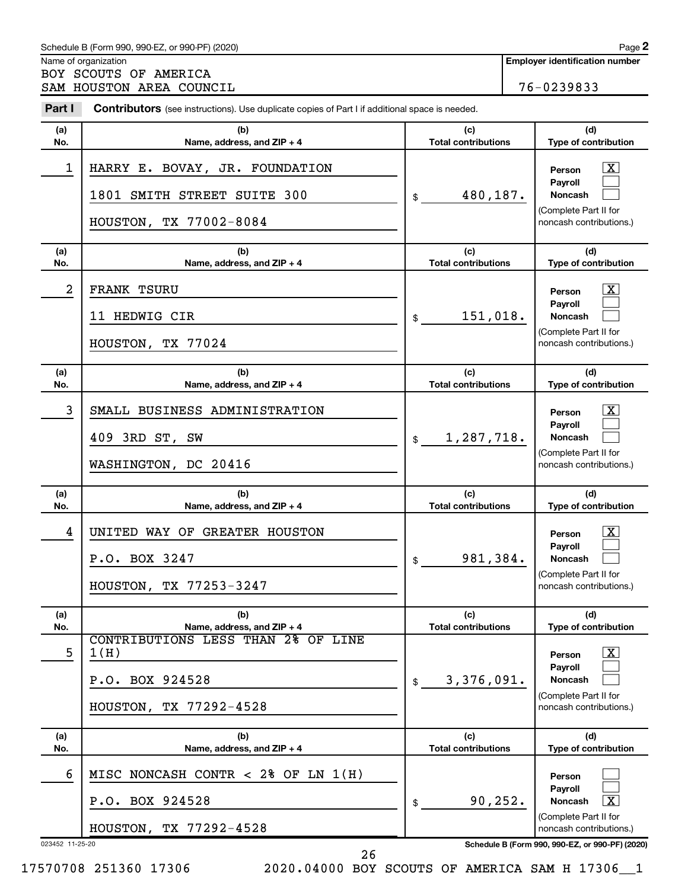Schedule B (Form 990, 990-EZ, or 990-PF) (2020)

Name of organization
BOY SCOUTS OF AMERICA
SAM HOUSTON AREA COUNCIL

**Employer identification number**
76-0239833

**Part I** **Contributors** (see instructions). Use duplicate copies of Part I if additional space is needed.

| (a) No. | (b) Name, address, and ZIP + 4 | (c) Total contributions | (d) Type of contribution |
|---|---|---|---|
| 1 | HARRY E. BOVAY, JR. FOUNDATION<br>1801 SMITH STREET SUITE 300<br>HOUSTON, TX 77002-8084 | $ 480,187. | Person [X]<br>Payroll [ ]<br>Noncash [ ]<br>(Complete Part II for noncash contributions.) |
| 2 | FRANK TSURU<br>11 HEDWIG CIR<br>HOUSTON, TX 77024 | $ 151,018. | Person [X]<br>Payroll [ ]<br>Noncash [ ]<br>(Complete Part II for noncash contributions.) |
| 3 | SMALL BUSINESS ADMINISTRATION<br>409 3RD ST, SW<br>WASHINGTON, DC 20416 | $ 1,287,718. | Person [X]<br>Payroll [ ]<br>Noncash [ ]<br>(Complete Part II for noncash contributions.) |
| 4 | UNITED WAY OF GREATER HOUSTON<br>P.O. BOX 3247<br>HOUSTON, TX 77253-3247 | $ 981,384. | Person [X]<br>Payroll [ ]<br>Noncash [ ]<br>(Complete Part II for noncash contributions.) |
| 5 | CONTRIBUTIONS LESS THAN 2% OF LINE 1(H)<br>P.O. BOX 924528<br>HOUSTON, TX 77292-4528 | $ 3,376,091. | Person [X]<br>Payroll [ ]<br>Noncash [ ]<br>(Complete Part II for noncash contributions.) |
| 6 | MISC NONCASH CONTR < 2% OF LN 1(H)<br>P.O. BOX 924528<br>HOUSTON, TX 77292-4528 | $ 90,252. | Person [ ]<br>Payroll [ ]<br>Noncash [X]<br>(Complete Part II for noncash contributions.) |

023452 11-25-20

Schedule B (Form 990, 990-EZ, or 990-PF) (2020)

17570708 251360 17306 2020.04000 BOY SCOUTS OF AMERICA SAM H 17306__1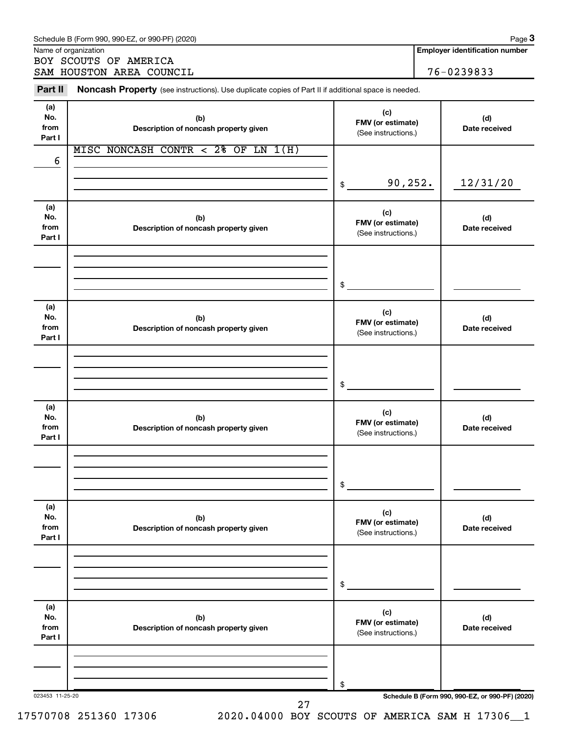Schedule B (Form 990, 990-EZ, or 990-PF) (2020)

Name of organization

BOY SCOUTS OF AMERICA
SAM HOUSTON AREA COUNCIL

**Employer identification number**

76-0239833

**Part II** **Noncash Property** (see instructions). Use duplicate copies of Part II if additional space is needed.

| (a) No. from Part I | (b) Description of noncash property given | (c) FMV (or estimate) (See instructions.) | (d) Date received |
|---|---|---|---|
| 6 | MISC NONCASH CONTR < 2% OF LN 1(H) | $ 90,252. | 12/31/20 |
| (a) No. from Part I | (b) Description of noncash property given | (c) FMV (or estimate) (See instructions.) | (d) Date received |
| | | $ | |
| (a) No. from Part I | (b) Description of noncash property given | (c) FMV (or estimate) (See instructions.) | (d) Date received |
| | | $ | |
| (a) No. from Part I | (b) Description of noncash property given | (c) FMV (or estimate) (See instructions.) | (d) Date received |
| | | $ | |
| (a) No. from Part I | (b) Description of noncash property given | (c) FMV (or estimate) (See instructions.) | (d) Date received |
| | | $ | |
| (a) No. from Part I | (b) Description of noncash property given | (c) FMV (or estimate) (See instructions.) | (d) Date received |
| | | $ | |

023453 11-25-20

**Schedule B (Form 990, 990-EZ, or 990-PF) (2020)**

17570708 251360 17306 2020.04000 BOY SCOUTS OF AMERICA SAM H 17306__1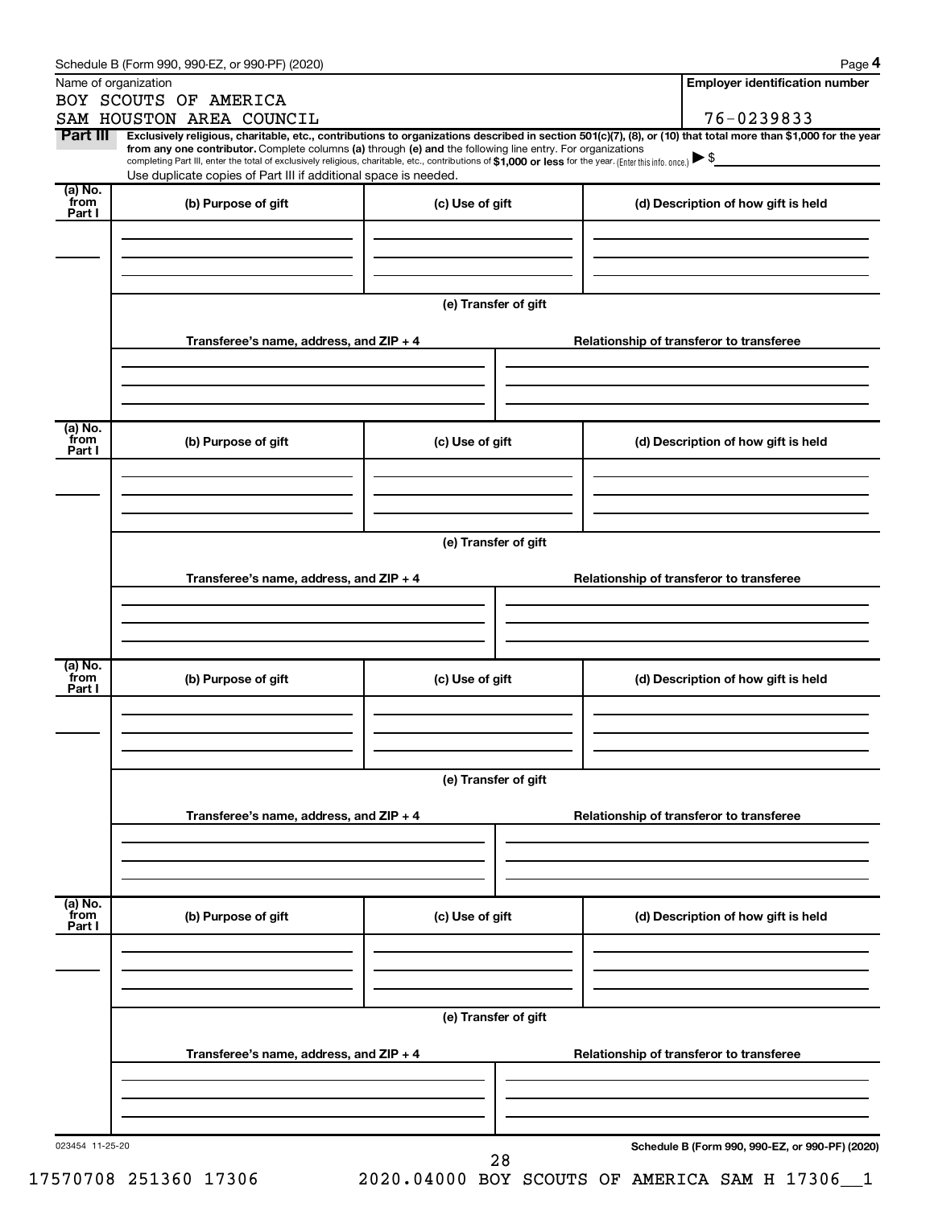Schedule B (Form 990, 990-EZ, or 990-PF) (2020) Page **4**

Name of organization: BOY SCOUTS OF AMERICA SAM HOUSTON AREA COUNCIL

**Employer identification number:** 76-0239833

**Part III** **Exclusively religious, charitable, etc., contributions to organizations described in section 501(c)(7), (8), or (10) that total more than $1,000 for the year from any one contributor.** Complete columns **(a)** through **(e)** and the following line entry. For organizations completing Part III, enter the total of exclusively religious, charitable, etc., contributions of **$1,000 or less** for the year. (Enter this info. once.) ▶ $

Use duplicate copies of Part III if additional space is needed.

| (a) No. from Part I | (b) Purpose of gift | (c) Use of gift | (d) Description of how gift is held |
|---|---|---|---|
| | | | |

**(e) Transfer of gift**

| Transferee's name, address, and ZIP + 4 | Relationship of transferor to transferee |
|---|---|
| | |

| (a) No. from Part I | (b) Purpose of gift | (c) Use of gift | (d) Description of how gift is held |
|---|---|---|---|
| | | | |

**(e) Transfer of gift**

| Transferee's name, address, and ZIP + 4 | Relationship of transferor to transferee |
|---|---|
| | |

| (a) No. from Part I | (b) Purpose of gift | (c) Use of gift | (d) Description of how gift is held |
|---|---|---|---|
| | | | |

**(e) Transfer of gift**

| Transferee's name, address, and ZIP + 4 | Relationship of transferor to transferee |
|---|---|
| | |

| (a) No. from Part I | (b) Purpose of gift | (c) Use of gift | (d) Description of how gift is held |
|---|---|---|---|
| | | | |

**(e) Transfer of gift**

| Transferee's name, address, and ZIP + 4 | Relationship of transferor to transferee |
|---|---|
| | |

023454 11-25-20

**Schedule B (Form 990, 990-EZ, or 990-PF) (2020)**

17570708 251360 17306 2020.04000 BOY SCOUTS OF AMERICA SAM H 17306__1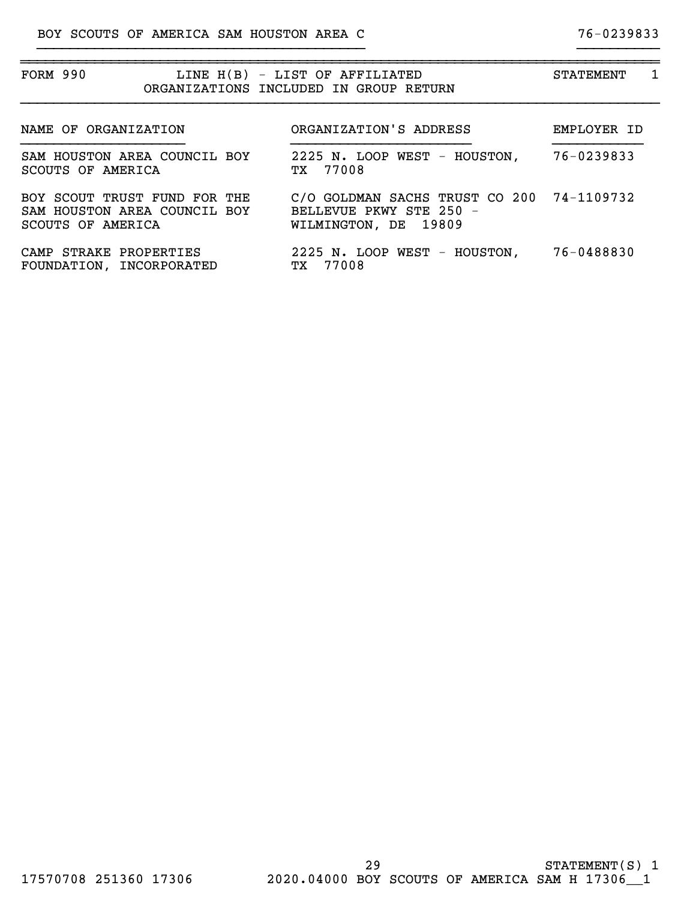BOY SCOUTS OF AMERICA SAM HOUSTON AREA C 76-0239833

## FORM 990 LINE H(B) - LIST OF AFFILIATED ORGANIZATIONS INCLUDED IN GROUP RETURN — STATEMENT 1

| NAME OF ORGANIZATION | ORGANIZATION'S ADDRESS | EMPLOYER ID |
|---|---|---|
| SAM HOUSTON AREA COUNCIL BOY SCOUTS OF AMERICA | 2225 N. LOOP WEST - HOUSTON, TX 77008 | 76-0239833 |
| BOY SCOUT TRUST FUND FOR THE SAM HOUSTON AREA COUNCIL BOY SCOUTS OF AMERICA | C/O GOLDMAN SACHS TRUST CO 200 BELLEVUE PKWY STE 250 - WILMINGTON, DE 19809 | 74-1109732 |
| CAMP STRAKE PROPERTIES FOUNDATION, INCORPORATED | 2225 N. LOOP WEST - HOUSTON, TX 77008 | 76-0488830 |

STATEMENT(S) 1

17570708 251360 17306 2020.04000 BOY SCOUTS OF AMERICA SAM H 17306__1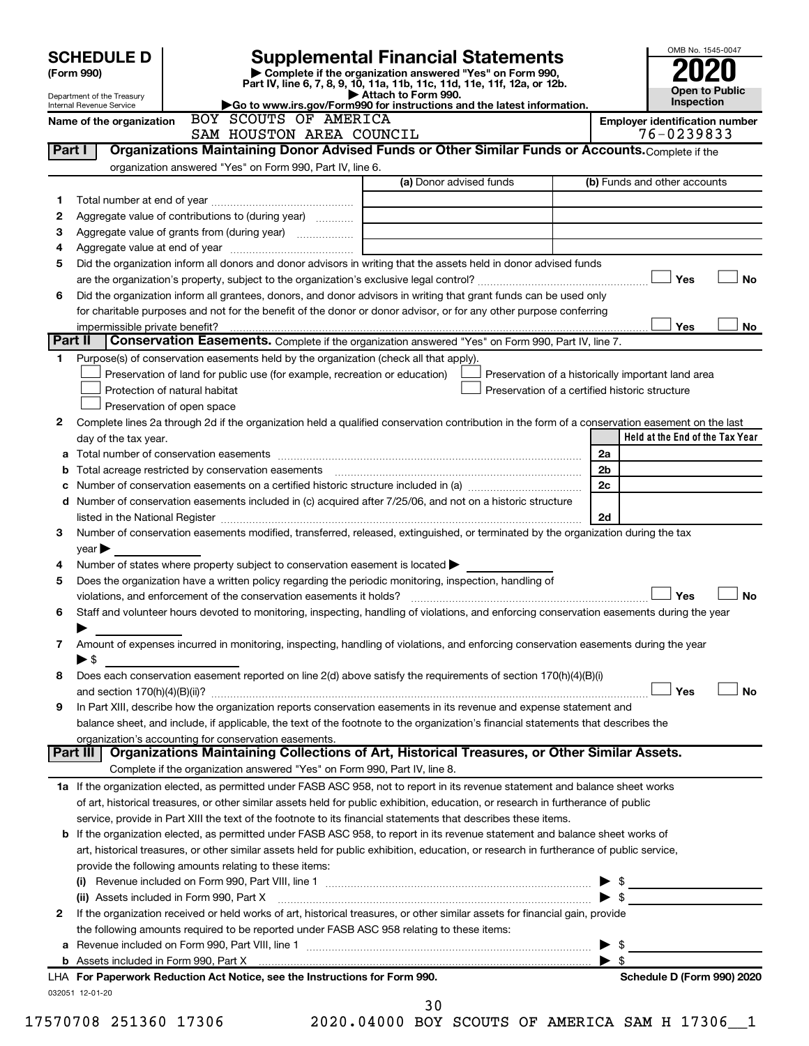# SCHEDULE D (Form 990)

Department of the Treasury
Internal Revenue Service

# Supplemental Financial Statements

▶ Complete if the organization answered "Yes" on Form 990, Part IV, line 6, 7, 8, 9, 10, 11a, 11b, 11c, 11d, 11e, 11f, 12a, or 12b.
▶ Attach to Form 990.
▶Go to www.irs.gov/Form990 for instructions and the latest information.

OMB No. 1545-0047

**2020**

**Open to Public Inspection**

Name of the organization: BOY SCOUTS OF AMERICA SAM HOUSTON AREA COUNCIL

Employer identification number: 76-0239833

## Part I — Organizations Maintaining Donor Advised Funds or Other Similar Funds or Accounts.

Complete if the organization answered "Yes" on Form 990, Part IV, line 6.

| | | (a) Donor advised funds | (b) Funds and other accounts |
|---|---|---|---|
| 1 | Total number at end of year | | |
| 2 | Aggregate value of contributions to (during year) | | |
| 3 | Aggregate value of grants from (during year) | | |
| 4 | Aggregate value at end of year | | |

5 Did the organization inform all donors and donor advisors in writing that the assets held in donor advised funds are the organization's property, subject to the organization's exclusive legal control? ☐ Yes ☐ No

6 Did the organization inform all grantees, donors, and donor advisors in writing that grant funds can be used only for charitable purposes and not for the benefit of the donor or donor advisor, or for any other purpose conferring impermissible private benefit? ☐ Yes ☐ No

## Part II — Conservation Easements.

Complete if the organization answered "Yes" on Form 990, Part IV, line 7.

1 Purpose(s) of conservation easements held by the organization (check all that apply).

- ☐ Preservation of land for public use (for example, recreation or education)
- ☐ Protection of natural habitat
- ☐ Preservation of open space
- ☐ Preservation of a historically important land area
- ☐ Preservation of a certified historic structure

2 Complete lines 2a through 2d if the organization held a qualified conservation contribution in the form of a conservation easement on the last day of the tax year.

| | | | Held at the End of the Tax Year |
|---|---|---|---|
| a | Total number of conservation easements | 2a | |
| b | Total acreage restricted by conservation easements | 2b | |
| c | Number of conservation easements on a certified historic structure included in (a) | 2c | |
| d | Number of conservation easements included in (c) acquired after 7/25/06, and not on a historic structure listed in the National Register | 2d | |

3 Number of conservation easements modified, transferred, released, extinguished, or terminated by the organization during the tax year ▶

4 Number of states where property subject to conservation easement is located ▶

5 Does the organization have a written policy regarding the periodic monitoring, inspection, handling of violations, and enforcement of the conservation easements it holds? ☐ Yes ☐ No

6 Staff and volunteer hours devoted to monitoring, inspecting, handling of violations, and enforcing conservation easements during the year ▶

7 Amount of expenses incurred in monitoring, inspecting, handling of violations, and enforcing conservation easements during the year ▶ $

8 Does each conservation easement reported on line 2(d) above satisfy the requirements of section 170(h)(4)(B)(i) and section 170(h)(4)(B)(ii)? ☐ Yes ☐ No

9 In Part XIII, describe how the organization reports conservation easements in its revenue and expense statement and balance sheet, and include, if applicable, the text of the footnote to the organization's financial statements that describes the organization's accounting for conservation easements.

## Part III — Organizations Maintaining Collections of Art, Historical Treasures, or Other Similar Assets.

Complete if the organization answered "Yes" on Form 990, Part IV, line 8.

1a If the organization elected, as permitted under FASB ASC 958, not to report in its revenue statement and balance sheet works of art, historical treasures, or other similar assets held for public exhibition, education, or research in furtherance of public service, provide in Part XIII the text of the footnote to its financial statements that describes these items.

b If the organization elected, as permitted under FASB ASC 958, to report in its revenue statement and balance sheet works of art, historical treasures, or other similar assets held for public exhibition, education, or research in furtherance of public service, provide the following amounts relating to these items:

(i) Revenue included on Form 990, Part VIII, line 1 ▶ $

(ii) Assets included in Form 990, Part X ▶ $

2 If the organization received or held works of art, historical treasures, or other similar assets for financial gain, provide the following amounts required to be reported under FASB ASC 958 relating to these items:

a Revenue included on Form 990, Part VIII, line 1 ▶ $

b Assets included in Form 990, Part X ▶ $

LHA For Paperwork Reduction Act Notice, see the Instructions for Form 990. Schedule D (Form 990) 2020

032051 12-01-20

17570708 251360 17306 2020.04000 BOY SCOUTS OF AMERICA SAM H 17306__1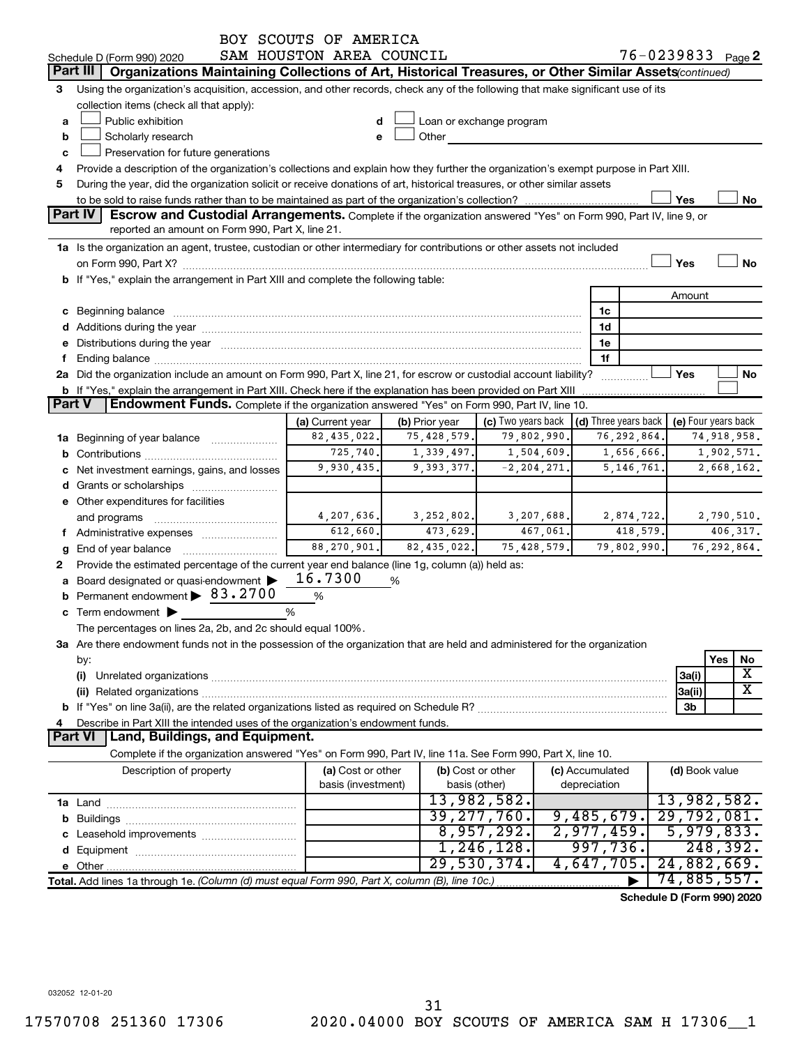BOY SCOUTS OF AMERICA

Schedule D (Form 990) 2020 SAM HOUSTON AREA COUNCIL 76-0239833 Page 2

## Part III Organizations Maintaining Collections of Art, Historical Treasures, or Other Similar Assets *(continued)*

3 Using the organization's acquisition, accession, and other records, check any of the following that make significant use of its collection items (check all that apply):

- a ☐ Public exhibition
- b ☐ Scholarly research
- c ☐ Preservation for future generations
- d ☐ Loan or exchange program
- e ☐ Other

4 Provide a description of the organization's collections and explain how they further the organization's exempt purpose in Part XIII.

5 During the year, did the organization solicit or receive donations of art, historical treasures, or other similar assets to be sold to raise funds rather than to be maintained as part of the organization's collection? ☐ Yes ☐ No

## Part IV Escrow and Custodial Arrangements.

Complete if the organization answered "Yes" on Form 990, Part IV, line 9, or reported an amount on Form 990, Part X, line 21.

1a Is the organization an agent, trustee, custodian or other intermediary for contributions or other assets not included on Form 990, Part X? ☐ Yes ☐ No

b If "Yes," explain the arrangement in Part XIII and complete the following table:

| | | Amount |
|---|---|---|
| c Beginning balance | 1c | |
| d Additions during the year | 1d | |
| e Distributions during the year | 1e | |
| f Ending balance | 1f | |

2a Did the organization include an amount on Form 990, Part X, line 21, for escrow or custodial account liability? ☐ Yes ☐ No

b If "Yes," explain the arrangement in Part XIII. Check here if the explanation has been provided on Part XIII ☐

## Part V Endowment Funds.

Complete if the organization answered "Yes" on Form 990, Part IV, line 10.

| | (a) Current year | (b) Prior year | (c) Two years back | (d) Three years back | (e) Four years back |
|---|---|---|---|---|---|
| 1a Beginning of year balance | 82,435,022. | 75,428,579. | 79,802,990. | 76,292,864. | 74,918,958. |
| b Contributions | 725,740. | 1,339,497. | 1,504,609. | 1,656,666. | 1,902,571. |
| c Net investment earnings, gains, and losses | 9,930,435. | 9,393,377. | -2,204,271. | 5,146,761. | 2,668,162. |
| d Grants or scholarships | | | | | |
| e Other expenditures for facilities and programs | 4,207,636. | 3,252,802. | 3,207,688. | 2,874,722. | 2,790,510. |
| f Administrative expenses | 612,660. | 473,629. | 467,061. | 418,579. | 406,317. |
| g End of year balance | 88,270,901. | 82,435,022. | 75,428,579. | 79,802,990. | 76,292,864. |

2 Provide the estimated percentage of the current year end balance (line 1g, column (a)) held as:

- a Board designated or quasi-endowment ▶ 16.7300 %
- b Permanent endowment ▶ 83.2700 %
- c Term endowment ▶ %

The percentages on lines 2a, 2b, and 2c should equal 100%.

3a Are there endowment funds not in the possession of the organization that are held and administered for the organization by:

| | | Yes | No |
|---|---|---|---|
| (i) Unrelated organizations | 3a(i) | | X |
| (ii) Related organizations | 3a(ii) | | X |
| b If "Yes" on line 3a(ii), are the related organizations listed as required on Schedule R? | 3b | | |

4 Describe in Part XIII the intended uses of the organization's endowment funds.

## Part VI Land, Buildings, and Equipment.

Complete if the organization answered "Yes" on Form 990, Part IV, line 11a. See Form 990, Part X, line 10.

| Description of property | (a) Cost or other basis (investment) | (b) Cost or other basis (other) | (c) Accumulated depreciation | (d) Book value |
|---|---|---|---|---|
| 1a Land | | 13,982,582. | | 13,982,582. |
| b Buildings | | 39,277,760. | 9,485,679. | 29,792,081. |
| c Leasehold improvements | | 8,957,292. | 2,977,459. | 5,979,833. |
| d Equipment | | 1,246,128. | 997,736. | 248,392. |
| e Other | | 29,530,374. | 4,647,705. | 24,882,669. |
| **Total.** Add lines 1a through 1e. *(Column (d) must equal Form 990, Part X, column (B), line 10c.)* | | | ▶ | 74,885,557. |

**Schedule D (Form 990) 2020**

032052 12-01-20

17570708 251360 17306 2020.04000 BOY SCOUTS OF AMERICA SAM H 17306__1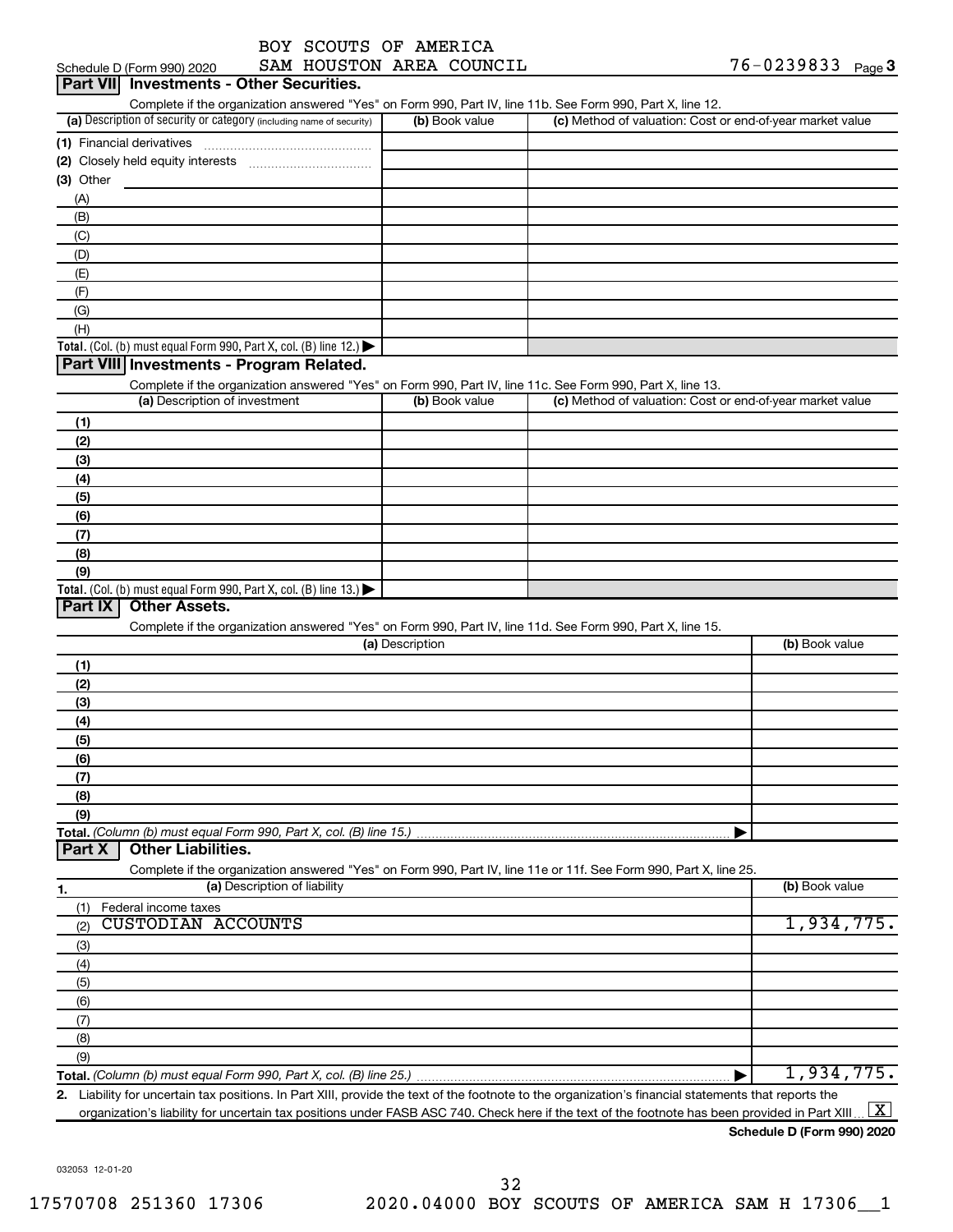BOY SCOUTS OF AMERICA
Schedule D (Form 990) 2020 SAM HOUSTON AREA COUNCIL 76-0239833 Page 3

## Part VII Investments - Other Securities.

Complete if the organization answered "Yes" on Form 990, Part IV, line 11b. See Form 990, Part X, line 12.

| (a) Description of security or category (including name of security) | (b) Book value | (c) Method of valuation: Cost or end-of-year market value |
|---|---|---|
| (1) Financial derivatives | | |
| (2) Closely held equity interests | | |
| (3) Other | | |
| (A) | | |
| (B) | | |
| (C) | | |
| (D) | | |
| (E) | | |
| (F) | | |
| (G) | | |
| (H) | | |
| **Total.** (Col. (b) must equal Form 990, Part X, col. (B) line 12.) | | |

## Part VIII Investments - Program Related.

Complete if the organization answered "Yes" on Form 990, Part IV, line 11c. See Form 990, Part X, line 13.

| (a) Description of investment | (b) Book value | (c) Method of valuation: Cost or end-of-year market value |
|---|---|---|
| (1) | | |
| (2) | | |
| (3) | | |
| (4) | | |
| (5) | | |
| (6) | | |
| (7) | | |
| (8) | | |
| (9) | | |
| **Total.** (Col. (b) must equal Form 990, Part X, col. (B) line 13.) | | |

## Part IX Other Assets.

Complete if the organization answered "Yes" on Form 990, Part IV, line 11d. See Form 990, Part X, line 15.

| (a) Description | (b) Book value |
|---|---|
| (1) | |
| (2) | |
| (3) | |
| (4) | |
| (5) | |
| (6) | |
| (7) | |
| (8) | |
| (9) | |
| **Total.** *(Column (b) must equal Form 990, Part X, col. (B) line 15.)* | |

## Part X Other Liabilities.

Complete if the organization answered "Yes" on Form 990, Part IV, line 11e or 11f. See Form 990, Part X, line 25.

| 1. (a) Description of liability | (b) Book value |
|---|---|
| (1) Federal income taxes | |
| (2) CUSTODIAN ACCOUNTS | 1,934,775. |
| (3) | |
| (4) | |
| (5) | |
| (6) | |
| (7) | |
| (8) | |
| (9) | |
| **Total.** *(Column (b) must equal Form 990, Part X, col. (B) line 25.)* | 1,934,775. |

2. Liability for uncertain tax positions. In Part XIII, provide the text of the footnote to the organization's financial statements that reports the organization's liability for uncertain tax positions under FASB ASC 740. Check here if the text of the footnote has been provided in Part XIII [X]

**Schedule D (Form 990) 2020**

032053 12-01-20

17570708 251360 17306 2020.04000 BOY SCOUTS OF AMERICA SAM H 17306__1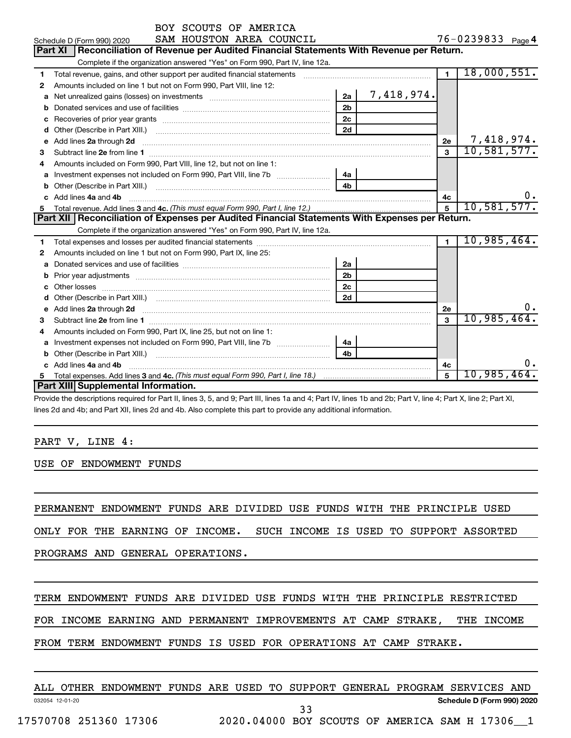BOY SCOUTS OF AMERICA

Schedule D (Form 990) 2020 SAM HOUSTON AREA COUNCIL 76-0239833 Page 4

## Part XI Reconciliation of Revenue per Audited Financial Statements With Revenue per Return.

Complete if the organization answered "Yes" on Form 990, Part IV, line 12a.

| | | | | | |
|---|---|---|---|---|---|
| 1 | Total revenue, gains, and other support per audited financial statements | | | 1 | 18,000,551. |
| 2 | Amounts included on line 1 but not on Form 990, Part VIII, line 12: | | | | |
| a | Net unrealized gains (losses) on investments | 2a | 7,418,974. | | |
| b | Donated services and use of facilities | 2b | | | |
| c | Recoveries of prior year grants | 2c | | | |
| d | Other (Describe in Part XIII.) | 2d | | | |
| e | Add lines 2a through 2d | | | 2e | 7,418,974. |
| 3 | Subtract line 2e from line 1 | | | 3 | 10,581,577. |
| 4 | Amounts included on Form 990, Part VIII, line 12, but not on line 1: | | | | |
| a | Investment expenses not included on Form 990, Part VIII, line 7b | 4a | | | |
| b | Other (Describe in Part XIII.) | 4b | | | |
| c | Add lines 4a and 4b | | | 4c | 0. |
| 5 | Total revenue. Add lines 3 and 4c. *(This must equal Form 990, Part I, line 12.)* | | | 5 | 10,581,577. |

## Part XII Reconciliation of Expenses per Audited Financial Statements With Expenses per Return.

Complete if the organization answered "Yes" on Form 990, Part IV, line 12a.

| | | | | | |
|---|---|---|---|---|---|
| 1 | Total expenses and losses per audited financial statements | | | 1 | 10,985,464. |
| 2 | Amounts included on line 1 but not on Form 990, Part IX, line 25: | | | | |
| a | Donated services and use of facilities | 2a | | | |
| b | Prior year adjustments | 2b | | | |
| c | Other losses | 2c | | | |
| d | Other (Describe in Part XIII.) | 2d | | | |
| e | Add lines 2a through 2d | | | 2e | 0. |
| 3 | Subtract line 2e from line 1 | | | 3 | 10,985,464. |
| 4 | Amounts included on Form 990, Part IX, line 25, but not on line 1: | | | | |
| a | Investment expenses not included on Form 990, Part VIII, line 7b | 4a | | | |
| b | Other (Describe in Part XIII.) | 4b | | | |
| c | Add lines 4a and 4b | | | 4c | 0. |
| 5 | Total expenses. Add lines 3 and 4c. *(This must equal Form 990, Part I, line 18.)* | | | 5 | 10,985,464. |

## Part XIII Supplemental Information.

Provide the descriptions required for Part II, lines 3, 5, and 9; Part III, lines 1a and 4; Part IV, lines 1b and 2b; Part V, line 4; Part X, line 2; Part XI, lines 2d and 4b; and Part XII, lines 2d and 4b. Also complete this part to provide any additional information.

PART V, LINE 4:

USE OF ENDOWMENT FUNDS

PERMANENT ENDOWMENT FUNDS ARE DIVIDED USE FUNDS WITH THE PRINCIPLE USED ONLY FOR THE EARNING OF INCOME. SUCH INCOME IS USED TO SUPPORT ASSORTED PROGRAMS AND GENERAL OPERATIONS.

TERM ENDOWMENT FUNDS ARE DIVIDED USE FUNDS WITH THE PRINCIPLE RESTRICTED FOR INCOME EARNING AND PERMANENT IMPROVEMENTS AT CAMP STRAKE, THE INCOME FROM TERM ENDOWMENT FUNDS IS USED FOR OPERATIONS AT CAMP STRAKE.

ALL OTHER ENDOWMENT FUNDS ARE USED TO SUPPORT GENERAL PROGRAM SERVICES AND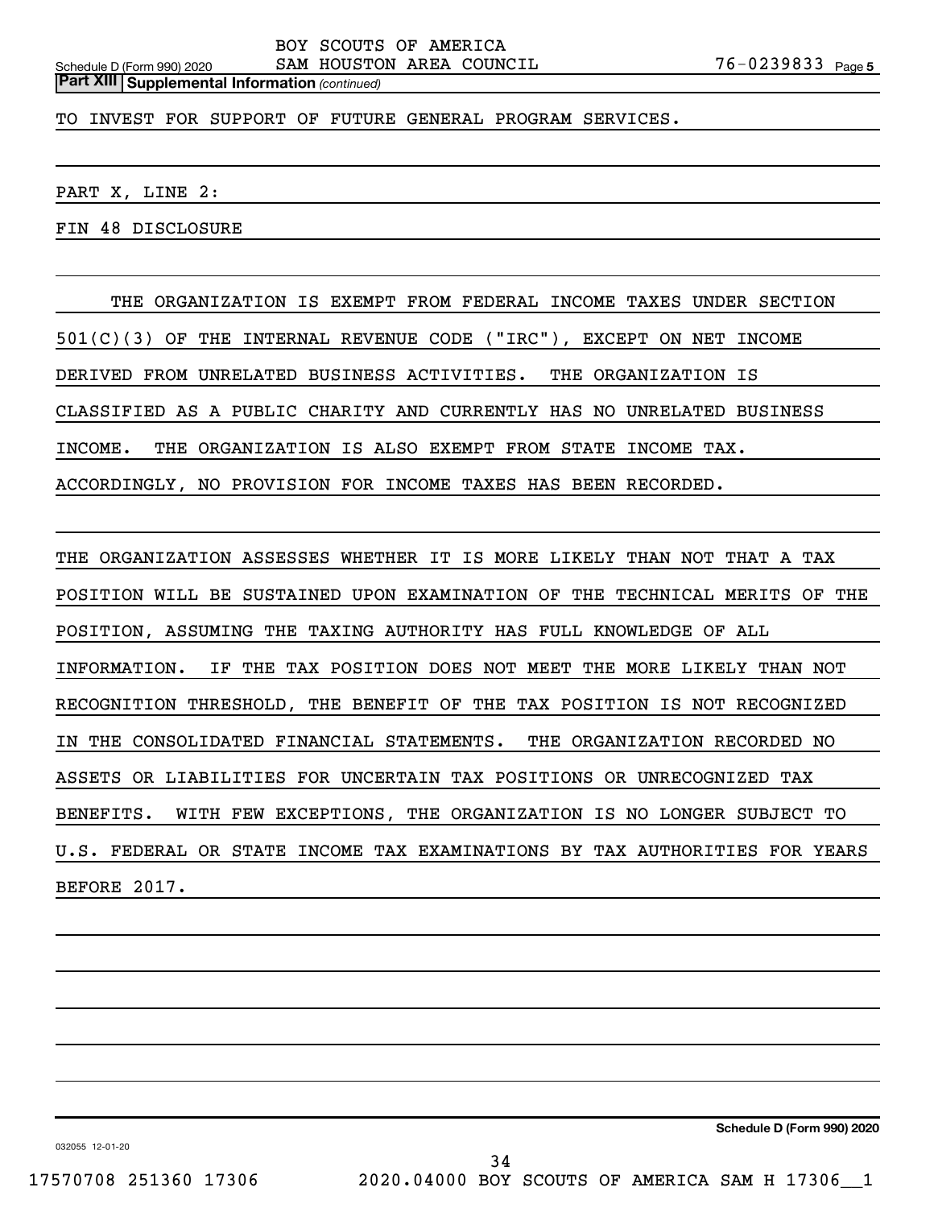BOY SCOUTS OF AMERICA
SAM HOUSTON AREA COUNCIL 76-0239833

**Part XIII Supplemental Information** *(continued)*

TO INVEST FOR SUPPORT OF FUTURE GENERAL PROGRAM SERVICES.

PART X, LINE 2:

FIN 48 DISCLOSURE

THE ORGANIZATION IS EXEMPT FROM FEDERAL INCOME TAXES UNDER SECTION 501(C)(3) OF THE INTERNAL REVENUE CODE ("IRC"), EXCEPT ON NET INCOME DERIVED FROM UNRELATED BUSINESS ACTIVITIES. THE ORGANIZATION IS CLASSIFIED AS A PUBLIC CHARITY AND CURRENTLY HAS NO UNRELATED BUSINESS INCOME. THE ORGANIZATION IS ALSO EXEMPT FROM STATE INCOME TAX. ACCORDINGLY, NO PROVISION FOR INCOME TAXES HAS BEEN RECORDED.

THE ORGANIZATION ASSESSES WHETHER IT IS MORE LIKELY THAN NOT THAT A TAX POSITION WILL BE SUSTAINED UPON EXAMINATION OF THE TECHNICAL MERITS OF THE POSITION, ASSUMING THE TAXING AUTHORITY HAS FULL KNOWLEDGE OF ALL INFORMATION. IF THE TAX POSITION DOES NOT MEET THE MORE LIKELY THAN NOT RECOGNITION THRESHOLD, THE BENEFIT OF THE TAX POSITION IS NOT RECOGNIZED IN THE CONSOLIDATED FINANCIAL STATEMENTS. THE ORGANIZATION RECORDED NO ASSETS OR LIABILITIES FOR UNCERTAIN TAX POSITIONS OR UNRECOGNIZED TAX BENEFITS. WITH FEW EXCEPTIONS, THE ORGANIZATION IS NO LONGER SUBJECT TO U.S. FEDERAL OR STATE INCOME TAX EXAMINATIONS BY TAX AUTHORITIES FOR YEARS BEFORE 2017.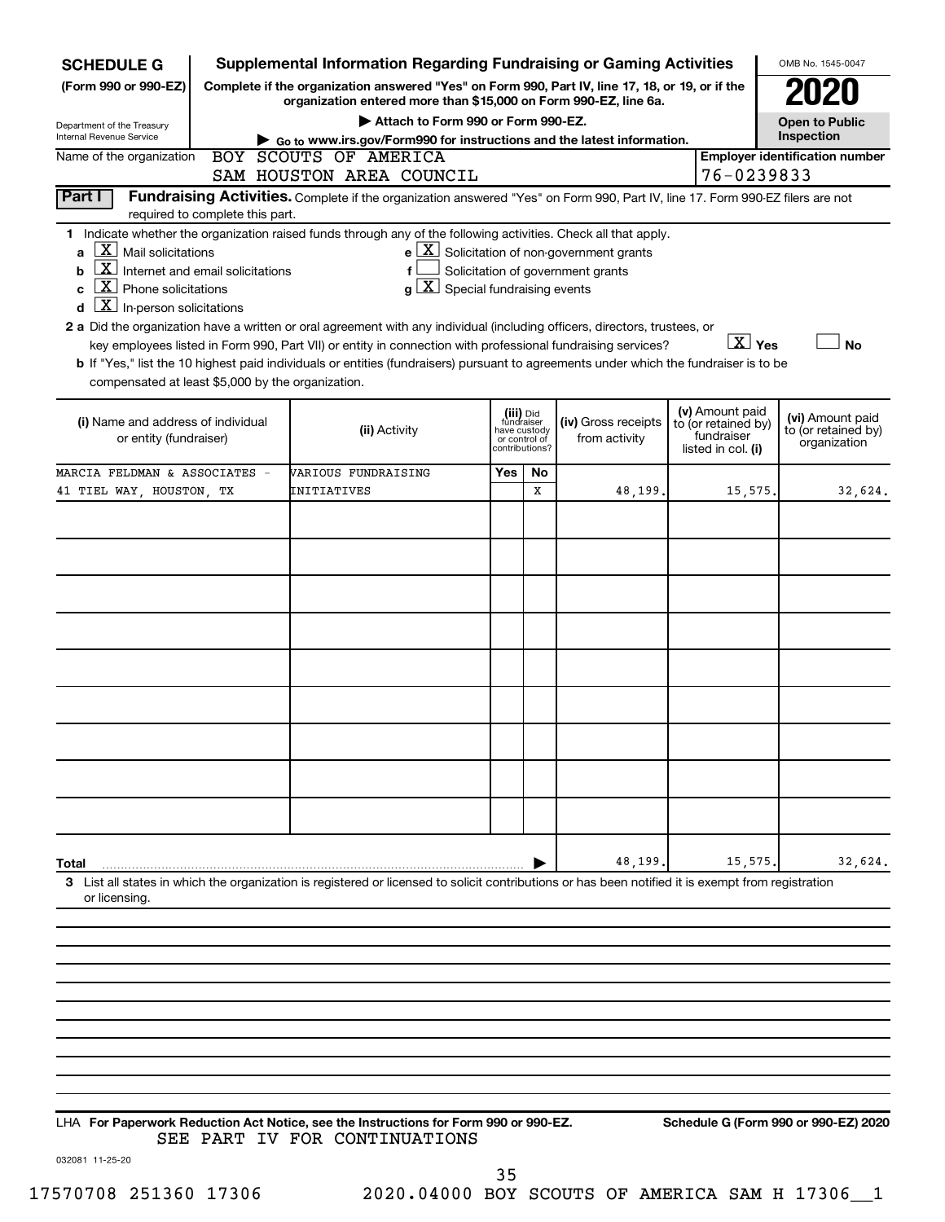**SCHEDULE G (Form 990 or 990-EZ)**

Department of the Treasury
Internal Revenue Service

# Supplemental Information Regarding Fundraising or Gaming Activities

**Complete if the organization answered "Yes" on Form 990, Part IV, line 17, 18, or 19, or if the organization entered more than $15,000 on Form 990-EZ, line 6a.**

▶ Attach to Form 990 or Form 990-EZ.

▶ Go to www.irs.gov/Form990 for instructions and the latest information.

OMB No. 1545-0047

**2020**

**Open to Public Inspection**

Name of the organization: BOY SCOUTS OF AMERICA SAM HOUSTON AREA COUNCIL

**Employer identification number:** 76-0239833

**Part I** **Fundraising Activities.** Complete if the organization answered "Yes" on Form 990, Part IV, line 17. Form 990-EZ filers are not required to complete this part.

1 Indicate whether the organization raised funds through any of the following activities. Check all that apply.

- a [X] Mail solicitations
- b [X] Internet and email solicitations
- c [X] Phone solicitations
- d [X] In-person solicitations
- e [X] Solicitation of non-government grants
- f [ ] Solicitation of government grants
- g [X] Special fundraising events

**2 a** Did the organization have a written or oral agreement with any individual (including officers, directors, trustees, or key employees listed in Form 990, Part VII) or entity in connection with professional fundraising services? [X] Yes [ ] No

**b** If "Yes," list the 10 highest paid individuals or entities (fundraisers) pursuant to agreements under which the fundraiser is to be compensated at least $5,000 by the organization.

| (i) Name and address of individual or entity (fundraiser) | (ii) Activity | (iii) Did fundraiser have custody or control of contributions? Yes | No | (iv) Gross receipts from activity | (v) Amount paid to (or retained by) fundraiser listed in col. (i) | (vi) Amount paid to (or retained by) organization |
|---|---|---|---|---|---|---|
| MARCIA FELDMAN & ASSOCIATES - 41 TIEL WAY, HOUSTON, TX | VARIOUS FUNDRAISING INITIATIVES | | X | 48,199. | 15,575. | 32,624. |
| | | | | | | |
| | | | | | | |
| | | | | | | |
| | | | | | | |
| | | | | | | |
| | | | | | | |
| | | | | | | |
| | | | | | | |
| | | | | | | |
| **Total** | | | | 48,199. | 15,575. | 32,624. |

3 List all states in which the organization is registered or licensed to solicit contributions or has been notified it is exempt from registration or licensing.

LHA **For Paperwork Reduction Act Notice, see the Instructions for Form 990 or 990-EZ.** **Schedule G (Form 990 or 990-EZ) 2020**

SEE PART IV FOR CONTINUATIONS

032081 11-25-20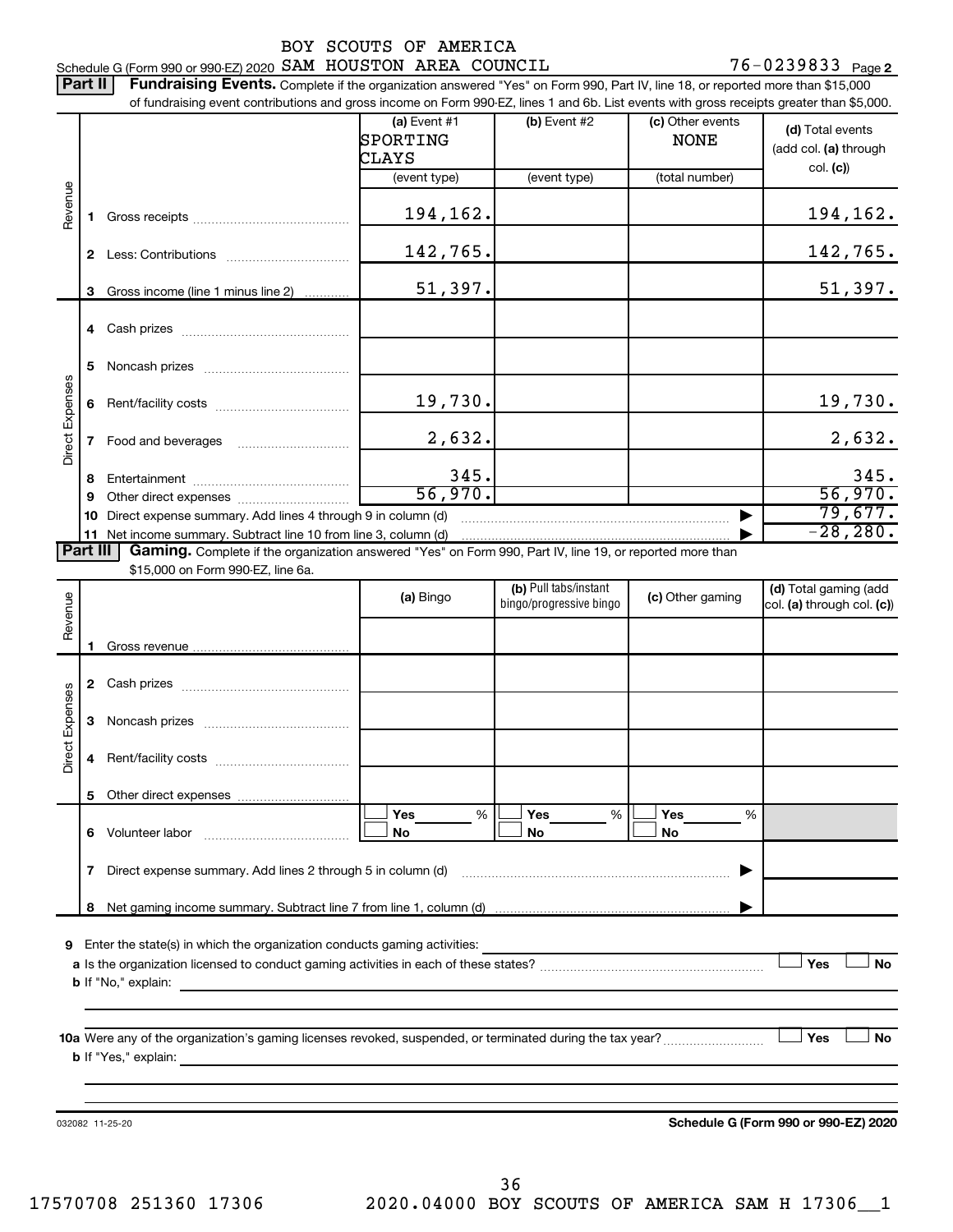BOY SCOUTS OF AMERICA

Schedule G (Form 990 or 990-EZ) 2020 SAM HOUSTON AREA COUNCIL 76-0239833 Page **2**

**Part II** **Fundraising Events.** Complete if the organization answered "Yes" on Form 990, Part IV, line 18, or reported more than $15,000 of fundraising event contributions and gross income on Form 990-EZ, lines 1 and 6b. List events with gross receipts greater than $5,000.

| | | (a) Event #1 SPORTING CLAYS (event type) | (b) Event #2 (event type) | (c) Other events NONE (total number) | (d) Total events (add col. (a) through col. (c)) |
|---|---|---|---|---|---|
| Revenue | 1 Gross receipts | 194,162. | | | 194,162. |
| | 2 Less: Contributions | 142,765. | | | 142,765. |
| | 3 Gross income (line 1 minus line 2) | 51,397. | | | 51,397. |
| Direct Expenses | 4 Cash prizes | | | | |
| | 5 Noncash prizes | | | | |
| | 6 Rent/facility costs | 19,730. | | | 19,730. |
| | 7 Food and beverages | 2,632. | | | 2,632. |
| | 8 Entertainment | 345. | | | 345. |
| | 9 Other direct expenses | 56,970. | | | 56,970. |
| | 10 Direct expense summary. Add lines 4 through 9 in column (d) | | | | 79,677. |
| | 11 Net income summary. Subtract line 10 from line 3, column (d) | | | | -28,280. |

**Part III** **Gaming.** Complete if the organization answered "Yes" on Form 990, Part IV, line 19, or reported more than $15,000 on Form 990-EZ, line 6a.

| | | (a) Bingo | (b) Pull tabs/instant bingo/progressive bingo | (c) Other gaming | (d) Total gaming (add col. (a) through col. (c)) |
|---|---|---|---|---|---|
| Revenue | 1 Gross revenue | | | | |
| Direct Expenses | 2 Cash prizes | | | | |
| | 3 Noncash prizes | | | | |
| | 4 Rent/facility costs | | | | |
| | 5 Other direct expenses | | | | |
| | 6 Volunteer labor | ☐ Yes ___% ☐ No | ☐ Yes ___% ☐ No | ☐ Yes ___% ☐ No | |
| | 7 Direct expense summary. Add lines 2 through 5 in column (d) | | | | |
| | 8 Net gaming income summary. Subtract line 7 from line 1, column (d) | | | | |

**9** Enter the state(s) in which the organization conducts gaming activities:

**a** Is the organization licensed to conduct gaming activities in each of these states? ☐ Yes ☐ No

**b** If "No," explain:

**10a** Were any of the organization's gaming licenses revoked, suspended, or terminated during the tax year? ☐ Yes ☐ No

**b** If "Yes," explain:

032082 11-25-20 **Schedule G (Form 990 or 990-EZ) 2020**

17570708 251360 17306 2020.04000 BOY SCOUTS OF AMERICA SAM H 17306__1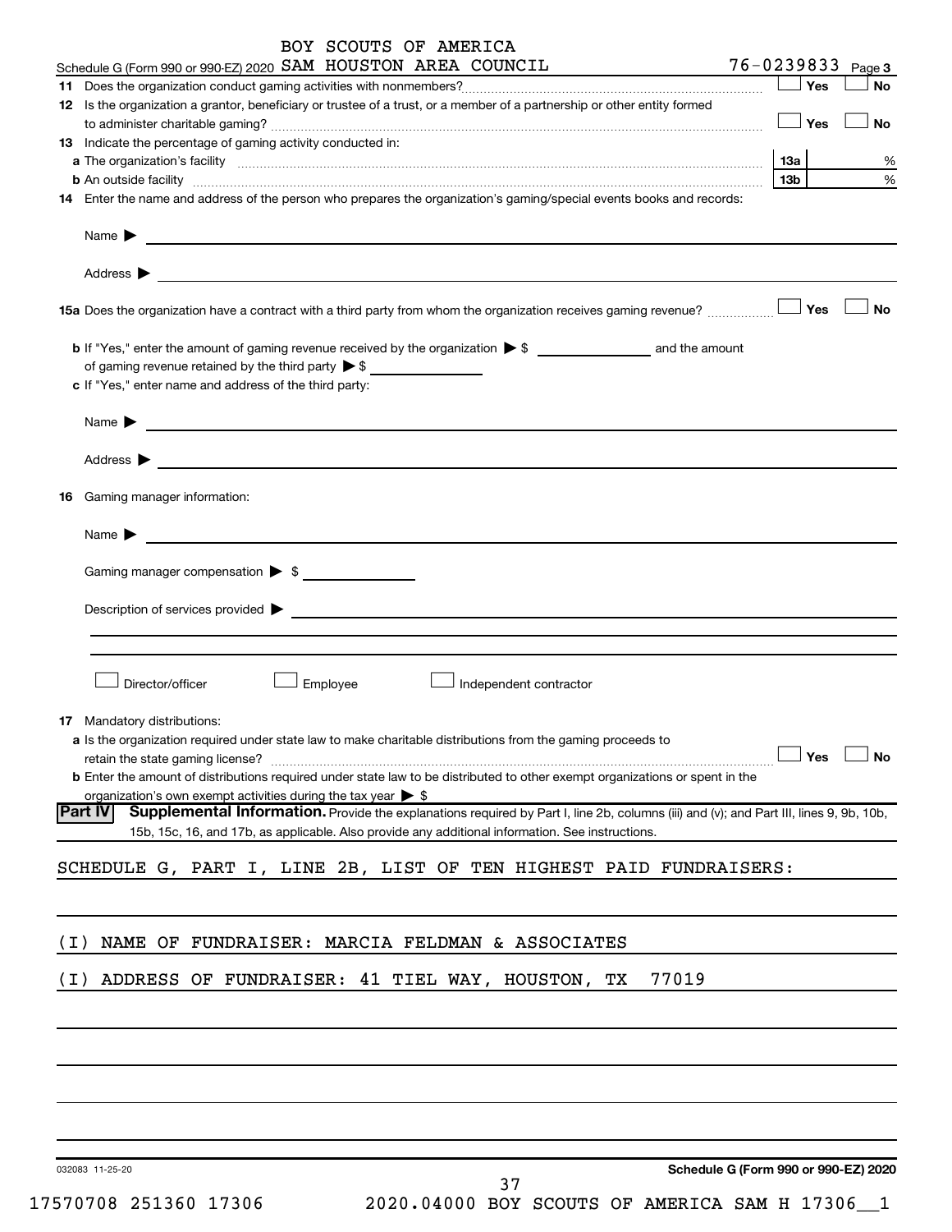BOY SCOUTS OF AMERICA

Schedule G (Form 990 or 990-EZ) 2020 SAM HOUSTON AREA COUNCIL 76-0239833 Page **3**

**11** Does the organization conduct gaming activities with nonmembers? ☐ Yes ☐ No

**12** Is the organization a grantor, beneficiary or trustee of a trust, or a member of a partnership or other entity formed to administer charitable gaming? ☐ Yes ☐ No

**13** Indicate the percentage of gaming activity conducted in:

**a** The organization's facility **13a** %

**b** An outside facility **13b** %

**14** Enter the name and address of the person who prepares the organization's gaming/special events books and records:

Name ▶

Address ▶

**15a** Does the organization have a contract with a third party from whom the organization receives gaming revenue? ☐ Yes ☐ No

**b** If "Yes," enter the amount of gaming revenue received by the organization ▶ $ ______ and the amount of gaming revenue retained by the third party ▶ $ ______

**c** If "Yes," enter name and address of the third party:

Name ▶

Address ▶

**16** Gaming manager information:

Name ▶

Gaming manager compensation ▶ $

Description of services provided ▶

☐ Director/officer ☐ Employee ☐ Independent contractor

**17** Mandatory distributions:

**a** Is the organization required under state law to make charitable distributions from the gaming proceeds to retain the state gaming license? ☐ Yes ☐ No

**b** Enter the amount of distributions required under state law to be distributed to other exempt organizations or spent in the organization's own exempt activities during the tax year ▶ $

**Part IV** **Supplemental Information.** Provide the explanations required by Part I, line 2b, columns (iii) and (v); and Part III, lines 9, 9b, 10b, 15b, 15c, 16, and 17b, as applicable. Also provide any additional information. See instructions.

SCHEDULE G, PART I, LINE 2B, LIST OF TEN HIGHEST PAID FUNDRAISERS:

(I) NAME OF FUNDRAISER: MARCIA FELDMAN & ASSOCIATES

(I) ADDRESS OF FUNDRAISER: 41 TIEL WAY, HOUSTON, TX 77019

032083 11-25-20

**Schedule G (Form 990 or 990-EZ) 2020**

17570708 251360 17306 2020.04000 BOY SCOUTS OF AMERICA SAM H 17306__1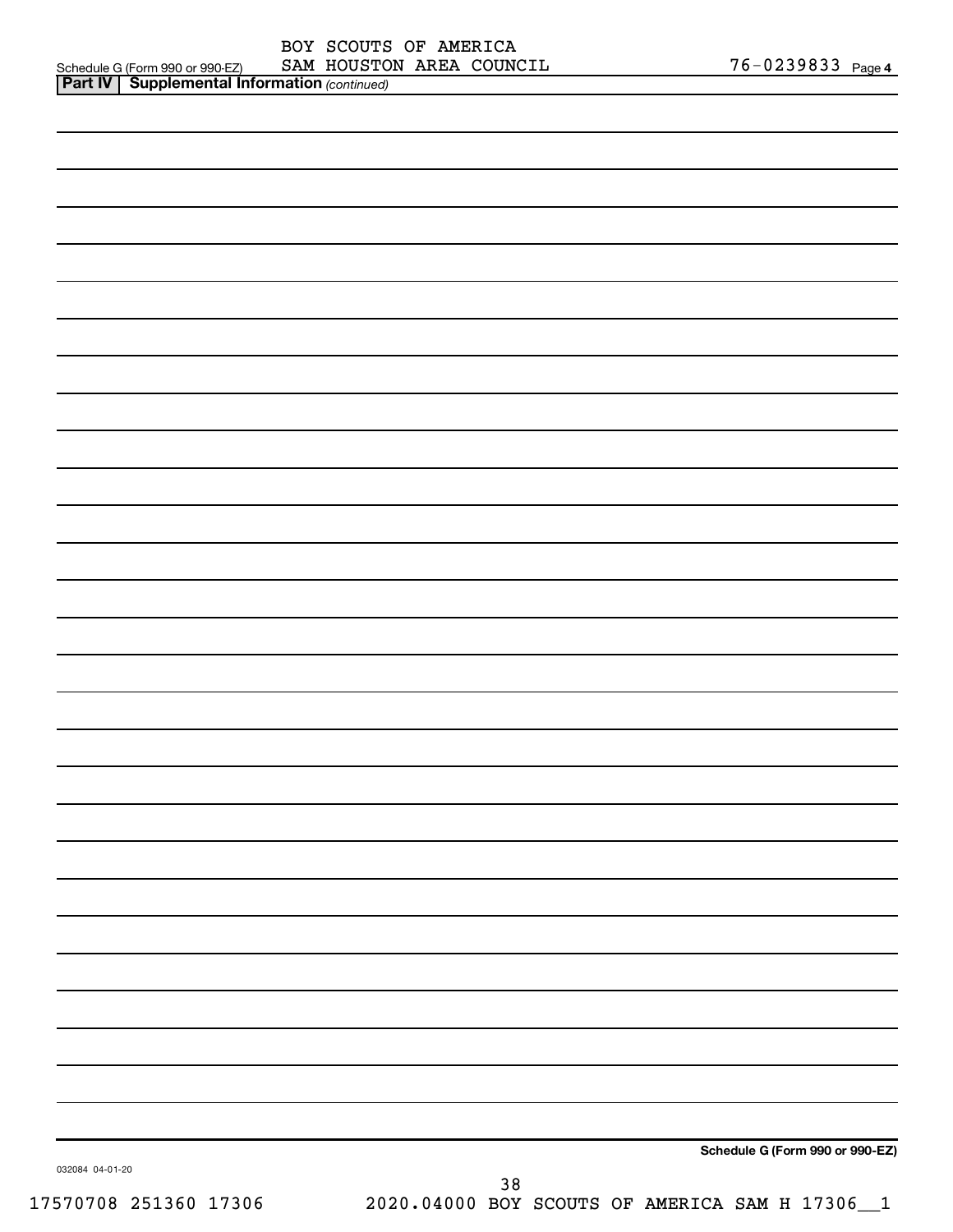BOY SCOUTS OF AMERICA

Schedule G (Form 990 or 990-EZ) SAM HOUSTON AREA COUNCIL 76-0239833 Page 4

**Part IV | Supplemental Information** *(continued)*

**Schedule G (Form 990 or 990-EZ)**

032084 04-01-20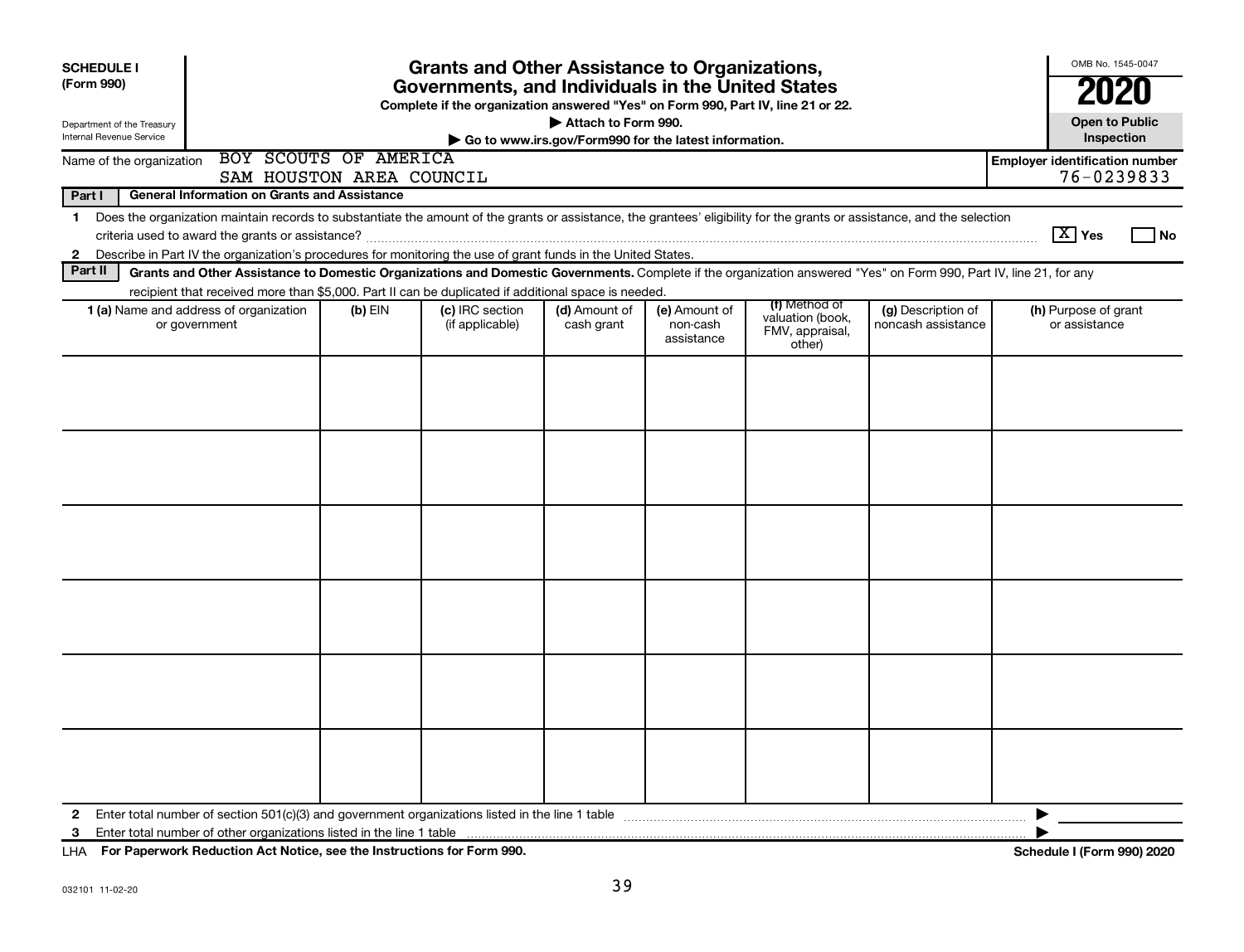**SCHEDULE I**
**(Form 990)**

Department of the Treasury
Internal Revenue Service

# Grants and Other Assistance to Organizations, Governments, and Individuals in the United States

**Complete if the organization answered "Yes" on Form 990, Part IV, line 21 or 22.**
▶ **Attach to Form 990.**
▶ **Go to www.irs.gov/Form990 for the latest information.**

OMB No. 1545-0047
**2020**
**Open to Public Inspection**

Name of the organization: BOY SCOUTS OF AMERICA
SAM HOUSTON AREA COUNCIL

**Employer identification number**
76-0239833

**Part I** **General Information on Grants and Assistance**

1 Does the organization maintain records to substantiate the amount of the grants or assistance, the grantees' eligibility for the grants or assistance, and the selection criteria used to award the grants or assistance? [X] Yes [ ] No

2 Describe in Part IV the organization's procedures for monitoring the use of grant funds in the United States.

**Part II** **Grants and Other Assistance to Domestic Organizations and Domestic Governments.** Complete if the organization answered "Yes" on Form 990, Part IV, line 21, for any recipient that received more than $5,000. Part II can be duplicated if additional space is needed.

| 1 (a) Name and address of organization or government | (b) EIN | (c) IRC section (if applicable) | (d) Amount of cash grant | (e) Amount of non-cash assistance | (f) Method of valuation (book, FMV, appraisal, other) | (g) Description of noncash assistance | (h) Purpose of grant or assistance |
|---|---|---|---|---|---|---|---|
| | | | | | | | |
| | | | | | | | |
| | | | | | | | |
| | | | | | | | |
| | | | | | | | |
| | | | | | | | |

2 Enter total number of section 501(c)(3) and government organizations listed in the line 1 table ▶

3 Enter total number of other organizations listed in the line 1 table ▶

LHA **For Paperwork Reduction Act Notice, see the Instructions for Form 990.** **Schedule I (Form 990) 2020**

032101 11-02-20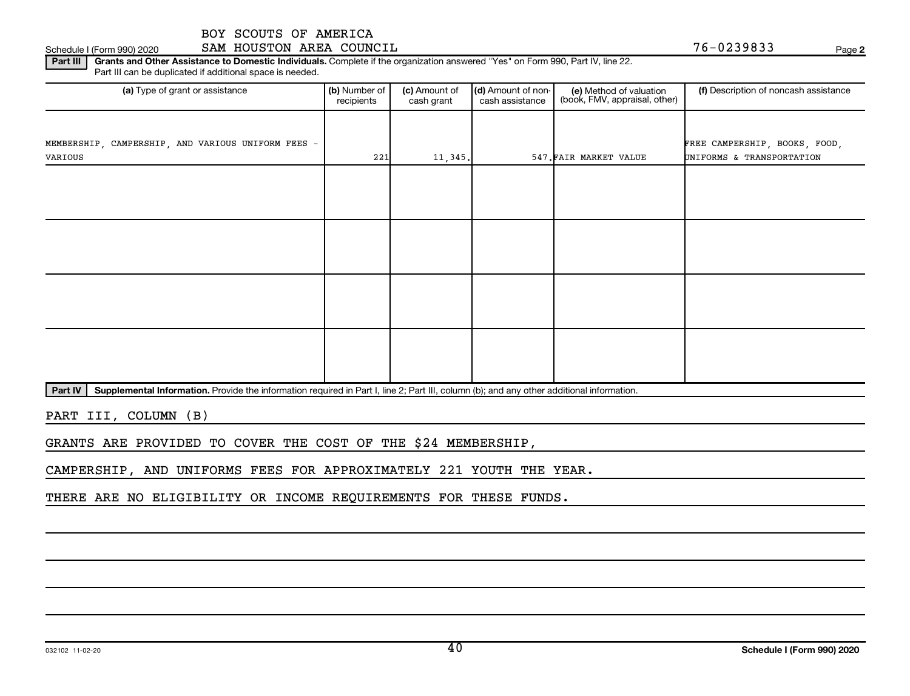BOY SCOUTS OF AMERICA

Schedule I (Form 990) 2020 SAM HOUSTON AREA COUNCIL 76-0239833 Page **2**

**Part III** **Grants and Other Assistance to Domestic Individuals.** Complete if the organization answered "Yes" on Form 990, Part IV, line 22. Part III can be duplicated if additional space is needed.

| (a) Type of grant or assistance | (b) Number of recipients | (c) Amount of cash grant | (d) Amount of non-cash assistance | (e) Method of valuation (book, FMV, appraisal, other) | (f) Description of noncash assistance |
|---|---|---|---|---|---|
| MEMBERSHIP, CAMPERSHIP, AND VARIOUS UNIFORM FEES - VARIOUS | 221 | 11,345. | 547. | FAIR MARKET VALUE | FREE CAMPERSHIP, BOOKS, FOOD, UNIFORMS & TRANSPORTATION |
| | | | | | |
| | | | | | |
| | | | | | |
| | | | | | |

**Part IV** **Supplemental Information.** Provide the information required in Part I, line 2; Part III, column (b); and any other additional information.

PART III, COLUMN (B)

GRANTS ARE PROVIDED TO COVER THE COST OF THE $24 MEMBERSHIP,

CAMPERSHIP, AND UNIFORMS FEES FOR APPROXIMATELY 221 YOUTH THE YEAR.

THERE ARE NO ELIGIBILITY OR INCOME REQUIREMENTS FOR THESE FUNDS.

032102 11-02-20 **Schedule I (Form 990) 2020**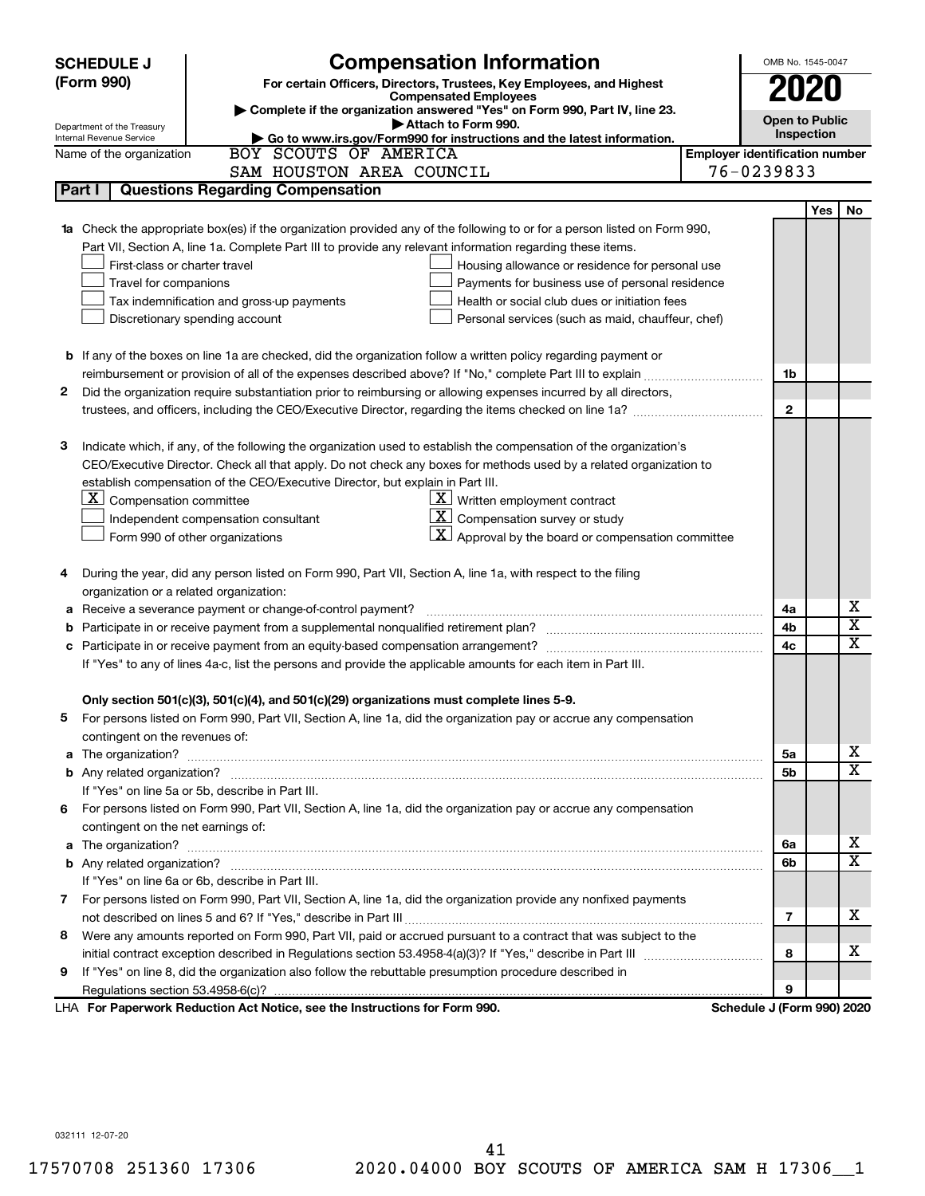**SCHEDULE J (Form 990)**

Department of the Treasury
Internal Revenue Service

# Compensation Information

**For certain Officers, Directors, Trustees, Key Employees, and Highest Compensated Employees**

▶ Complete if the organization answered "Yes" on Form 990, Part IV, line 23.
▶ Attach to Form 990.
▶ Go to www.irs.gov/Form990 for instructions and the latest information.

OMB No. 1545-0047

**2020**

**Open to Public Inspection**

Name of the organization: BOY SCOUTS OF AMERICA SAM HOUSTON AREA COUNCIL

**Employer identification number:** 76-0239833

## Part I | Questions Regarding Compensation

| | | | Yes | No |
|---|---|---|---|---|
| **1a** | Check the appropriate box(es) if the organization provided any of the following to or for a person listed on Form 990, Part VII, Section A, line 1a. Complete Part III to provide any relevant information regarding these items.<br>☐ First-class or charter travel ☐ Housing allowance or residence for personal use<br>☐ Travel for companions ☐ Payments for business use of personal residence<br>☐ Tax indemnification and gross-up payments ☐ Health or social club dues or initiation fees<br>☐ Discretionary spending account ☐ Personal services (such as maid, chauffeur, chef) | | | |
| **b** | If any of the boxes on line 1a are checked, did the organization follow a written policy regarding payment or reimbursement or provision of all of the expenses described above? If "No," complete Part III to explain | 1b | | |
| **2** | Did the organization require substantiation prior to reimbursing or allowing expenses incurred by all directors, trustees, and officers, including the CEO/Executive Director, regarding the items checked on line 1a? | 2 | | |
| **3** | Indicate which, if any, of the following the organization used to establish the compensation of the organization's CEO/Executive Director. Check all that apply. Do not check any boxes for methods used by a related organization to establish compensation of the CEO/Executive Director, but explain in Part III.<br>☒ Compensation committee ☒ Written employment contract<br>☐ Independent compensation consultant ☒ Compensation survey or study<br>☐ Form 990 of other organizations ☒ Approval by the board or compensation committee | | | |
| **4** | During the year, did any person listed on Form 990, Part VII, Section A, line 1a, with respect to the filing organization or a related organization: | | | |
| **a** | Receive a severance payment or change-of-control payment? | 4a | | X |
| **b** | Participate in or receive payment from a supplemental nonqualified retirement plan? | 4b | | X |
| **c** | Participate in or receive payment from an equity-based compensation arrangement? | 4c | | X |
| | If "Yes" to any of lines 4a-c, list the persons and provide the applicable amounts for each item in Part III. | | | |
| | **Only section 501(c)(3), 501(c)(4), and 501(c)(29) organizations must complete lines 5-9.** | | | |
| **5** | For persons listed on Form 990, Part VII, Section A, line 1a, did the organization pay or accrue any compensation contingent on the revenues of: | | | |
| **a** | The organization? | 5a | | X |
| **b** | Any related organization? | 5b | | X |
| | If "Yes" on line 5a or 5b, describe in Part III. | | | |
| **6** | For persons listed on Form 990, Part VII, Section A, line 1a, did the organization pay or accrue any compensation contingent on the net earnings of: | | | |
| **a** | The organization? | 6a | | X |
| **b** | Any related organization? | 6b | | X |
| | If "Yes" on line 6a or 6b, describe in Part III. | | | |
| **7** | For persons listed on Form 990, Part VII, Section A, line 1a, did the organization provide any nonfixed payments not described on lines 5 and 6? If "Yes," describe in Part III | 7 | | X |
| **8** | Were any amounts reported on Form 990, Part VII, paid or accrued pursuant to a contract that was subject to the initial contract exception described in Regulations section 53.4958-4(a)(3)? If "Yes," describe in Part III | 8 | | X |
| **9** | If "Yes" on line 8, did the organization also follow the rebuttable presumption procedure described in Regulations section 53.4958-6(c)? | 9 | | |

LHA **For Paperwork Reduction Act Notice, see the Instructions for Form 990.** **Schedule J (Form 990) 2020**

032111 12-07-20

17570708 251360 17306 2020.04000 BOY SCOUTS OF AMERICA SAM H 17306__1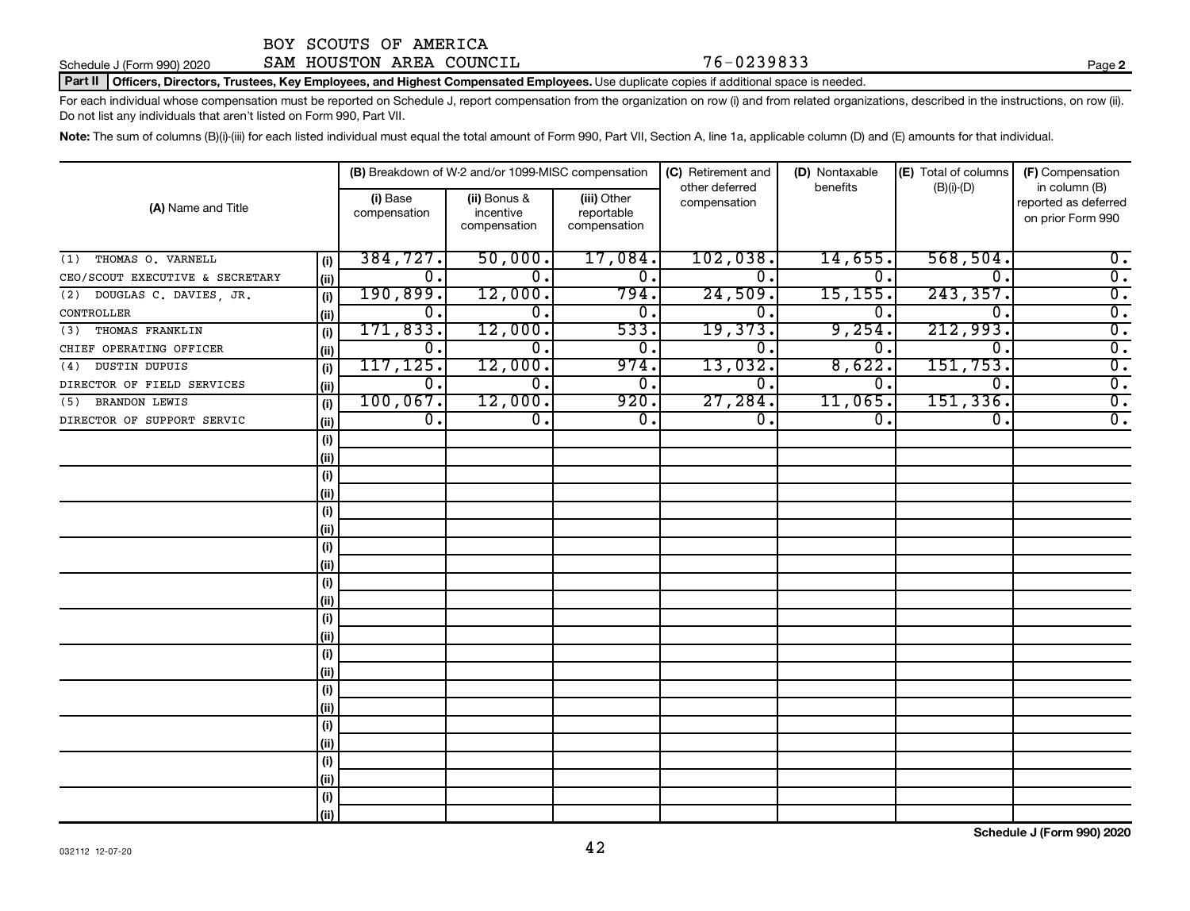BOY SCOUTS OF AMERICA

Schedule J (Form 990) 2020 SAM HOUSTON AREA COUNCIL 76-0239833 Page **2**

**Part II** **Officers, Directors, Trustees, Key Employees, and Highest Compensated Employees.** Use duplicate copies if additional space is needed.

For each individual whose compensation must be reported on Schedule J, report compensation from the organization on row (i) and from related organizations, described in the instructions, on row (ii). Do not list any individuals that aren't listed on Form 990, Part VII.

**Note:** The sum of columns (B)(i)-(iii) for each listed individual must equal the total amount of Form 990, Part VII, Section A, line 1a, applicable column (D) and (E) amounts for that individual.

| (A) Name and Title | | (B) Breakdown of W-2 and/or 1099-MISC compensation | | | (C) Retirement and other deferred compensation | (D) Nontaxable benefits | (E) Total of columns (B)(i)-(D) | (F) Compensation in column (B) reported as deferred on prior Form 990 |
|---|---|---|---|---|---|---|---|---|
| | | (i) Base compensation | (ii) Bonus & incentive compensation | (iii) Other reportable compensation | | | | |
| (1) THOMAS O. VARNELL | (i) | 384,727. | 50,000. | 17,084. | 102,038. | 14,655. | 568,504. | 0. |
| CEO/SCOUT EXECUTIVE & SECRETARY | (ii) | 0. | 0. | 0. | 0. | 0. | 0. | 0. |
| (2) DOUGLAS C. DAVIES, JR. | (i) | 190,899. | 12,000. | 794. | 24,509. | 15,155. | 243,357. | 0. |
| CONTROLLER | (ii) | 0. | 0. | 0. | 0. | 0. | 0. | 0. |
| (3) THOMAS FRANKLIN | (i) | 171,833. | 12,000. | 533. | 19,373. | 9,254. | 212,993. | 0. |
| CHIEF OPERATING OFFICER | (ii) | 0. | 0. | 0. | 0. | 0. | 0. | 0. |
| (4) DUSTIN DUPUIS | (i) | 117,125. | 12,000. | 974. | 13,032. | 8,622. | 151,753. | 0. |
| DIRECTOR OF FIELD SERVICES | (ii) | 0. | 0. | 0. | 0. | 0. | 0. | 0. |
| (5) BRANDON LEWIS | (i) | 100,067. | 12,000. | 920. | 27,284. | 11,065. | 151,336. | 0. |
| DIRECTOR OF SUPPORT SERVIC | (ii) | 0. | 0. | 0. | 0. | 0. | 0. | 0. |

**Schedule J (Form 990) 2020**

032112 12-07-20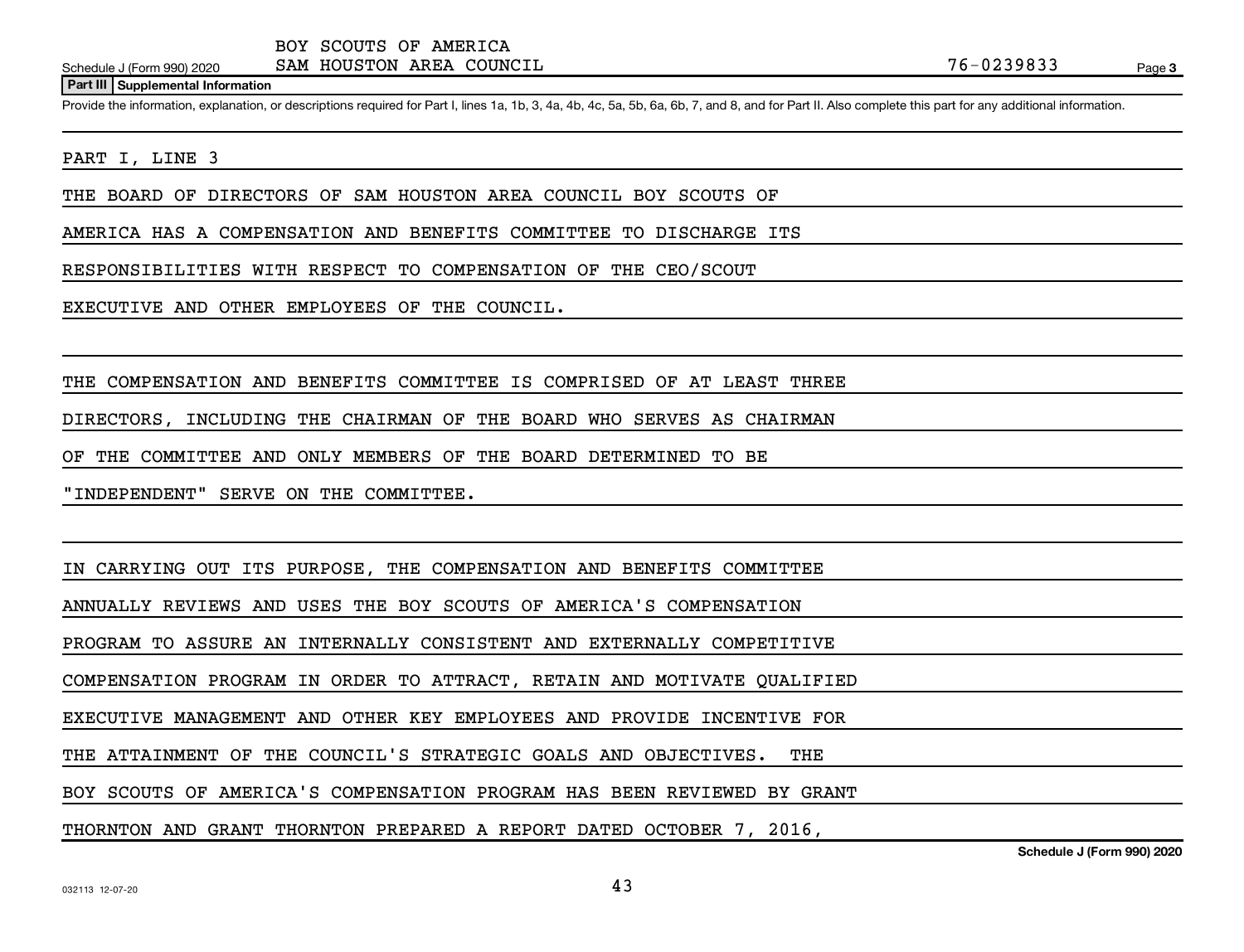BOY SCOUTS OF AMERICA
SAM HOUSTON AREA COUNCIL 76-0239833

**Part III Supplemental Information**

Provide the information, explanation, or descriptions required for Part I, lines 1a, 1b, 3, 4a, 4b, 4c, 5a, 5b, 6a, 6b, 7, and 8, and for Part II. Also complete this part for any additional information.

PART I, LINE 3

THE BOARD OF DIRECTORS OF SAM HOUSTON AREA COUNCIL BOY SCOUTS OF AMERICA HAS A COMPENSATION AND BENEFITS COMMITTEE TO DISCHARGE ITS RESPONSIBILITIES WITH RESPECT TO COMPENSATION OF THE CEO/SCOUT EXECUTIVE AND OTHER EMPLOYEES OF THE COUNCIL.

THE COMPENSATION AND BENEFITS COMMITTEE IS COMPRISED OF AT LEAST THREE DIRECTORS, INCLUDING THE CHAIRMAN OF THE BOARD WHO SERVES AS CHAIRMAN OF THE COMMITTEE AND ONLY MEMBERS OF THE BOARD DETERMINED TO BE "INDEPENDENT" SERVE ON THE COMMITTEE.

IN CARRYING OUT ITS PURPOSE, THE COMPENSATION AND BENEFITS COMMITTEE ANNUALLY REVIEWS AND USES THE BOY SCOUTS OF AMERICA'S COMPENSATION PROGRAM TO ASSURE AN INTERNALLY CONSISTENT AND EXTERNALLY COMPETITIVE COMPENSATION PROGRAM IN ORDER TO ATTRACT, RETAIN AND MOTIVATE QUALIFIED EXECUTIVE MANAGEMENT AND OTHER KEY EMPLOYEES AND PROVIDE INCENTIVE FOR THE ATTAINMENT OF THE COUNCIL'S STRATEGIC GOALS AND OBJECTIVES. THE BOY SCOUTS OF AMERICA'S COMPENSATION PROGRAM HAS BEEN REVIEWED BY GRANT THORNTON AND GRANT THORNTON PREPARED A REPORT DATED OCTOBER 7, 2016,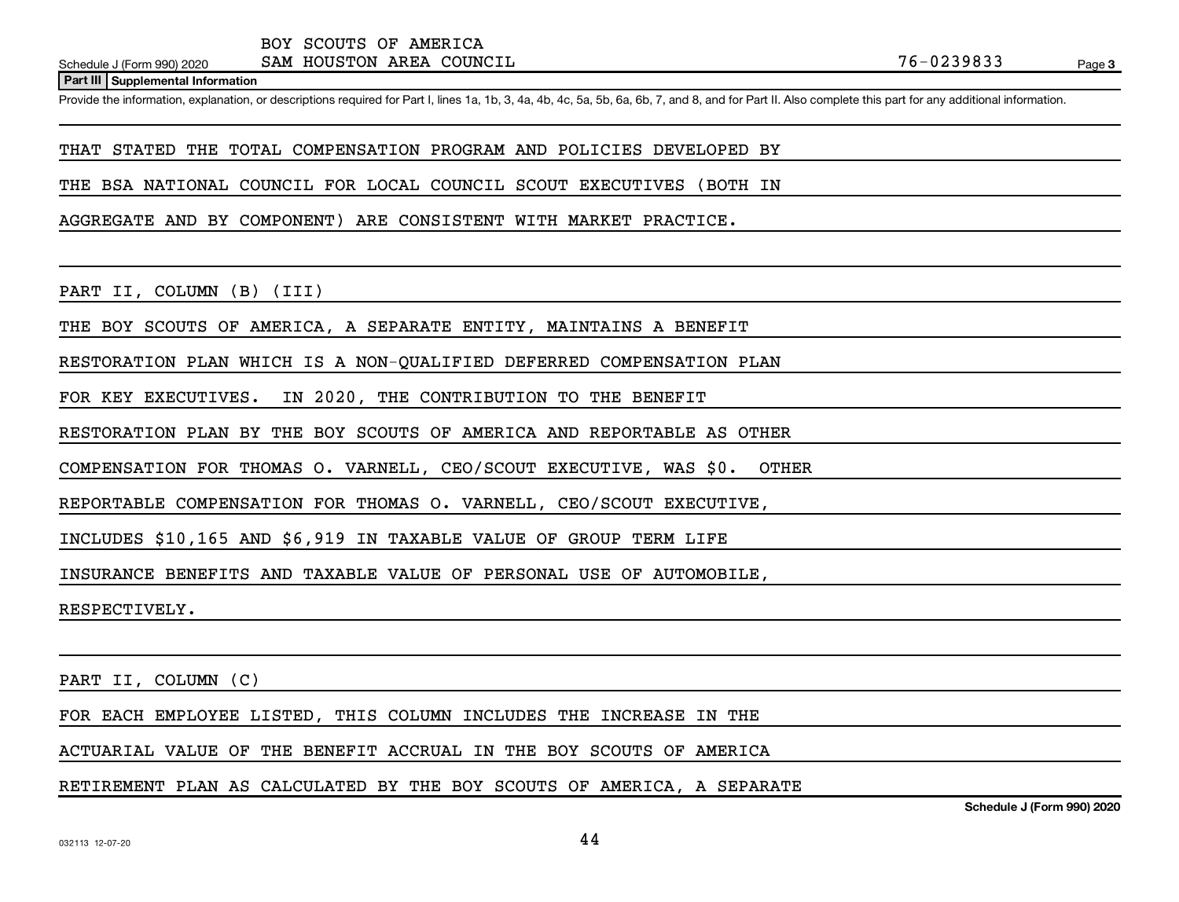**Part III Supplemental Information**

Provide the information, explanation, or descriptions required for Part I, lines 1a, 1b, 3, 4a, 4b, 4c, 5a, 5b, 6a, 6b, 7, and 8, and for Part II. Also complete this part for any additional information.

THAT STATED THE TOTAL COMPENSATION PROGRAM AND POLICIES DEVELOPED BY THE BSA NATIONAL COUNCIL FOR LOCAL COUNCIL SCOUT EXECUTIVES (BOTH IN AGGREGATE AND BY COMPONENT) ARE CONSISTENT WITH MARKET PRACTICE.

PART II, COLUMN (B) (III)

THE BOY SCOUTS OF AMERICA, A SEPARATE ENTITY, MAINTAINS A BENEFIT RESTORATION PLAN WHICH IS A NON-QUALIFIED DEFERRED COMPENSATION PLAN FOR KEY EXECUTIVES. IN 2020, THE CONTRIBUTION TO THE BENEFIT RESTORATION PLAN BY THE BOY SCOUTS OF AMERICA AND REPORTABLE AS OTHER COMPENSATION FOR THOMAS O. VARNELL, CEO/SCOUT EXECUTIVE, WAS $0. OTHER REPORTABLE COMPENSATION FOR THOMAS O. VARNELL, CEO/SCOUT EXECUTIVE, INCLUDES $10,165 AND $6,919 IN TAXABLE VALUE OF GROUP TERM LIFE INSURANCE BENEFITS AND TAXABLE VALUE OF PERSONAL USE OF AUTOMOBILE, RESPECTIVELY.

PART II, COLUMN (C)

FOR EACH EMPLOYEE LISTED, THIS COLUMN INCLUDES THE INCREASE IN THE ACTUARIAL VALUE OF THE BENEFIT ACCRUAL IN THE BOY SCOUTS OF AMERICA RETIREMENT PLAN AS CALCULATED BY THE BOY SCOUTS OF AMERICA, A SEPARATE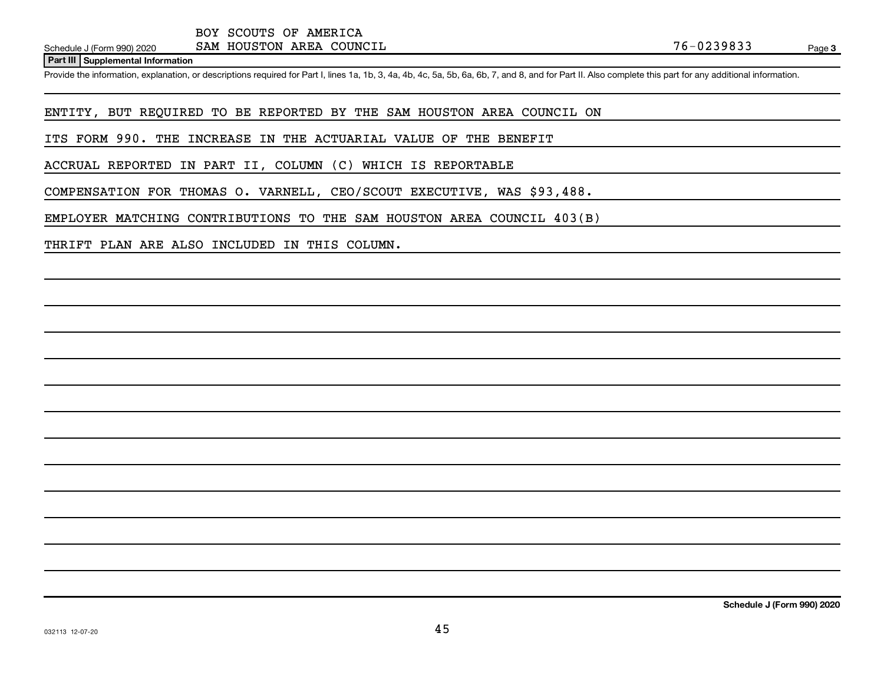BOY SCOUTS OF AMERICA
SAM HOUSTON AREA COUNCIL 76-0239833

Schedule J (Form 990) 2020

**Part III Supplemental Information**

Provide the information, explanation, or descriptions required for Part I, lines 1a, 1b, 3, 4a, 4b, 4c, 5a, 5b, 6a, 6b, 7, and 8, and for Part II. Also complete this part for any additional information.

ENTITY, BUT REQUIRED TO BE REPORTED BY THE SAM HOUSTON AREA COUNCIL ON ITS FORM 990. THE INCREASE IN THE ACTUARIAL VALUE OF THE BENEFIT ACCRUAL REPORTED IN PART II, COLUMN (C) WHICH IS REPORTABLE COMPENSATION FOR THOMAS O. VARNELL, CEO/SCOUT EXECUTIVE, WAS $93,488. EMPLOYER MATCHING CONTRIBUTIONS TO THE SAM HOUSTON AREA COUNCIL 403(B) THRIFT PLAN ARE ALSO INCLUDED IN THIS COLUMN.

Schedule J (Form 990) 2020

032113 12-07-20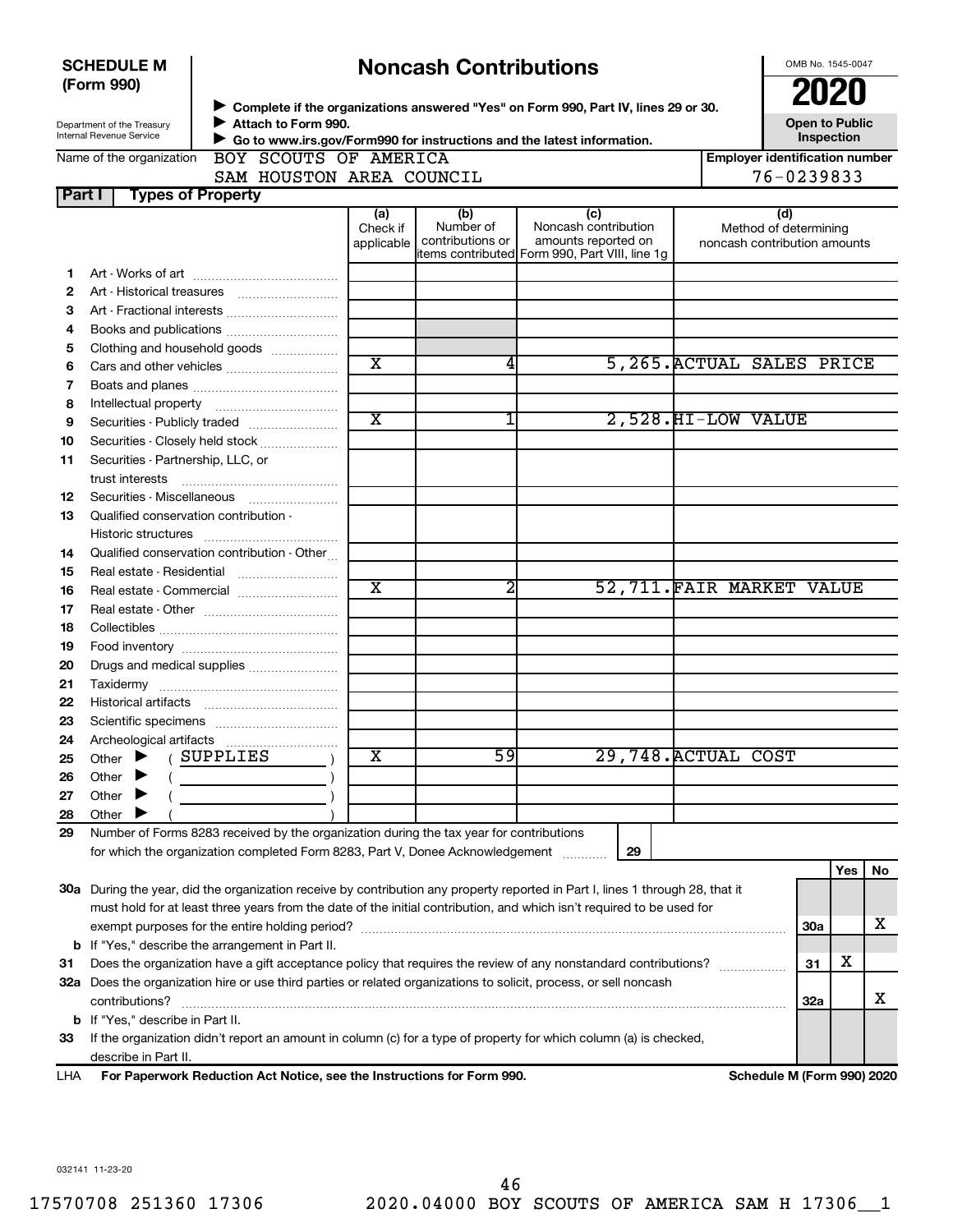**SCHEDULE M (Form 990)**

Department of the Treasury
Internal Revenue Service

# Noncash Contributions

▶ Complete if the organizations answered "Yes" on Form 990, Part IV, lines 29 or 30.
▶ Attach to Form 990.
▶ Go to www.irs.gov/Form990 for instructions and the latest information.

OMB No. 1545-0047

**2020**

**Open to Public Inspection**

Name of the organization: BOY SCOUTS OF AMERICA SAM HOUSTON AREA COUNCIL

Employer identification number: 76-0239833

**Part I — Types of Property**

| | | (a) Check if applicable | (b) Number of contributions or items contributed | (c) Noncash contribution amounts reported on Form 990, Part VIII, line 1g | (d) Method of determining noncash contribution amounts |
|---|---|---|---|---|---|
| 1 | Art - Works of art | | | | |
| 2 | Art - Historical treasures | | | | |
| 3 | Art - Fractional interests | | | | |
| 4 | Books and publications | | | | |
| 5 | Clothing and household goods | | | | |
| 6 | Cars and other vehicles | X | 4 | 5,265. | ACTUAL SALES PRICE |
| 7 | Boats and planes | | | | |
| 8 | Intellectual property | | | | |
| 9 | Securities - Publicly traded | X | 1 | 2,528. | HI-LOW VALUE |
| 10 | Securities - Closely held stock | | | | |
| 11 | Securities - Partnership, LLC, or trust interests | | | | |
| 12 | Securities - Miscellaneous | | | | |
| 13 | Qualified conservation contribution - Historic structures | | | | |
| 14 | Qualified conservation contribution - Other | | | | |
| 15 | Real estate - Residential | | | | |
| 16 | Real estate - Commercial | X | 2 | 52,711. | FAIR MARKET VALUE |
| 17 | Real estate - Other | | | | |
| 18 | Collectibles | | | | |
| 19 | Food inventory | | | | |
| 20 | Drugs and medical supplies | | | | |
| 21 | Taxidermy | | | | |
| 22 | Historical artifacts | | | | |
| 23 | Scientific specimens | | | | |
| 24 | Archeological artifacts | | | | |
| 25 | Other ▶ ( SUPPLIES ) | X | 59 | 29,748. | ACTUAL COST |
| 26 | Other ▶ ( ) | | | | |
| 27 | Other ▶ ( ) | | | | |
| 28 | Other ▶ ( ) | | | | |

29 Number of Forms 8283 received by the organization during the tax year for contributions for which the organization completed Form 8283, Part V, Donee Acknowledgement ..... 29

| | | | Yes | No |
|---|---|---|---|---|
| 30a | During the year, did the organization receive by contribution any property reported in Part I, lines 1 through 28, that it must hold for at least three years from the date of the initial contribution, and which isn't required to be used for exempt purposes for the entire holding period? | 30a | | X |
| b | If "Yes," describe the arrangement in Part II. | | | |
| 31 | Does the organization have a gift acceptance policy that requires the review of any nonstandard contributions? | 31 | X | |
| 32a | Does the organization hire or use third parties or related organizations to solicit, process, or sell noncash contributions? | 32a | | X |
| b | If "Yes," describe in Part II. | | | |
| 33 | If the organization didn't report an amount in column (c) for a type of property for which column (a) is checked, describe in Part II. | | | |

LHA For Paperwork Reduction Act Notice, see the Instructions for Form 990. Schedule M (Form 990) 2020

032141 11-23-20

17570708 251360 17306 2020.04000 BOY SCOUTS OF AMERICA SAM H 17306__1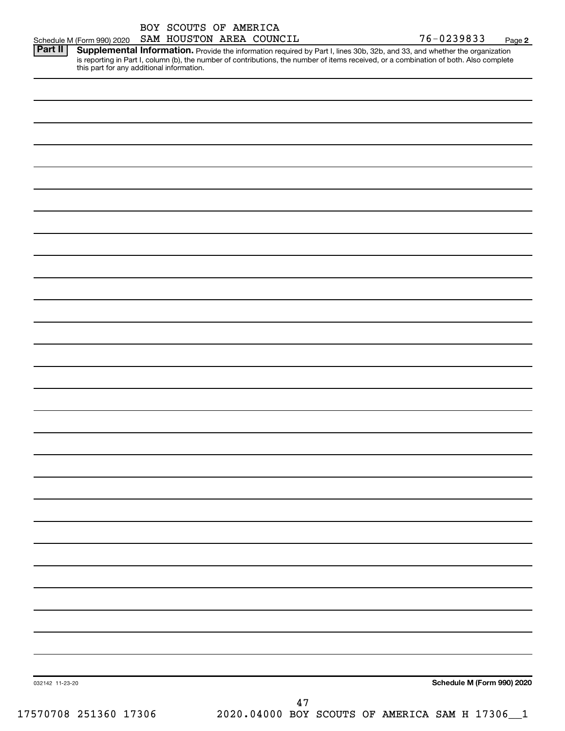BOY SCOUTS OF AMERICA

Schedule M (Form 990) 2020 SAM HOUSTON AREA COUNCIL 76-0239833 Page **2**

**Part II** **Supplemental Information.** Provide the information required by Part I, lines 30b, 32b, and 33, and whether the organization is reporting in Part I, column (b), the number of contributions, the number of items received, or a combination of both. Also complete this part for any additional information.

032142 11-23-20 **Schedule M (Form 990) 2020**

47

17570708 251360 17306 2020.04000 BOY SCOUTS OF AMERICA SAM H 17306__1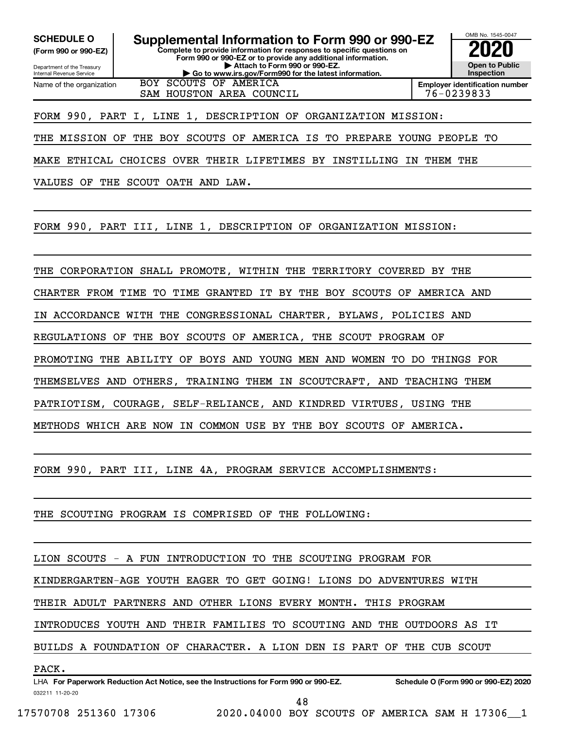**SCHEDULE O**
**(Form 990 or 990-EZ)**

Department of the Treasury
Internal Revenue Service

# Supplemental Information to Form 990 or 990-EZ

**Complete to provide information for responses to specific questions on Form 990 or 990-EZ or to provide any additional information.**
**▶ Attach to Form 990 or 990-EZ.**
**▶ Go to www.irs.gov/Form990 for the latest information.**

OMB No. 1545-0047

**2020**

**Open to Public Inspection**

| Name of the organization | Employer identification number |
|---|---|
| BOY SCOUTS OF AMERICA SAM HOUSTON AREA COUNCIL | 76-0239833 |

FORM 990, PART I, LINE 1, DESCRIPTION OF ORGANIZATION MISSION:

THE MISSION OF THE BOY SCOUTS OF AMERICA IS TO PREPARE YOUNG PEOPLE TO MAKE ETHICAL CHOICES OVER THEIR LIFETIMES BY INSTILLING IN THEM THE VALUES OF THE SCOUT OATH AND LAW.

FORM 990, PART III, LINE 1, DESCRIPTION OF ORGANIZATION MISSION:

THE CORPORATION SHALL PROMOTE, WITHIN THE TERRITORY COVERED BY THE CHARTER FROM TIME TO TIME GRANTED IT BY THE BOY SCOUTS OF AMERICA AND IN ACCORDANCE WITH THE CONGRESSIONAL CHARTER, BYLAWS, POLICIES AND REGULATIONS OF THE BOY SCOUTS OF AMERICA, THE SCOUT PROGRAM OF PROMOTING THE ABILITY OF BOYS AND YOUNG MEN AND WOMEN TO DO THINGS FOR THEMSELVES AND OTHERS, TRAINING THEM IN SCOUTCRAFT, AND TEACHING THEM PATRIOTISM, COURAGE, SELF-RELIANCE, AND KINDRED VIRTUES, USING THE METHODS WHICH ARE NOW IN COMMON USE BY THE BOY SCOUTS OF AMERICA.

FORM 990, PART III, LINE 4A, PROGRAM SERVICE ACCOMPLISHMENTS:

THE SCOUTING PROGRAM IS COMPRISED OF THE FOLLOWING:

LION SCOUTS - A FUN INTRODUCTION TO THE SCOUTING PROGRAM FOR KINDERGARTEN-AGE YOUTH EAGER TO GET GOING! LIONS DO ADVENTURES WITH THEIR ADULT PARTNERS AND OTHER LIONS EVERY MONTH. THIS PROGRAM INTRODUCES YOUTH AND THEIR FAMILIES TO SCOUTING AND THE OUTDOORS AS IT BUILDS A FOUNDATION OF CHARACTER. A LION DEN IS PART OF THE CUB SCOUT PACK.

LHA **For Paperwork Reduction Act Notice, see the Instructions for Form 990 or 990-EZ.** **Schedule O (Form 990 or 990-EZ) 2020**
032211 11-20-20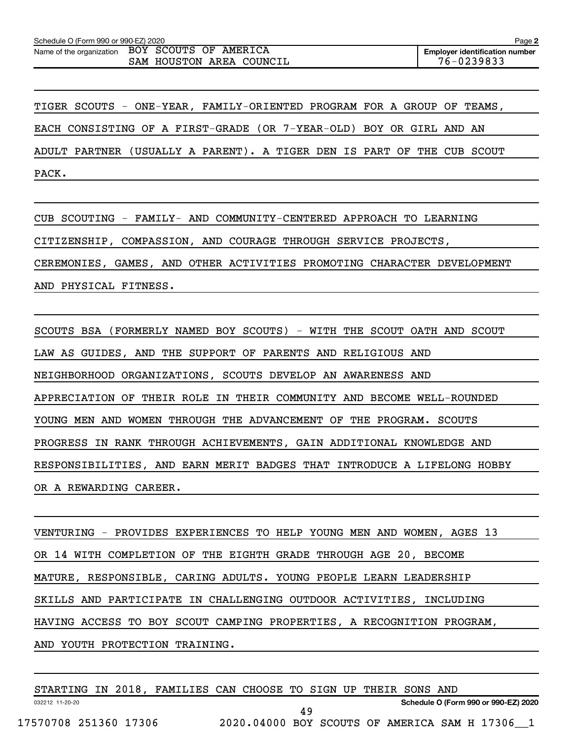Schedule O (Form 990 or 990-EZ) 2020

Name of the organization BOY SCOUTS OF AMERICA SAM HOUSTON AREA COUNCIL

Employer identification number 76-0239833

TIGER SCOUTS - ONE-YEAR, FAMILY-ORIENTED PROGRAM FOR A GROUP OF TEAMS, EACH CONSISTING OF A FIRST-GRADE (OR 7-YEAR-OLD) BOY OR GIRL AND AN ADULT PARTNER (USUALLY A PARENT). A TIGER DEN IS PART OF THE CUB SCOUT PACK.

CUB SCOUTING - FAMILY- AND COMMUNITY-CENTERED APPROACH TO LEARNING CITIZENSHIP, COMPASSION, AND COURAGE THROUGH SERVICE PROJECTS, CEREMONIES, GAMES, AND OTHER ACTIVITIES PROMOTING CHARACTER DEVELOPMENT AND PHYSICAL FITNESS.

SCOUTS BSA (FORMERLY NAMED BOY SCOUTS) - WITH THE SCOUT OATH AND SCOUT LAW AS GUIDES, AND THE SUPPORT OF PARENTS AND RELIGIOUS AND NEIGHBORHOOD ORGANIZATIONS, SCOUTS DEVELOP AN AWARENESS AND APPRECIATION OF THEIR ROLE IN THEIR COMMUNITY AND BECOME WELL-ROUNDED YOUNG MEN AND WOMEN THROUGH THE ADVANCEMENT OF THE PROGRAM. SCOUTS PROGRESS IN RANK THROUGH ACHIEVEMENTS, GAIN ADDITIONAL KNOWLEDGE AND RESPONSIBILITIES, AND EARN MERIT BADGES THAT INTRODUCE A LIFELONG HOBBY OR A REWARDING CAREER.

VENTURING - PROVIDES EXPERIENCES TO HELP YOUNG MEN AND WOMEN, AGES 13 OR 14 WITH COMPLETION OF THE EIGHTH GRADE THROUGH AGE 20, BECOME MATURE, RESPONSIBLE, CARING ADULTS. YOUNG PEOPLE LEARN LEADERSHIP SKILLS AND PARTICIPATE IN CHALLENGING OUTDOOR ACTIVITIES, INCLUDING HAVING ACCESS TO BOY SCOUT CAMPING PROPERTIES, A RECOGNITION PROGRAM, AND YOUTH PROTECTION TRAINING.

STARTING IN 2018, FAMILIES CAN CHOOSE TO SIGN UP THEIR SONS AND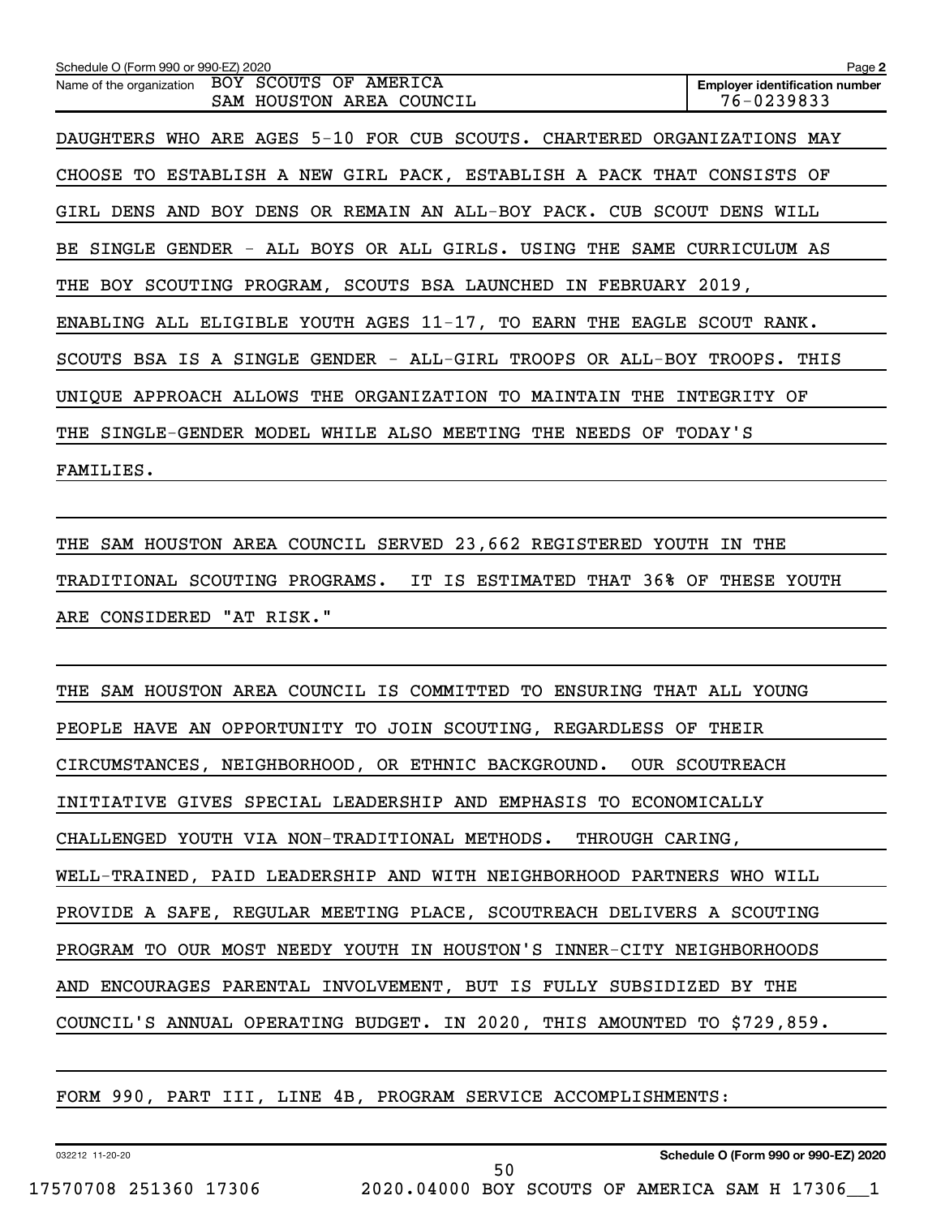Schedule O (Form 990 or 990-EZ) 2020

Name of the organization: BOY SCOUTS OF AMERICA SAM HOUSTON AREA COUNCIL

Employer identification number: 76-0239833

DAUGHTERS WHO ARE AGES 5-10 FOR CUB SCOUTS. CHARTERED ORGANIZATIONS MAY CHOOSE TO ESTABLISH A NEW GIRL PACK, ESTABLISH A PACK THAT CONSISTS OF GIRL DENS AND BOY DENS OR REMAIN AN ALL-BOY PACK. CUB SCOUT DENS WILL BE SINGLE GENDER - ALL BOYS OR ALL GIRLS. USING THE SAME CURRICULUM AS THE BOY SCOUTING PROGRAM, SCOUTS BSA LAUNCHED IN FEBRUARY 2019, ENABLING ALL ELIGIBLE YOUTH AGES 11-17, TO EARN THE EAGLE SCOUT RANK. SCOUTS BSA IS A SINGLE GENDER - ALL-GIRL TROOPS OR ALL-BOY TROOPS. THIS UNIQUE APPROACH ALLOWS THE ORGANIZATION TO MAINTAIN THE INTEGRITY OF THE SINGLE-GENDER MODEL WHILE ALSO MEETING THE NEEDS OF TODAY'S FAMILIES.

THE SAM HOUSTON AREA COUNCIL SERVED 23,662 REGISTERED YOUTH IN THE TRADITIONAL SCOUTING PROGRAMS. IT IS ESTIMATED THAT 36% OF THESE YOUTH ARE CONSIDERED "AT RISK."

THE SAM HOUSTON AREA COUNCIL IS COMMITTED TO ENSURING THAT ALL YOUNG PEOPLE HAVE AN OPPORTUNITY TO JOIN SCOUTING, REGARDLESS OF THEIR CIRCUMSTANCES, NEIGHBORHOOD, OR ETHNIC BACKGROUND. OUR SCOUTREACH INITIATIVE GIVES SPECIAL LEADERSHIP AND EMPHASIS TO ECONOMICALLY CHALLENGED YOUTH VIA NON-TRADITIONAL METHODS. THROUGH CARING, WELL-TRAINED, PAID LEADERSHIP AND WITH NEIGHBORHOOD PARTNERS WHO WILL PROVIDE A SAFE, REGULAR MEETING PLACE, SCOUTREACH DELIVERS A SCOUTING PROGRAM TO OUR MOST NEEDY YOUTH IN HOUSTON'S INNER-CITY NEIGHBORHOODS AND ENCOURAGES PARENTAL INVOLVEMENT, BUT IS FULLY SUBSIDIZED BY THE COUNCIL'S ANNUAL OPERATING BUDGET. IN 2020, THIS AMOUNTED TO $729,859.

FORM 990, PART III, LINE 4B, PROGRAM SERVICE ACCOMPLISHMENTS: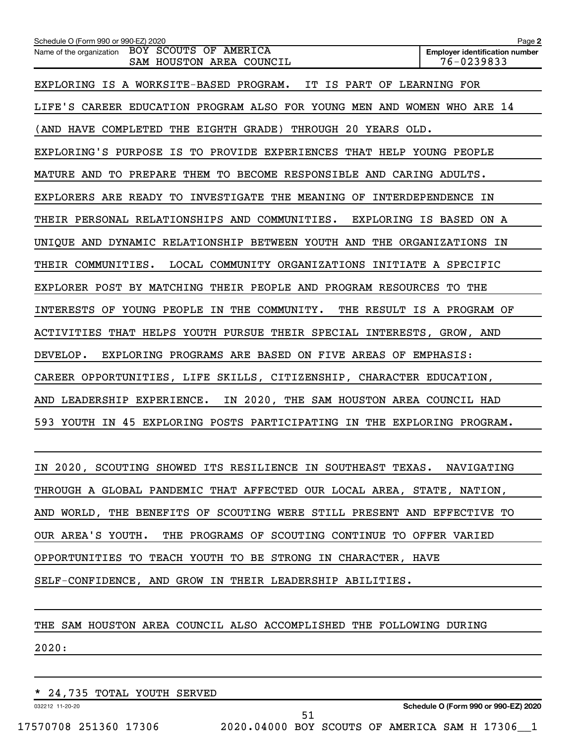Schedule O (Form 990 or 990-EZ) 2020

Name of the organization BOY SCOUTS OF AMERICA SAM HOUSTON AREA COUNCIL

Employer identification number 76-0239833

EXPLORING IS A WORKSITE-BASED PROGRAM. IT IS PART OF LEARNING FOR LIFE'S CAREER EDUCATION PROGRAM ALSO FOR YOUNG MEN AND WOMEN WHO ARE 14 (AND HAVE COMPLETED THE EIGHTH GRADE) THROUGH 20 YEARS OLD. EXPLORING'S PURPOSE IS TO PROVIDE EXPERIENCES THAT HELP YOUNG PEOPLE MATURE AND TO PREPARE THEM TO BECOME RESPONSIBLE AND CARING ADULTS. EXPLORERS ARE READY TO INVESTIGATE THE MEANING OF INTERDEPENDENCE IN THEIR PERSONAL RELATIONSHIPS AND COMMUNITIES. EXPLORING IS BASED ON A UNIQUE AND DYNAMIC RELATIONSHIP BETWEEN YOUTH AND THE ORGANIZATIONS IN THEIR COMMUNITIES. LOCAL COMMUNITY ORGANIZATIONS INITIATE A SPECIFIC EXPLORER POST BY MATCHING THEIR PEOPLE AND PROGRAM RESOURCES TO THE INTERESTS OF YOUNG PEOPLE IN THE COMMUNITY. THE RESULT IS A PROGRAM OF ACTIVITIES THAT HELPS YOUTH PURSUE THEIR SPECIAL INTERESTS, GROW, AND DEVELOP. EXPLORING PROGRAMS ARE BASED ON FIVE AREAS OF EMPHASIS: CAREER OPPORTUNITIES, LIFE SKILLS, CITIZENSHIP, CHARACTER EDUCATION, AND LEADERSHIP EXPERIENCE. IN 2020, THE SAM HOUSTON AREA COUNCIL HAD 593 YOUTH IN 45 EXPLORING POSTS PARTICIPATING IN THE EXPLORING PROGRAM.

IN 2020, SCOUTING SHOWED ITS RESILIENCE IN SOUTHEAST TEXAS. NAVIGATING THROUGH A GLOBAL PANDEMIC THAT AFFECTED OUR LOCAL AREA, STATE, NATION, AND WORLD, THE BENEFITS OF SCOUTING WERE STILL PRESENT AND EFFECTIVE TO OUR AREA'S YOUTH. THE PROGRAMS OF SCOUTING CONTINUE TO OFFER VARIED OPPORTUNITIES TO TEACH YOUTH TO BE STRONG IN CHARACTER, HAVE SELF-CONFIDENCE, AND GROW IN THEIR LEADERSHIP ABILITIES.

THE SAM HOUSTON AREA COUNCIL ALSO ACCOMPLISHED THE FOLLOWING DURING 2020:

* 24,735 TOTAL YOUTH SERVED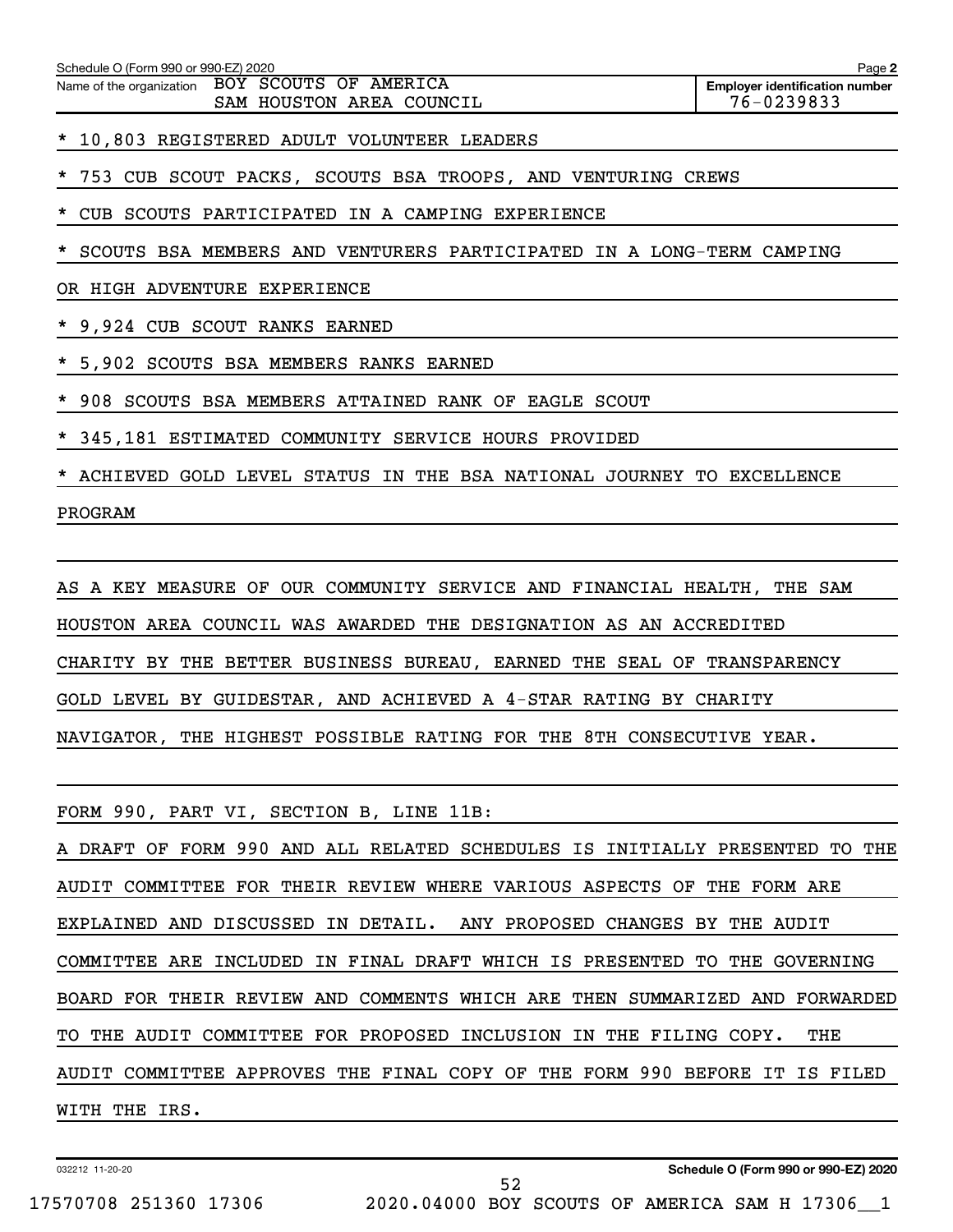Schedule O (Form 990 or 990-EZ) 2020

Name of the organization: BOY SCOUTS OF AMERICA SAM HOUSTON AREA COUNCIL

Employer identification number: 76-0239833

* 10,803 REGISTERED ADULT VOLUNTEER LEADERS

* 753 CUB SCOUT PACKS, SCOUTS BSA TROOPS, AND VENTURING CREWS

* CUB SCOUTS PARTICIPATED IN A CAMPING EXPERIENCE

* SCOUTS BSA MEMBERS AND VENTURERS PARTICIPATED IN A LONG-TERM CAMPING OR HIGH ADVENTURE EXPERIENCE

* 9,924 CUB SCOUT RANKS EARNED

* 5,902 SCOUTS BSA MEMBERS RANKS EARNED

* 908 SCOUTS BSA MEMBERS ATTAINED RANK OF EAGLE SCOUT

* 345,181 ESTIMATED COMMUNITY SERVICE HOURS PROVIDED

* ACHIEVED GOLD LEVEL STATUS IN THE BSA NATIONAL JOURNEY TO EXCELLENCE PROGRAM

AS A KEY MEASURE OF OUR COMMUNITY SERVICE AND FINANCIAL HEALTH, THE SAM HOUSTON AREA COUNCIL WAS AWARDED THE DESIGNATION AS AN ACCREDITED CHARITY BY THE BETTER BUSINESS BUREAU, EARNED THE SEAL OF TRANSPARENCY GOLD LEVEL BY GUIDESTAR, AND ACHIEVED A 4-STAR RATING BY CHARITY NAVIGATOR, THE HIGHEST POSSIBLE RATING FOR THE 8TH CONSECUTIVE YEAR.

FORM 990, PART VI, SECTION B, LINE 11B:

A DRAFT OF FORM 990 AND ALL RELATED SCHEDULES IS INITIALLY PRESENTED TO THE AUDIT COMMITTEE FOR THEIR REVIEW WHERE VARIOUS ASPECTS OF THE FORM ARE EXPLAINED AND DISCUSSED IN DETAIL. ANY PROPOSED CHANGES BY THE AUDIT COMMITTEE ARE INCLUDED IN FINAL DRAFT WHICH IS PRESENTED TO THE GOVERNING BOARD FOR THEIR REVIEW AND COMMENTS WHICH ARE THEN SUMMARIZED AND FORWARDED TO THE AUDIT COMMITTEE FOR PROPOSED INCLUSION IN THE FILING COPY. THE AUDIT COMMITTEE APPROVES THE FINAL COPY OF THE FORM 990 BEFORE IT IS FILED WITH THE IRS.

032212 11-20-20

Schedule O (Form 990 or 990-EZ) 2020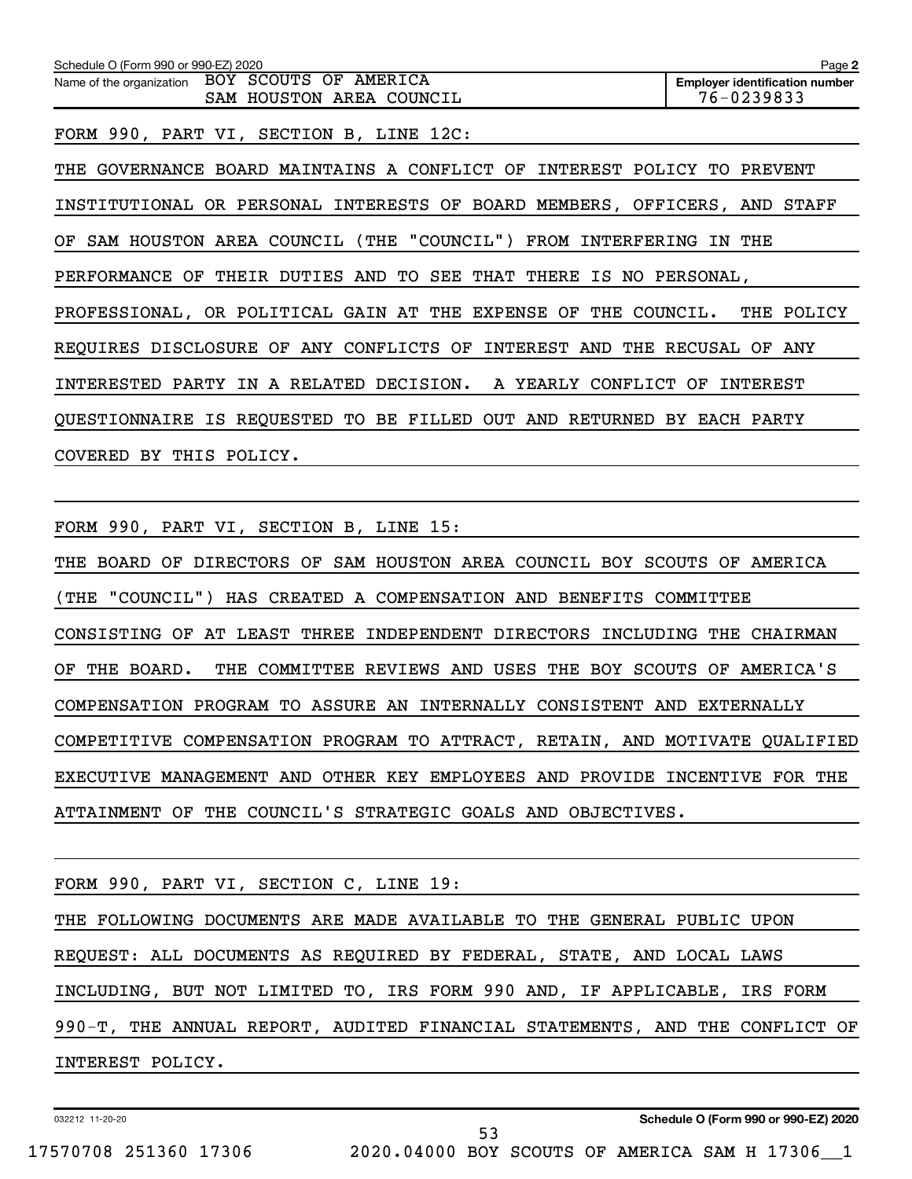Schedule O (Form 990 or 990-EZ) 2020

Name of the organization: BOY SCOUTS OF AMERICA SAM HOUSTON AREA COUNCIL

Employer identification number: 76-0239833

FORM 990, PART VI, SECTION B, LINE 12C:

THE GOVERNANCE BOARD MAINTAINS A CONFLICT OF INTEREST POLICY TO PREVENT INSTITUTIONAL OR PERSONAL INTERESTS OF BOARD MEMBERS, OFFICERS, AND STAFF OF SAM HOUSTON AREA COUNCIL (THE "COUNCIL") FROM INTERFERING IN THE PERFORMANCE OF THEIR DUTIES AND TO SEE THAT THERE IS NO PERSONAL, PROFESSIONAL, OR POLITICAL GAIN AT THE EXPENSE OF THE COUNCIL. THE POLICY REQUIRES DISCLOSURE OF ANY CONFLICTS OF INTEREST AND THE RECUSAL OF ANY INTERESTED PARTY IN A RELATED DECISION. A YEARLY CONFLICT OF INTEREST QUESTIONNAIRE IS REQUESTED TO BE FILLED OUT AND RETURNED BY EACH PARTY COVERED BY THIS POLICY.

FORM 990, PART VI, SECTION B, LINE 15:

THE BOARD OF DIRECTORS OF SAM HOUSTON AREA COUNCIL BOY SCOUTS OF AMERICA (THE "COUNCIL") HAS CREATED A COMPENSATION AND BENEFITS COMMITTEE CONSISTING OF AT LEAST THREE INDEPENDENT DIRECTORS INCLUDING THE CHAIRMAN OF THE BOARD. THE COMMITTEE REVIEWS AND USES THE BOY SCOUTS OF AMERICA'S COMPENSATION PROGRAM TO ASSURE AN INTERNALLY CONSISTENT AND EXTERNALLY COMPETITIVE COMPENSATION PROGRAM TO ATTRACT, RETAIN, AND MOTIVATE QUALIFIED EXECUTIVE MANAGEMENT AND OTHER KEY EMPLOYEES AND PROVIDE INCENTIVE FOR THE ATTAINMENT OF THE COUNCIL'S STRATEGIC GOALS AND OBJECTIVES.

FORM 990, PART VI, SECTION C, LINE 19:

THE FOLLOWING DOCUMENTS ARE MADE AVAILABLE TO THE GENERAL PUBLIC UPON REQUEST: ALL DOCUMENTS AS REQUIRED BY FEDERAL, STATE, AND LOCAL LAWS INCLUDING, BUT NOT LIMITED TO, IRS FORM 990 AND, IF APPLICABLE, IRS FORM 990-T, THE ANNUAL REPORT, AUDITED FINANCIAL STATEMENTS, AND THE CONFLICT OF INTEREST POLICY.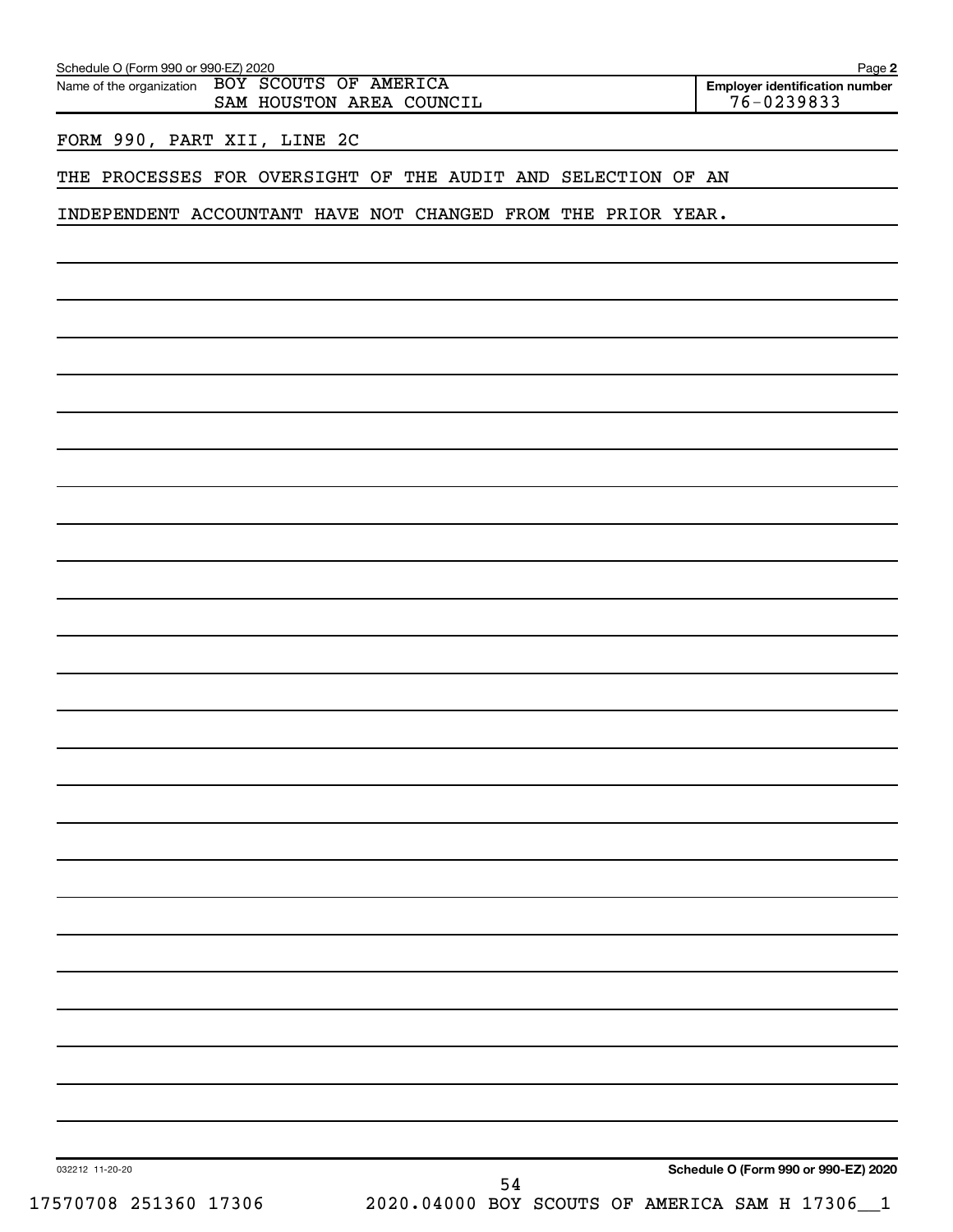Schedule O (Form 990 or 990-EZ) 2020

Name of the organization BOY SCOUTS OF AMERICA SAM HOUSTON AREA COUNCIL

Employer identification number 76-0239833

FORM 990, PART XII, LINE 2C

THE PROCESSES FOR OVERSIGHT OF THE AUDIT AND SELECTION OF AN INDEPENDENT ACCOUNTANT HAVE NOT CHANGED FROM THE PRIOR YEAR.

032212 11-20-20

Schedule O (Form 990 or 990-EZ) 2020

17570708 251360 17306 2020.04000 BOY SCOUTS OF AMERICA SAM H 17306__1